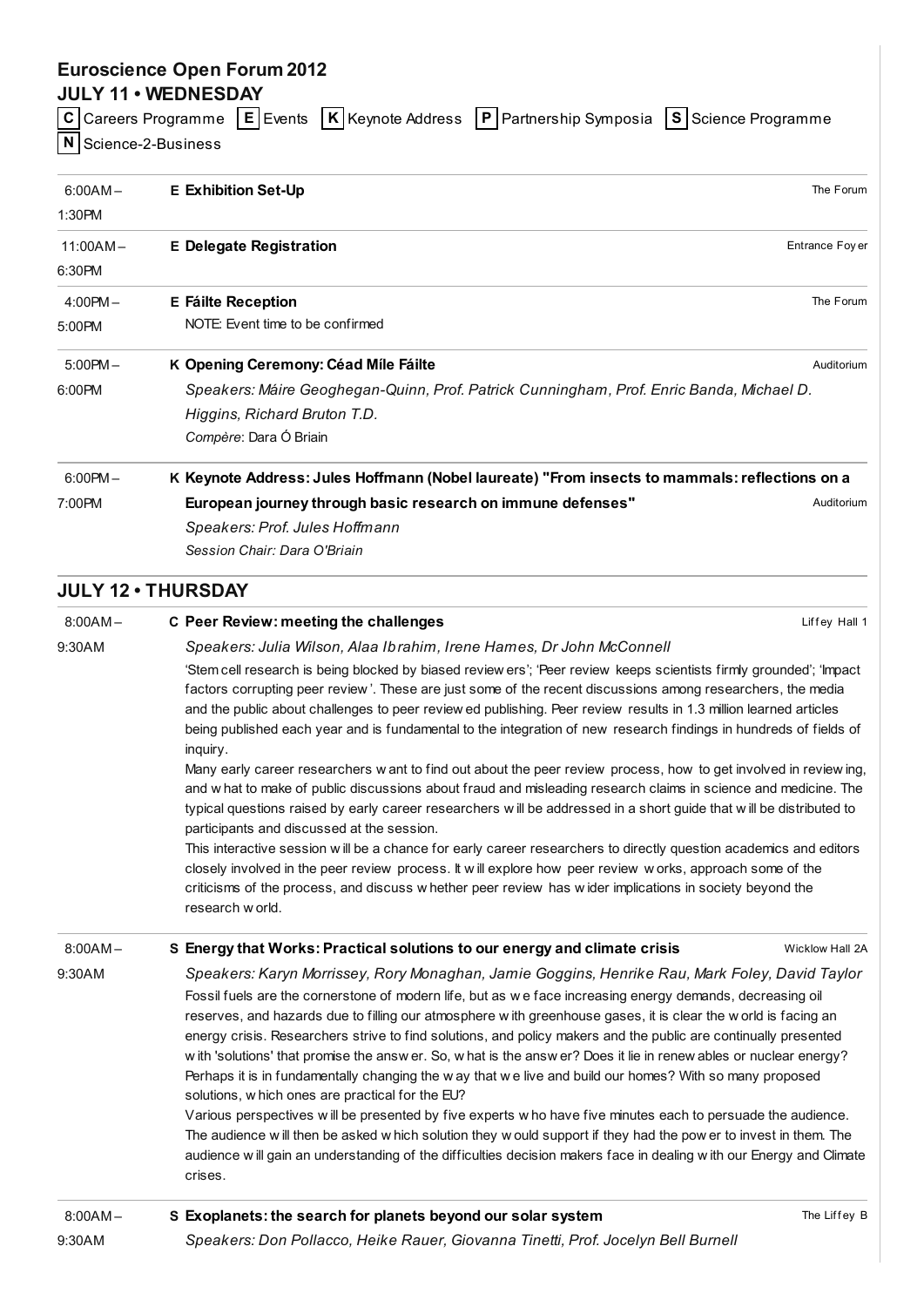# Euroscience Open Forum 2012

## JULY 11 • WEDNESDAY

**C** Careers Programme **E** Events **K** Keynote Address **P** Partnership Symposia **S** Science Programme **N** Science-2-Business

| Time | Session | Location |
|---|---|---|
| 6:00AM – 1:30PM | E **Exhibition Set-Up** | The Forum |
| 11:00AM – 6:30PM | E **Delegate Registration** | Entrance Foyer |
| 4:00PM – 5:00PM | E **Fáilte Reception**<br>NOTE: Event time to be confirmed | The Forum |
| 5:00PM – 6:00PM | K **Opening Ceremony: Céad Míle Fáilte**<br>*Speakers: Máire Geoghegan-Quinn, Prof. Patrick Cunningham, Prof. Enric Banda, Michael D. Higgins, Richard Bruton T.D.*<br>*Compère*: Dara Ó Briain | Auditorium |
| 6:00PM – 7:00PM | K **Keynote Address: Jules Hoffmann (Nobel laureate) "From insects to mammals: reflections on a European journey through basic research on immune defenses"**<br>*Speakers: Prof. Jules Hoffmann*<br>*Session Chair: Dara O'Briain* | Auditorium |

## JULY 12 • THURSDAY

**8:00AM – 9:30AM**

C **Peer Review: meeting the challenges** — Liffey Hall 1

*Speakers: Julia Wilson, Alaa Ibrahim, Irene Hames, Dr John McConnell*

'Stem cell research is being blocked by biased reviewers'; 'Peer review keeps scientists firmly grounded'; 'Impact factors corrupting peer review'. These are just some of the recent discussions among researchers, the media and the public about challenges to peer reviewed publishing. Peer review results in 1.3 million learned articles being published each year and is fundamental to the integration of new research findings in hundreds of fields of inquiry.

Many early career researchers want to find out about the peer review process, how to get involved in reviewing, and what to make of public discussions about fraud and misleading research claims in science and medicine. The typical questions raised by early career researchers will be addressed in a short guide that will be distributed to participants and discussed at the session.

This interactive session will be a chance for early career researchers to directly question academics and editors closely involved in the peer review process. It will explore how peer review works, approach some of the criticisms of the process, and discuss whether peer review has wider implications in society beyond the research world.

**8:00AM – 9:30AM**

S **Energy that Works: Practical solutions to our energy and climate crisis** — Wicklow Hall 2A

*Speakers: Karyn Morrissey, Rory Monaghan, Jamie Goggins, Henrike Rau, Mark Foley, David Taylor*

Fossil fuels are the cornerstone of modern life, but as we face increasing energy demands, decreasing oil reserves, and hazards due to filling our atmosphere with greenhouse gases, it is clear the world is facing an energy crisis. Researchers strive to find solutions, and policy makers and the public are continually presented with 'solutions' that promise the answer. So, what is the answer? Does it lie in renewables or nuclear energy? Perhaps it is in fundamentally changing the way that we live and build our homes? With so many proposed solutions, which ones are practical for the EU?

Various perspectives will be presented by five experts who have five minutes each to persuade the audience. The audience will then be asked which solution they would support if they had the power to invest in them. The audience will gain an understanding of the difficulties decision makers face in dealing with our Energy and Climate crises.

**8:00AM – 9:30AM**

S **Exoplanets: the search for planets beyond our solar system** — The Liffey B

*Speakers: Don Pollacco, Heike Rauer, Giovanna Tinetti, Prof. Jocelyn Bell Burnell*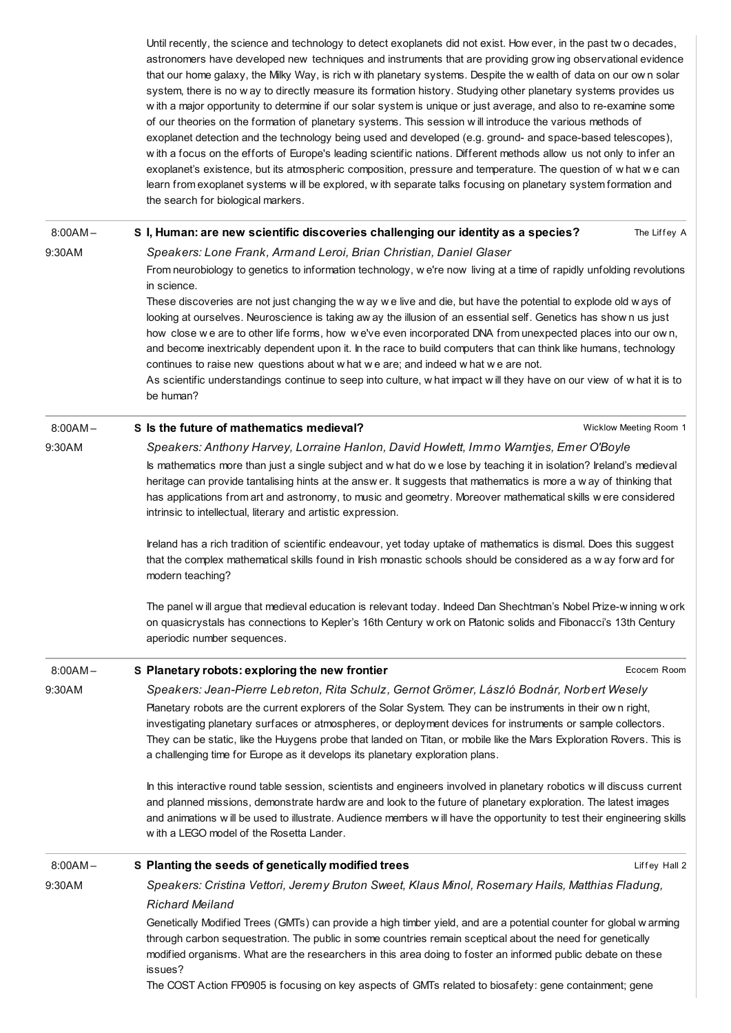Until recently, the science and technology to detect exoplanets did not exist. However, in the past two decades, astronomers have developed new techniques and instruments that are providing growing observational evidence that our home galaxy, the Milky Way, is rich with planetary systems. Despite the wealth of data on our own solar system, there is no way to directly measure its formation history. Studying other planetary systems provides us with a major opportunity to determine if our solar system is unique or just average, and also to re-examine some of our theories on the formation of planetary systems. This session will introduce the various methods of exoplanet detection and the technology being used and developed (e.g. ground- and space-based telescopes), with a focus on the efforts of Europe's leading scientific nations. Different methods allow us not only to infer an exoplanet's existence, but its atmospheric composition, pressure and temperature. The question of what we can learn from exoplanet systems will be explored, with separate talks focusing on planetary system formation and the search for biological markers.

8:00AM – 9:30AM

### S I, Human: are new scientific discoveries challenging our identity as a species?

The Liffey A

*Speakers: Lone Frank, Armand Leroi, Brian Christian, Daniel Glaser*

From neurobiology to genetics to information technology, we're now living at a time of rapidly unfolding revolutions in science.

These discoveries are not just changing the way we live and die, but have the potential to explode old ways of looking at ourselves. Neuroscience is taking away the illusion of an essential self. Genetics has shown us just how close we are to other life forms, how we've even incorporated DNA from unexpected places into our own, and become inextricably dependent upon it. In the race to build computers that can think like humans, technology continues to raise new questions about what we are; and indeed what we are not.

As scientific understandings continue to seep into culture, what impact will they have on our view of what it is to be human?

8:00AM – 9:30AM

### S Is the future of mathematics medieval?

Wicklow Meeting Room 1

*Speakers: Anthony Harvey, Lorraine Hanlon, David Howlett, Immo Warntjes, Emer O'Boyle*

Is mathematics more than just a single subject and what do we lose by teaching it in isolation? Ireland's medieval heritage can provide tantalising hints at the answer. It suggests that mathematics is more a way of thinking that has applications from art and astronomy, to music and geometry. Moreover mathematical skills were considered intrinsic to intellectual, literary and artistic expression.

Ireland has a rich tradition of scientific endeavour, yet today uptake of mathematics is dismal. Does this suggest that the complex mathematical skills found in Irish monastic schools should be considered as a way forward for modern teaching?

The panel will argue that medieval education is relevant today. Indeed Dan Shechtman's Nobel Prize-winning work on quasicrystals has connections to Kepler's 16th Century work on Platonic solids and Fibonacci's 13th Century aperiodic number sequences.

8:00AM – 9:30AM

### S Planetary robots: exploring the new frontier

Ecocem Room

*Speakers: Jean-Pierre Lebreton, Rita Schulz, Gernot Grömer, László Bodnár, Norbert Wesely*

Planetary robots are the current explorers of the Solar System. They can be instruments in their own right, investigating planetary surfaces or atmospheres, or deployment devices for instruments or sample collectors. They can be static, like the Huygens probe that landed on Titan, or mobile like the Mars Exploration Rovers. This is a challenging time for Europe as it develops its planetary exploration plans.

In this interactive round table session, scientists and engineers involved in planetary robotics will discuss current and planned missions, demonstrate hardware and look to the future of planetary exploration. The latest images and animations will be used to illustrate. Audience members will have the opportunity to test their engineering skills with a LEGO model of the Rosetta Lander.

8:00AM – 9:30AM

### S Planting the seeds of genetically modified trees

Liffey Hall 2

*Speakers: Cristina Vettori, Jeremy Bruton Sweet, Klaus Minol, Rosemary Hails, Matthias Fladung, Richard Meiland*

Genetically Modified Trees (GMTs) can provide a high timber yield, and are a potential counter for global warming through carbon sequestration. The public in some countries remain sceptical about the need for genetically modified organisms. What are the researchers in this area doing to foster an informed public debate on these issues?

The COST Action FP0905 is focusing on key aspects of GMTs related to biosafety: gene containment; gene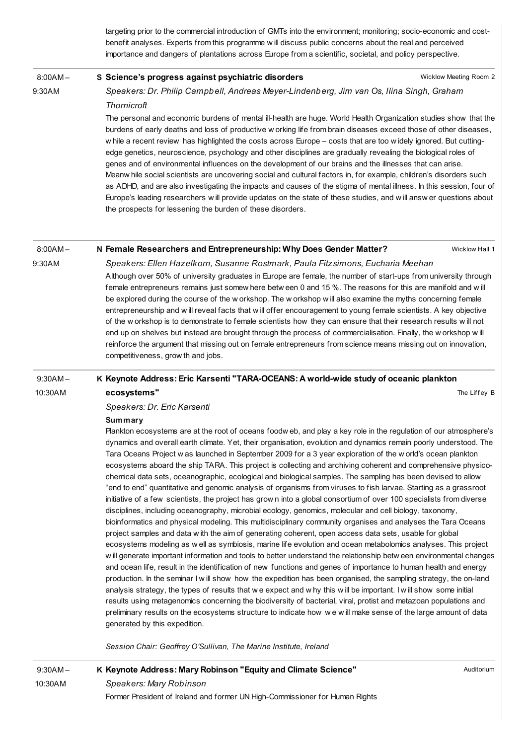targeting prior to the commercial introduction of GMTs into the environment; monitoring; socio-economic and cost-benefit analyses. Experts from this programme will discuss public concerns about the real and perceived importance and dangers of plantations across Europe from a scientific, societal, and policy perspective.

---

8:00AM – 9:30AM

**S Science's progress against psychiatric disorders** — Wicklow Meeting Room 2

*Speakers: Dr. Philip Campbell, Andreas Meyer-Lindenberg, Jim van Os, Ilina Singh, Graham Thornicroft*

The personal and economic burdens of mental ill-health are huge. World Health Organization studies show that the burdens of early deaths and loss of productive working life from brain diseases exceed those of other diseases, while a recent review has highlighted the costs across Europe – costs that are too widely ignored. But cutting-edge genetics, neuroscience, psychology and other disciplines are gradually revealing the biological roles of genes and of environmental influences on the development of our brains and the illnesses that can arise. Meanwhile social scientists are uncovering social and cultural factors in, for example, children's disorders such as ADHD, and are also investigating the impacts and causes of the stigma of mental illness. In this session, four of Europe's leading researchers will provide updates on the state of these studies, and will answer questions about the prospects for lessening the burden of these disorders.

---

8:00AM – 9:30AM

**N Female Researchers and Entrepreneurship: Why Does Gender Matter?** — Wicklow Hall 1

*Speakers: Ellen Hazelkorn, Susanne Rostmark, Paula Fitzsimons, Eucharia Meehan*

Although over 50% of university graduates in Europe are female, the number of start-ups from university through female entrepreneurs remains just somewhere between 0 and 15 %. The reasons for this are manifold and will be explored during the course of the workshop. The workshop will also examine the myths concerning female entrepreneurship and will reveal facts that will offer encouragement to young female scientists. A key objective of the workshop is to demonstrate to female scientists how they can ensure that their research results will not end up on shelves but instead are brought through the process of commercialisation. Finally, the workshop will reinforce the argument that missing out on female entrepreneurs from science means missing out on innovation, competitiveness, growth and jobs.

---

9:30AM – 10:30AM

**K Keynote Address: Eric Karsenti "TARA-OCEANS: A world-wide study of oceanic plankton ecosystems"** — The Liffey B

*Speakers: Dr. Eric Karsenti*

**Summary**

Plankton ecosystems are at the root of oceans foodweb, and play a key role in the regulation of our atmosphere's dynamics and overall earth climate. Yet, their organisation, evolution and dynamics remain poorly understood. The Tara Oceans Project was launched in September 2009 for a 3 year exploration of the world's ocean plankton ecosystems aboard the ship TARA. This project is collecting and archiving coherent and comprehensive physico-chemical data sets, oceanographic, ecological and biological samples. The sampling has been devised to allow "end to end" quantitative and genomic analysis of organisms from viruses to fish larvae. Starting as a grassroot initiative of a few scientists, the project has grown into a global consortium of over 100 specialists from diverse disciplines, including oceanography, microbial ecology, genomics, molecular and cell biology, taxonomy, bioinformatics and physical modeling. This multidisciplinary community organises and analyses the Tara Oceans project samples and data with the aim of generating coherent, open access data sets, usable for global ecosystems modeling as well as symbiosis, marine life evolution and ocean metabolomics analyses. This project will generate important information and tools to better understand the relationship between environmental changes and ocean life, result in the identification of new functions and genes of importance to human health and energy production. In the seminar I will show how the expedition has been organised, the sampling strategy, the on-land analysis strategy, the types of results that we expect and why this will be important. I will show some initial results using metagenomics concerning the biodiversity of bacterial, viral, protist and metazoan populations and preliminary results on the ecosystems structure to indicate how we will make sense of the large amount of data generated by this expedition.

*Session Chair: Geoffrey O'Sullivan, The Marine Institute, Ireland*

---

9:30AM – 10:30AM

**K Keynote Address: Mary Robinson "Equity and Climate Science"** — Auditorium

*Speakers: Mary Robinson*

Former President of Ireland and former UN High-Commissioner for Human Rights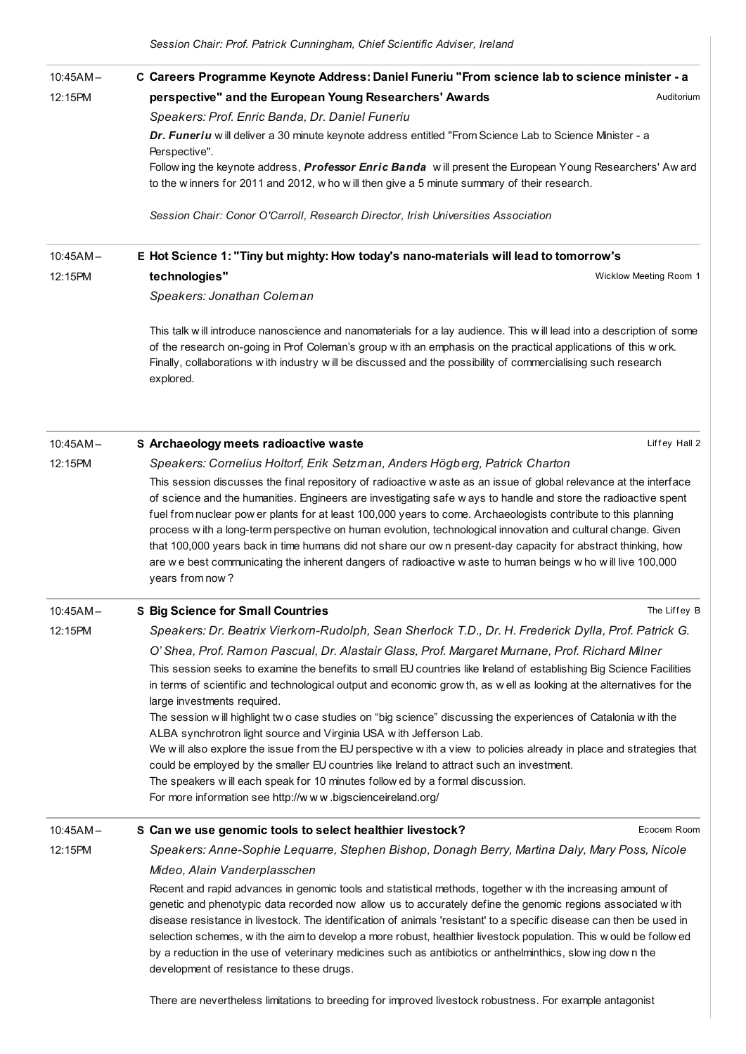*Session Chair: Prof. Patrick Cunningham, Chief Scientific Adviser, Ireland*

10:45AM – 12:15PM

**C Careers Programme Keynote Address: Daniel Funeriu "From science lab to science minister - a perspective" and the European Young Researchers' Awards** — Auditorium

*Speakers: Prof. Enric Banda, Dr. Daniel Funeriu*

***Dr. Funeriu*** will deliver a 30 minute keynote address entitled "From Science Lab to Science Minister - a Perspective".

Following the keynote address, ***Professor Enric Banda*** will present the European Young Researchers' Award to the winners for 2011 and 2012, who will then give a 5 minute summary of their research.

*Session Chair: Conor O'Carroll, Research Director, Irish Universities Association*

10:45AM – 12:15PM

**E Hot Science 1: "Tiny but mighty: How today's nano-materials will lead to tomorrow's technologies"** — Wicklow Meeting Room 1

*Speakers: Jonathan Coleman*

This talk will introduce nanoscience and nanomaterials for a lay audience. This will lead into a description of some of the research on-going in Prof Coleman's group with an emphasis on the practical applications of this work. Finally, collaborations with industry will be discussed and the possibility of commercialising such research explored.

10:45AM – 12:15PM

**S Archaeology meets radioactive waste** — Liffey Hall 2

*Speakers: Cornelius Holtorf, Erik Setzman, Anders Högberg, Patrick Charton*

This session discusses the final repository of radioactive waste as an issue of global relevance at the interface of science and the humanities. Engineers are investigating safe ways to handle and store the radioactive spent fuel from nuclear power plants for at least 100,000 years to come. Archaeologists contribute to this planning process with a long-term perspective on human evolution, technological innovation and cultural change. Given that 100,000 years back in time humans did not share our own present-day capacity for abstract thinking, how are we best communicating the inherent dangers of radioactive waste to human beings who will live 100,000 years from now?

10:45AM – 12:15PM

**S Big Science for Small Countries** — The Liffey B

*Speakers: Dr. Beatrix Vierkorn-Rudolph, Sean Sherlock T.D., Dr. H. Frederick Dylla, Prof. Patrick G. O'Shea, Prof. Ramon Pascual, Dr. Alastair Glass, Prof. Margaret Murnane, Prof. Richard Milner*

This session seeks to examine the benefits to small EU countries like Ireland of establishing Big Science Facilities in terms of scientific and technological output and economic growth, as well as looking at the alternatives for the large investments required.

The session will highlight two case studies on "big science" discussing the experiences of Catalonia with the ALBA synchrotron light source and Virginia USA with Jefferson Lab.

We will also explore the issue from the EU perspective with a view to policies already in place and strategies that could be employed by the smaller EU countries like Ireland to attract such an investment.

The speakers will each speak for 10 minutes followed by a formal discussion.

For more information see http://www.bigscienceireland.org/

10:45AM – 12:15PM

**S Can we use genomic tools to select healthier livestock?** — Ecocem Room

*Speakers: Anne-Sophie Lequarre, Stephen Bishop, Donagh Berry, Martina Daly, Mary Poss, Nicole Mideo, Alain Vanderplasschen*

Recent and rapid advances in genomic tools and statistical methods, together with the increasing amount of genetic and phenotypic data recorded now allow us to accurately define the genomic regions associated with disease resistance in livestock. The identification of animals 'resistant' to a specific disease can then be used in selection schemes, with the aim to develop a more robust, healthier livestock population. This would be followed by a reduction in the use of veterinary medicines such as antibiotics or anthelminthics, slowing down the development of resistance to these drugs.

There are nevertheless limitations to breeding for improved livestock robustness. For example antagonist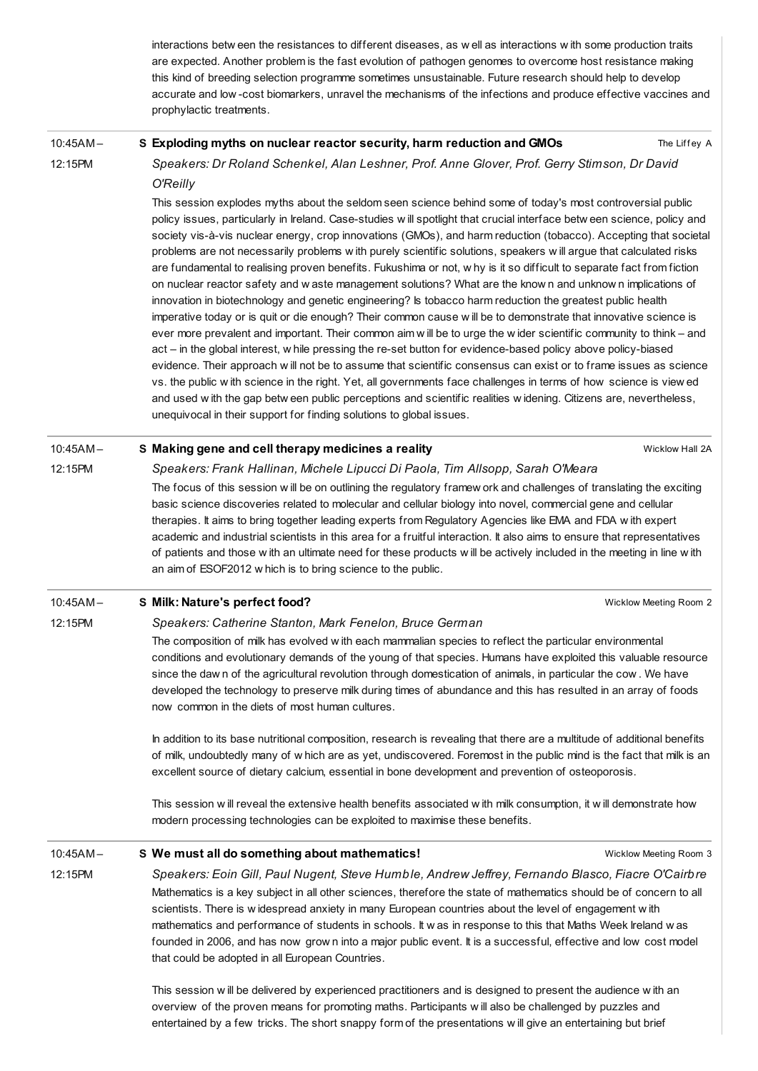interactions between the resistances to different diseases, as well as interactions with some production traits are expected. Another problem is the fast evolution of pathogen genomes to overcome host resistance making this kind of breeding selection programme sometimes unsustainable. Future research should help to develop accurate and low-cost biomarkers, unravel the mechanisms of the infections and produce effective vaccines and prophylactic treatments.

---

10:45AM – 12:15PM

### S Exploding myths on nuclear reactor security, harm reduction and GMOs

The Liffey A

*Speakers: Dr Roland Schenkel, Alan Leshner, Prof. Anne Glover, Prof. Gerry Stimson, Dr David O'Reilly*

This session explodes myths about the seldom seen science behind some of today's most controversial public policy issues, particularly in Ireland. Case-studies will spotlight that crucial interface between science, policy and society vis-à-vis nuclear energy, crop innovations (GMOs), and harm reduction (tobacco). Accepting that societal problems are not necessarily problems with purely scientific solutions, speakers will argue that calculated risks are fundamental to realising proven benefits. Fukushima or not, why is it so difficult to separate fact from fiction on nuclear reactor safety and waste management solutions? What are the known and unknown implications of innovation in biotechnology and genetic engineering? Is tobacco harm reduction the greatest public health imperative today or is quit or die enough? Their common cause will be to demonstrate that innovative science is ever more prevalent and important. Their common aim will be to urge the wider scientific community to think – and act – in the global interest, while pressing the re-set button for evidence-based policy above policy-biased evidence. Their approach will not be to assume that scientific consensus can exist or to frame issues as science vs. the public with science in the right. Yet, all governments face challenges in terms of how science is viewed and used with the gap between public perceptions and scientific realities widening. Citizens are, nevertheless, unequivocal in their support for finding solutions to global issues.

---

10:45AM – 12:15PM

### S Making gene and cell therapy medicines a reality

Wicklow Hall 2A

*Speakers: Frank Hallinan, Michele Lipucci Di Paola, Tim Allsopp, Sarah O'Meara*

The focus of this session will be on outlining the regulatory framework and challenges of translating the exciting basic science discoveries related to molecular and cellular biology into novel, commercial gene and cellular therapies. It aims to bring together leading experts from Regulatory Agencies like EMA and FDA with expert academic and industrial scientists in this area for a fruitful interaction. It also aims to ensure that representatives of patients and those with an ultimate need for these products will be actively included in the meeting in line with an aim of ESOF2012 which is to bring science to the public.

---

10:45AM – 12:15PM

### S Milk: Nature's perfect food?

Wicklow Meeting Room 2

*Speakers: Catherine Stanton, Mark Fenelon, Bruce German*

The composition of milk has evolved with each mammalian species to reflect the particular environmental conditions and evolutionary demands of the young of that species. Humans have exploited this valuable resource since the dawn of the agricultural revolution through domestication of animals, in particular the cow. We have developed the technology to preserve milk during times of abundance and this has resulted in an array of foods now common in the diets of most human cultures.

In addition to its base nutritional composition, research is revealing that there are a multitude of additional benefits of milk, undoubtedly many of which are as yet, undiscovered. Foremost in the public mind is the fact that milk is an excellent source of dietary calcium, essential in bone development and prevention of osteoporosis.

This session will reveal the extensive health benefits associated with milk consumption, it will demonstrate how modern processing technologies can be exploited to maximise these benefits.

---

10:45AM – 12:15PM

### S We must all do something about mathematics!

Wicklow Meeting Room 3

*Speakers: Eoin Gill, Paul Nugent, Steve Humble, Andrew Jeffrey, Fernando Blasco, Fiacre O'Cairbre*

Mathematics is a key subject in all other sciences, therefore the state of mathematics should be of concern to all scientists. There is widespread anxiety in many European countries about the level of engagement with mathematics and performance of students in schools. It was in response to this that Maths Week Ireland was founded in 2006, and has now grown into a major public event. It is a successful, effective and low cost model that could be adopted in all European Countries.

This session will be delivered by experienced practitioners and is designed to present the audience with an overview of the proven means for promoting maths. Participants will also be challenged by puzzles and entertained by a few tricks. The short snappy form of the presentations will give an entertaining but brief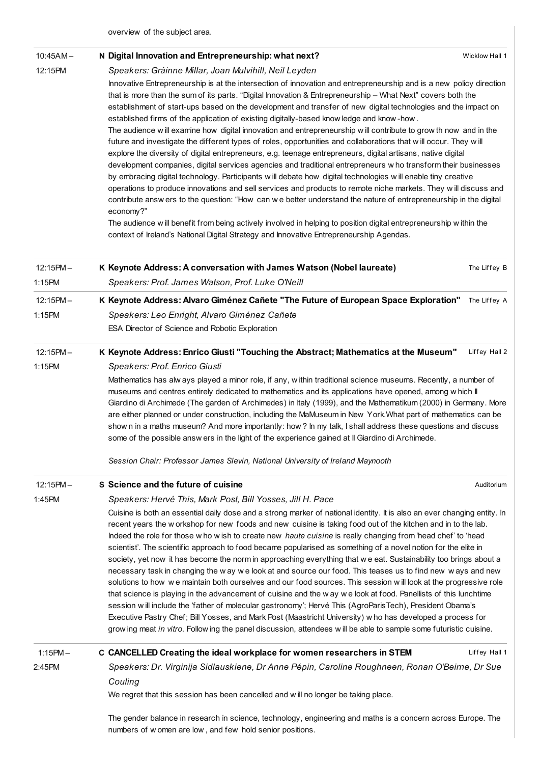overview of the subject area.

---

**10:45AM – 12:15PM**

### N Digital Innovation and Entrepreneurship: what next?

Wicklow Hall 1

*Speakers: Gráinne Millar, Joan Mulvihill, Neil Leyden*

Innovative Entrepreneurship is at the intersection of innovation and entrepreneurship and is a new policy direction that is more than the sum of its parts. "Digital Innovation & Entrepreneurship – What Next" covers both the establishment of start-ups based on the development and transfer of new digital technologies and the impact on established firms of the application of existing digitally-based knowledge and know-how.

The audience will examine how digital innovation and entrepreneurship will contribute to growth now and in the future and investigate the different types of roles, opportunities and collaborations that will occur. They will explore the diversity of digital entrepreneurs, e.g. teenage entrepreneurs, digital artisans, native digital development companies, digital services agencies and traditional entrepreneurs who transform their businesses by embracing digital technology. Participants will debate how digital technologies will enable tiny creative operations to produce innovations and sell services and products to remote niche markets. They will discuss and contribute answers to the question: "How can we better understand the nature of entrepreneurship in the digital economy?"

The audience will benefit from being actively involved in helping to position digital entrepreneurship within the context of Ireland's National Digital Strategy and Innovative Entrepreneurship Agendas.

---

**12:15PM – 1:15PM**

### K Keynote Address: A conversation with James Watson (Nobel laureate)

The Liffey B

*Speakers: Prof. James Watson, Prof. Luke O'Neill*

---

**12:15PM – 1:15PM**

### K Keynote Address: Alvaro Giménez Cañete "The Future of European Space Exploration"

The Liffey A

*Speakers: Leo Enright, Alvaro Giménez Cañete*

ESA Director of Science and Robotic Exploration

---

**12:15PM – 1:15PM**

### K Keynote Address: Enrico Giusti "Touching the Abstract; Mathematics at the Museum"

Liffey Hall 2

*Speakers: Prof. Enrico Giusti*

Mathematics has always played a minor role, if any, within traditional science museums. Recently, a number of museums and centres entirely dedicated to mathematics and its applications have opened, among which Il Giardino di Archimede (The garden of Archimedes) in Italy (1999), and the Mathematikum (2000) in Germany. More are either planned or under construction, including the MaMuseum in New York.What part of mathematics can be shown in a maths museum? And more importantly: how? In my talk, I shall address these questions and discuss some of the possible answers in the light of the experience gained at Il Giardino di Archimede.

*Session Chair: Professor James Slevin, National University of Ireland Maynooth*

---

**12:15PM – 1:45PM**

### S Science and the future of cuisine

Auditorium

*Speakers: Hervé This, Mark Post, Bill Yosses, Jill H. Pace*

Cuisine is both an essential daily dose and a strong marker of national identity. It is also an ever changing entity. In recent years the workshop for new foods and new cuisine is taking food out of the kitchen and in to the lab. Indeed the role for those who wish to create new *haute cuisine* is really changing from 'head chef' to 'head scientist'. The scientific approach to food became popularised as something of a novel notion for the elite in society, yet now it has become the norm in approaching everything that we eat. Sustainability too brings about a necessary task in changing the way we look at and source our food. This teases us to find new ways and new solutions to how we maintain both ourselves and our food sources. This session will look at the progressive role that science is playing in the advancement of cuisine and the way we look at food. Panellists of this lunchtime session will include the 'father of molecular gastronomy'; Hervé This (AgroParisTech), President Obama's Executive Pastry Chef; Bill Yosses, and Mark Post (Maastricht University) who has developed a process for growing meat *in vitro*. Following the panel discussion, attendees will be able to sample some futuristic cuisine.

---

**1:15PM – 2:45PM**

### C CANCELLED Creating the ideal workplace for women researchers in STEM

Liffey Hall 1

*Speakers: Dr. Virginija Sidlauskiene, Dr Anne Pépin, Caroline Roughneen, Ronan O'Beirne, Dr Sue Couling*

We regret that this session has been cancelled and will no longer be taking place.

The gender balance in research in science, technology, engineering and maths is a concern across Europe. The numbers of women are low, and few hold senior positions.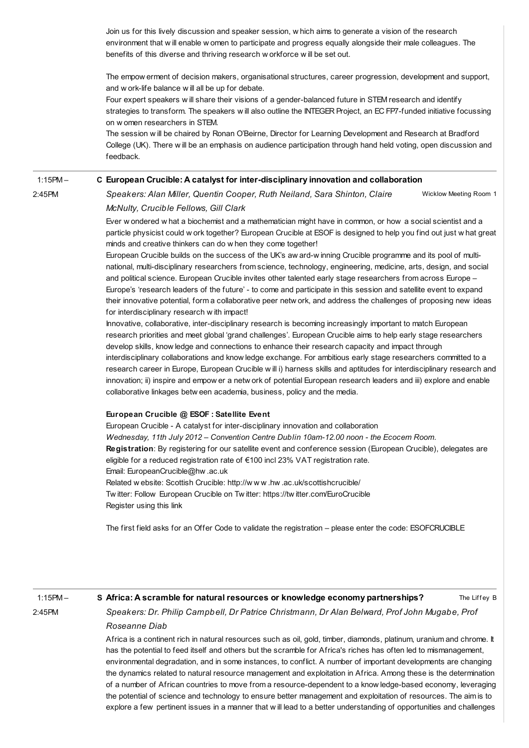Join us for this lively discussion and speaker session, which aims to generate a vision of the research environment that will enable women to participate and progress equally alongside their male colleagues. The benefits of this diverse and thriving research workforce will be set out.

The empowerment of decision makers, organisational structures, career progression, development and support, and work-life balance will all be up for debate.
Four expert speakers will share their visions of a gender-balanced future in STEM research and identify strategies to transform. The speakers will also outline the INTEGER Project, an EC FP7-funded initiative focussing on women researchers in STEM.
The session will be chaired by Ronan O'Beirne, Director for Learning Development and Research at Bradford College (UK). There will be an emphasis on audience participation through hand held voting, open discussion and feedback.

---

1:15PM – 2:45PM

### C European Crucible: A catalyst for inter-disciplinary innovation and collaboration

*Speakers: Alan Miller, Quentin Cooper, Ruth Neiland, Sara Shinton, Claire McNulty, Crucible Fellows, Gill Clark*

Wicklow Meeting Room 1

Ever wondered what a biochemist and a mathematician might have in common, or how a social scientist and a particle physicist could work together? European Crucible at ESOF is designed to help you find out just what great minds and creative thinkers can do when they come together!
European Crucible builds on the success of the UK's award-winning Crucible programme and its pool of multi-national, multi-disciplinary researchers from science, technology, engineering, medicine, arts, design, and social and political science. European Crucible invites other talented early stage researchers from across Europe – Europe's 'research leaders of the future' - to come and participate in this session and satellite event to expand their innovative potential, form a collaborative peer network, and address the challenges of proposing new ideas for interdisciplinary research with impact!
Innovative, collaborative, inter-disciplinary research is becoming increasingly important to match European research priorities and meet global 'grand challenges'. European Crucible aims to help early stage researchers develop skills, knowledge and connections to enhance their research capacity and impact through interdisciplinary collaborations and knowledge exchange. For ambitious early stage researchers committed to a research career in Europe, European Crucible will i) harness skills and aptitudes for interdisciplinary research and innovation; ii) inspire and empower a network of potential European research leaders and iii) explore and enable collaborative linkages between academia, business, policy and the media.

**European Crucible @ ESOF : Satellite Event**
European Crucible - A catalyst for inter-disciplinary innovation and collaboration
*Wednesday, 11th July 2012 – Convention Centre Dublin 10am-12.00 noon - the Ecocem Room.*
**Registration**: By registering for our satellite event and conference session (European Crucible), delegates are eligible for a reduced registration rate of €100 incl 23% VAT registration rate.
Email: EuropeanCrucible@hw.ac.uk
Related website: Scottish Crucible: http://www.hw.ac.uk/scottishcrucible/
Twitter: Follow European Crucible on Twitter: https://twitter.com/EuroCrucible
Register using this link

The first field asks for an Offer Code to validate the registration – please enter the code: ESOFCRUCIBLE

---

1:15PM – 2:45PM

### S Africa: A scramble for natural resources or knowledge economy partnerships?

The Liffey B

*Speakers: Dr. Philip Campbell, Dr Patrice Christmann, Dr Alan Belward, Prof John Mugabe, Prof Roseanne Diab*

Africa is a continent rich in natural resources such as oil, gold, timber, diamonds, platinum, uranium and chrome. It has the potential to feed itself and others but the scramble for Africa's riches has often led to mismanagement, environmental degradation, and in some instances, to conflict. A number of important developments are changing the dynamics related to natural resource management and exploitation in Africa. Among these is the determination of a number of African countries to move from a resource-dependent to a knowledge-based economy, leveraging the potential of science and technology to ensure better management and exploitation of resources. The aim is to explore a few pertinent issues in a manner that will lead to a better understanding of opportunities and challenges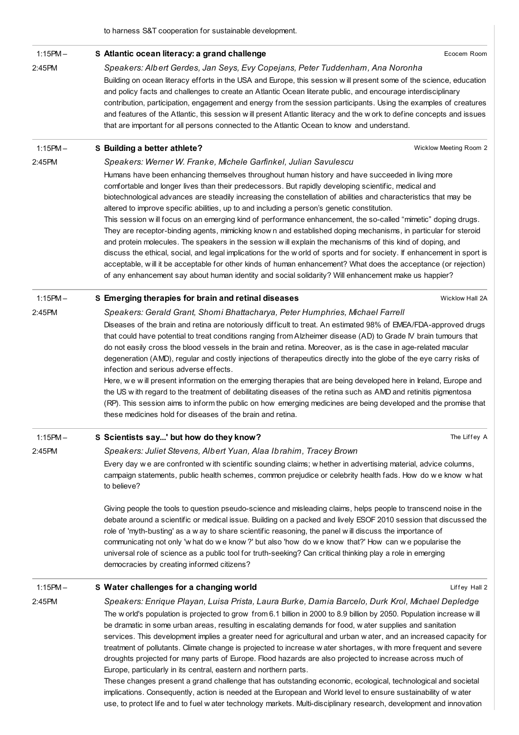to harness S&T cooperation for sustainable development.

1:15PM – 2:45PM

### S Atlantic ocean literacy: a grand challenge

Ecocem Room

*Speakers: Albert Gerdes, Jan Seys, Evy Copejans, Peter Tuddenham, Ana Noronha*

Building on ocean literacy efforts in the USA and Europe, this session will present some of the science, education and policy facts and challenges to create an Atlantic Ocean literate public, and encourage interdisciplinary contribution, participation, engagement and energy from the session participants. Using the examples of creatures and features of the Atlantic, this session will present Atlantic literacy and the work to define concepts and issues that are important for all persons connected to the Atlantic Ocean to know and understand.

1:15PM – 2:45PM

### S Building a better athlete?

Wicklow Meeting Room 2

*Speakers: Werner W. Franke, Michele Garfinkel, Julian Savulescu*

Humans have been enhancing themselves throughout human history and have succeeded in living more comfortable and longer lives than their predecessors. But rapidly developing scientific, medical and biotechnological advances are steadily increasing the constellation of abilities and characteristics that may be altered to improve specific abilities, up to and including a person's genetic constitution.

This session will focus on an emerging kind of performance enhancement, the so-called "mimetic" doping drugs. They are receptor-binding agents, mimicking known and established doping mechanisms, in particular for steroid and protein molecules. The speakers in the session will explain the mechanisms of this kind of doping, and discuss the ethical, social, and legal implications for the world of sports and for society. If enhancement in sport is acceptable, will it be acceptable for other kinds of human enhancement? What does the acceptance (or rejection) of any enhancement say about human identity and social solidarity? Will enhancement make us happier?

1:15PM – 2:45PM

### S Emerging therapies for brain and retinal diseases

Wicklow Hall 2A

*Speakers: Gerald Grant, Shomi Bhattacharya, Peter Humphries, Michael Farrell*

Diseases of the brain and retina are notoriously difficult to treat. An estimated 98% of EMEA/FDA-approved drugs that could have potential to treat conditions ranging from Alzheimer disease (AD) to Grade IV brain tumours that do not easily cross the blood vessels in the brain and retina. Moreover, as is the case in age-related macular degeneration (AMD), regular and costly injections of therapeutics directly into the globe of the eye carry risks of infection and serious adverse effects.

Here, we will present information on the emerging therapies that are being developed here in Ireland, Europe and the US with regard to the treatment of debilitating diseases of the retina such as AMD and retinitis pigmentosa (RP). This session aims to inform the public on how emerging medicines are being developed and the promise that these medicines hold for diseases of the brain and retina.

1:15PM – 2:45PM

### S Scientists say...' but how do they know?

The Liffey A

*Speakers: Juliet Stevens, Albert Yuan, Alaa Ibrahim, Tracey Brown*

Every day we are confronted with scientific sounding claims; whether in advertising material, advice columns, campaign statements, public health schemes, common prejudice or celebrity health fads. How do we know what to believe?

Giving people the tools to question pseudo-science and misleading claims, helps people to transcend noise in the debate around a scientific or medical issue. Building on a packed and lively ESOF 2010 session that discussed the role of 'myth-busting' as a way to share scientific reasoning, the panel will discuss the importance of communicating not only 'what do we know?' but also 'how do we know that?' How can we popularise the universal role of science as a public tool for truth-seeking? Can critical thinking play a role in emerging democracies by creating informed citizens?

1:15PM – 2:45PM

### S Water challenges for a changing world

Liffey Hall 2

*Speakers: Enrique Playan, Luisa Prista, Laura Burke, Damia Barcelo, Durk Krol, Michael Depledge*

The world's population is projected to grow from 6.1 billion in 2000 to 8.9 billion by 2050. Population increase will be dramatic in some urban areas, resulting in escalating demands for food, water supplies and sanitation services. This development implies a greater need for agricultural and urban water, and an increased capacity for treatment of pollutants. Climate change is projected to increase water shortages, with more frequent and severe droughts projected for many parts of Europe. Flood hazards are also projected to increase across much of Europe, particularly in its central, eastern and northern parts.

These changes present a grand challenge that has outstanding economic, ecological, technological and societal implications. Consequently, action is needed at the European and World level to ensure sustainability of water use, to protect life and to fuel water technology markets. Multi-disciplinary research, development and innovation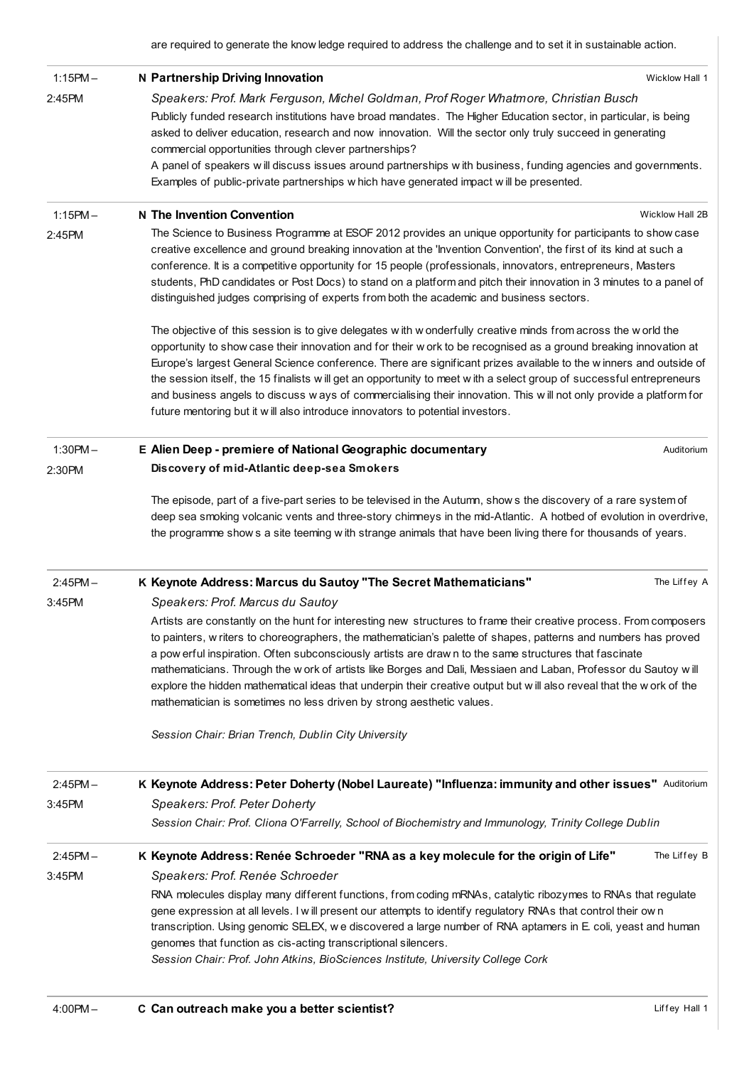are required to generate the knowledge required to address the challenge and to set it in sustainable action.

1:15PM – 2:45PM

### N Partnership Driving Innovation

Wicklow Hall 1

*Speakers: Prof. Mark Ferguson, Michel Goldman, Prof Roger Whatmore, Christian Busch*

Publicly funded research institutions have broad mandates. The Higher Education sector, in particular, is being asked to deliver education, research and now innovation. Will the sector only truly succeed in generating commercial opportunities through clever partnerships?

A panel of speakers will discuss issues around partnerships with business, funding agencies and governments. Examples of public-private partnerships which have generated impact will be presented.

1:15PM – 2:45PM

### N The Invention Convention

Wicklow Hall 2B

The Science to Business Programme at ESOF 2012 provides an unique opportunity for participants to showcase creative excellence and ground breaking innovation at the 'Invention Convention', the first of its kind at such a conference. It is a competitive opportunity for 15 people (professionals, innovators, entrepreneurs, Masters students, PhD candidates or Post Docs) to stand on a platform and pitch their innovation in 3 minutes to a panel of distinguished judges comprising of experts from both the academic and business sectors.

The objective of this session is to give delegates with wonderfully creative minds from across the world the opportunity to showcase their innovation and for their work to be recognised as a ground breaking innovation at Europe's largest General Science conference. There are significant prizes available to the winners and outside of the session itself, the 15 finalists will get an opportunity to meet with a select group of successful entrepreneurs and business angels to discuss ways of commercialising their innovation. This will not only provide a platform for future mentoring but it will also introduce innovators to potential investors.

1:30PM – 2:30PM

### E Alien Deep - premiere of National Geographic documentary

Auditorium

**Discovery of mid-Atlantic deep-sea Smokers**

The episode, part of a five-part series to be televised in the Autumn, shows the discovery of a rare system of deep sea smoking volcanic vents and three-story chimneys in the mid-Atlantic. A hotbed of evolution in overdrive, the programme shows a site teeming with strange animals that have been living there for thousands of years.

2:45PM – 3:45PM

### K Keynote Address: Marcus du Sautoy "The Secret Mathematicians"

The Liffey A

*Speakers: Prof. Marcus du Sautoy*

Artists are constantly on the hunt for interesting new structures to frame their creative process. From composers to painters, writers to choreographers, the mathematician's palette of shapes, patterns and numbers has proved a powerful inspiration. Often subconsciously artists are drawn to the same structures that fascinate mathematicians. Through the work of artists like Borges and Dali, Messiaen and Laban, Professor du Sautoy will explore the hidden mathematical ideas that underpin their creative output but will also reveal that the work of the mathematician is sometimes no less driven by strong aesthetic values.

*Session Chair: Brian Trench, Dublin City University*

2:45PM – 3:45PM

### K Keynote Address: Peter Doherty (Nobel Laureate) "Influenza: immunity and other issues"

Auditorium

*Speakers: Prof. Peter Doherty*

*Session Chair: Prof. Cliona O'Farrelly, School of Biochemistry and Immunology, Trinity College Dublin*

2:45PM – 3:45PM

### K Keynote Address: Renée Schroeder "RNA as a key molecule for the origin of Life"

The Liffey B

*Speakers: Prof. Renée Schroeder*

RNA molecules display many different functions, from coding mRNAs, catalytic ribozymes to RNAs that regulate gene expression at all levels. I will present our attempts to identify regulatory RNAs that control their own transcription. Using genomic SELEX, we discovered a large number of RNA aptamers in E. coli, yeast and human genomes that function as cis-acting transcriptional silencers.

*Session Chair: Prof. John Atkins, BioSciences Institute, University College Cork*

4:00PM –

### C Can outreach make you a better scientist?

Liffey Hall 1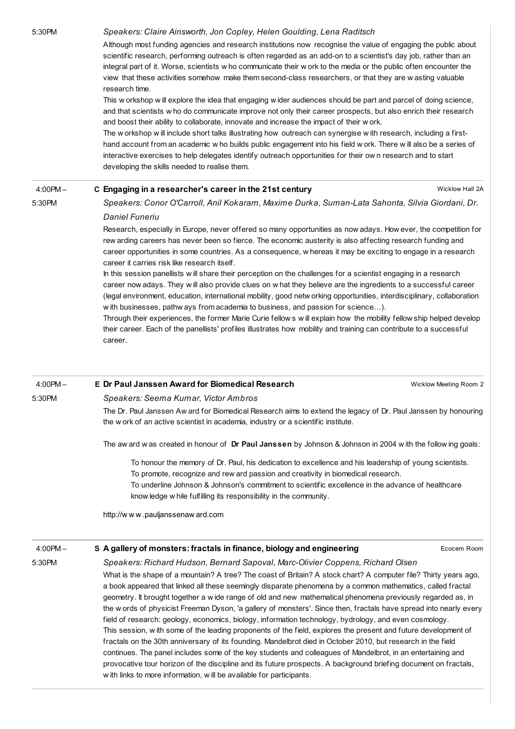5:30PM

*Speakers: Claire Ainsworth, Jon Copley, Helen Goulding, Lena Raditsch*

Although most funding agencies and research institutions now recognise the value of engaging the public about scientific research, performing outreach is often regarded as an add-on to a scientist's day job, rather than an integral part of it. Worse, scientists who communicate their work to the media or the public often encounter the view that these activities somehow make them second-class researchers, or that they are wasting valuable research time.

This workshop will explore the idea that engaging wider audiences should be part and parcel of doing science, and that scientists who do communicate improve not only their career prospects, but also enrich their research and boost their ability to collaborate, innovate and increase the impact of their work.

The workshop will include short talks illustrating how outreach can synergise with research, including a first-hand account from an academic who builds public engagement into his field work. There will also be a series of interactive exercises to help delegates identify outreach opportunities for their own research and to start developing the skills needed to realise them.

---

4:00PM – 5:30PM

### C Engaging in a researcher's career in the 21st century

Wicklow Hall 2A

*Speakers: Conor O'Carroll, Anil Kokaram, Maxime Durka, Suman-Lata Sahonta, Silvia Giordani, Dr. Daniel Funeriu*

Research, especially in Europe, never offered so many opportunities as nowadays. However, the competition for rewarding careers has never been so fierce. The economic austerity is also affecting research funding and career opportunities in some countries. As a consequence, whereas it may be exciting to engage in a research career it carries risk like research itself.

In this session panellists will share their perception on the challenges for a scientist engaging in a research career nowadays. They will also provide clues on what they believe are the ingredients to a successful career (legal environment, education, international mobility, good networking opportunities, interdisciplinary, collaboration with businesses, pathways from academia to business, and passion for science…).

Through their experiences, the former Marie Curie fellows will explain how the mobility fellowship helped develop their career. Each of the panellists' profiles illustrates how mobility and training can contribute to a successful career.

---

4:00PM – 5:30PM

### E Dr Paul Janssen Award for Biomedical Research

Wicklow Meeting Room 2

*Speakers: Seema Kumar, Victor Ambros*

The Dr. Paul Janssen Award for Biomedical Research aims to extend the legacy of Dr. Paul Janssen by honouring the work of an active scientist in academia, industry or a scientific institute.

The award was created in honour of **Dr Paul Janssen** by Johnson & Johnson in 2004 with the following goals:

To honour the memory of Dr. Paul, his dedication to excellence and his leadership of young scientists.
To promote, recognize and reward passion and creativity in biomedical research.
To underline Johnson & Johnson's commitment to scientific excellence in the advance of healthcare knowledge while fulfilling its responsibility in the community.

http://www.pauljanssenaward.com

---

4:00PM – 5:30PM

### S A gallery of monsters: fractals in finance, biology and engineering

Ecocem Room

*Speakers: Richard Hudson, Bernard Sapoval, Marc-Olivier Coppens, Richard Olsen*

What is the shape of a mountain? A tree? The coast of Britain? A stock chart? A computer file? Thirty years ago, a book appeared that linked all these seemingly disparate phenomena by a common mathematics, called fractal geometry. It brought together a wide range of old and new mathematical phenomena previously regarded as, in the words of physicist Freeman Dyson, 'a gallery of monsters'. Since then, fractals have spread into nearly every field of research: geology, economics, biology, information technology, hydrology, and even cosmology.

This session, with some of the leading proponents of the field, explores the present and future development of fractals on the 30th anniversary of its founding. Mandelbrot died in October 2010, but research in the field continues. The panel includes some of the key students and colleagues of Mandelbrot, in an entertaining and provocative tour horizon of the discipline and its future prospects. A background briefing document on fractals, with links to more information, will be available for participants.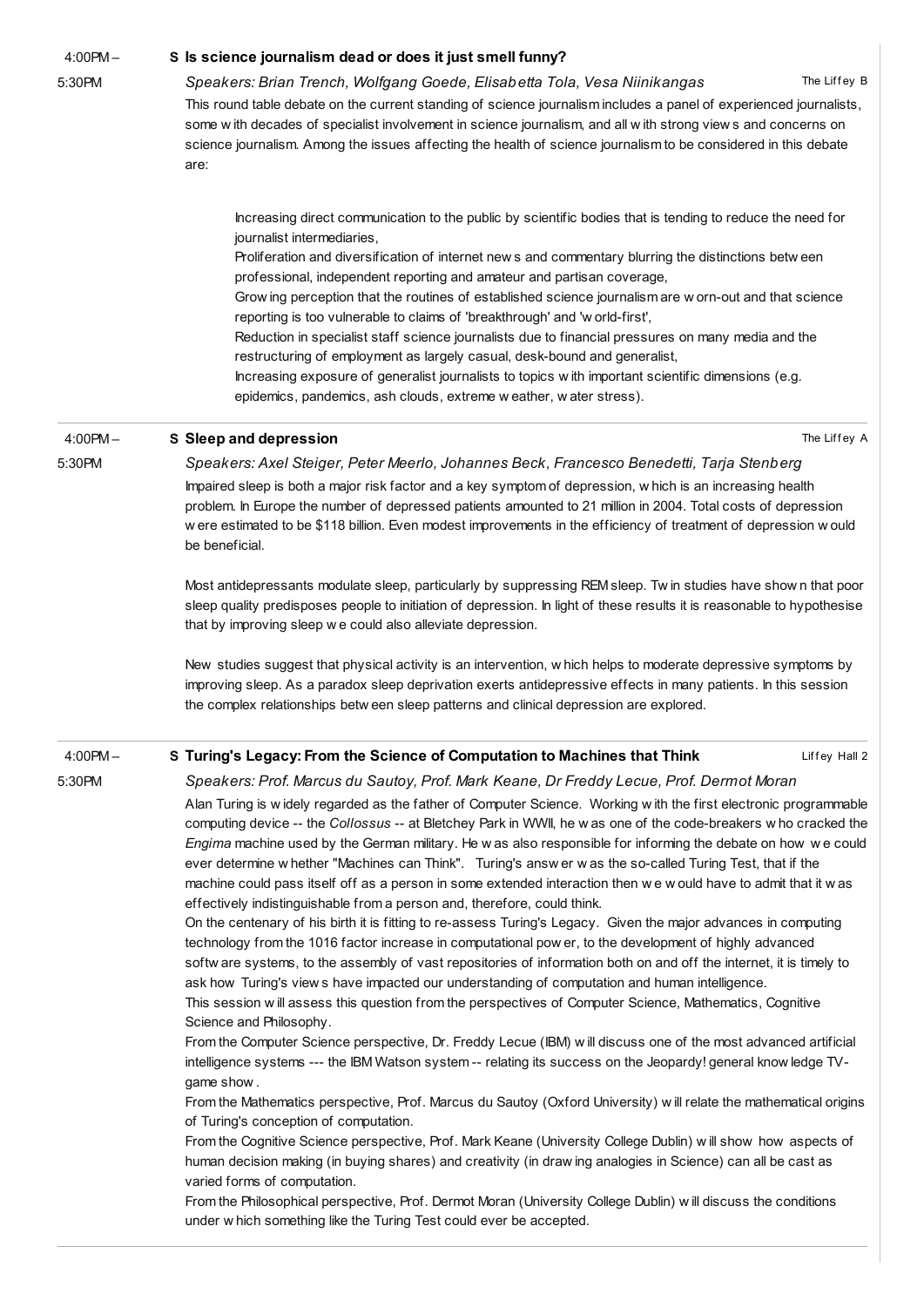4:00PM – 5:30PM

## S Is science journalism dead or does it just smell funny?

*Speakers: Brian Trench, Wolfgang Goede, Elisabetta Tola, Vesa Niinikangas*

The Liffey B

This round table debate on the current standing of science journalism includes a panel of experienced journalists, some with decades of specialist involvement in science journalism, and all with strong views and concerns on science journalism. Among the issues affecting the health of science journalism to be considered in this debate are:

Increasing direct communication to the public by scientific bodies that is tending to reduce the need for journalist intermediaries,
Proliferation and diversification of internet news and commentary blurring the distinctions between professional, independent reporting and amateur and partisan coverage,
Growing perception that the routines of established science journalism are worn-out and that science reporting is too vulnerable to claims of 'breakthrough' and 'world-first',
Reduction in specialist staff science journalists due to financial pressures on many media and the restructuring of employment as largely casual, desk-bound and generalist,
Increasing exposure of generalist journalists to topics with important scientific dimensions (e.g. epidemics, pandemics, ash clouds, extreme weather, water stress).

4:00PM – 5:30PM

## S Sleep and depression

The Liffey A

*Speakers: Axel Steiger, Peter Meerlo, Johannes Beck, Francesco Benedetti, Tarja Stenberg*

Impaired sleep is both a major risk factor and a key symptom of depression, which is an increasing health problem. In Europe the number of depressed patients amounted to 21 million in 2004. Total costs of depression were estimated to be $118 billion. Even modest improvements in the efficiency of treatment of depression would be beneficial.

Most antidepressants modulate sleep, particularly by suppressing REM sleep. Twin studies have shown that poor sleep quality predisposes people to initiation of depression. In light of these results it is reasonable to hypothesise that by improving sleep we could also alleviate depression.

New studies suggest that physical activity is an intervention, which helps to moderate depressive symptoms by improving sleep. As a paradox sleep deprivation exerts antidepressive effects in many patients. In this session the complex relationships between sleep patterns and clinical depression are explored.

4:00PM – 5:30PM

## S Turing's Legacy: From the Science of Computation to Machines that Think

Liffey Hall 2

*Speakers: Prof. Marcus du Sautoy, Prof. Mark Keane, Dr Freddy Lecue, Prof. Dermot Moran*

Alan Turing is widely regarded as the father of Computer Science. Working with the first electronic programmable computing device -- the *Collossus* -- at Bletchey Park in WWII, he was one of the code-breakers who cracked the *Engima* machine used by the German military. He was also responsible for informing the debate on how we could ever determine whether "Machines can Think". Turing's answer was the so-called Turing Test, that if the machine could pass itself off as a person in some extended interaction then we would have to admit that it was effectively indistinguishable from a person and, therefore, could think.

On the centenary of his birth it is fitting to re-assess Turing's Legacy. Given the major advances in computing technology from the 1016 factor increase in computational power, to the development of highly advanced software systems, to the assembly of vast repositories of information both on and off the internet, it is timely to ask how Turing's views have impacted our understanding of computation and human intelligence.

This session will assess this question from the perspectives of Computer Science, Mathematics, Cognitive Science and Philosophy.

From the Computer Science perspective, Dr. Freddy Lecue (IBM) will discuss one of the most advanced artificial intelligence systems --- the IBM Watson system -- relating its success on the Jeopardy! general knowledge TV-game show.

From the Mathematics perspective, Prof. Marcus du Sautoy (Oxford University) will relate the mathematical origins of Turing's conception of computation.

From the Cognitive Science perspective, Prof. Mark Keane (University College Dublin) will show how aspects of human decision making (in buying shares) and creativity (in drawing analogies in Science) can all be cast as varied forms of computation.

From the Philosophical perspective, Prof. Dermot Moran (University College Dublin) will discuss the conditions under which something like the Turing Test could ever be accepted.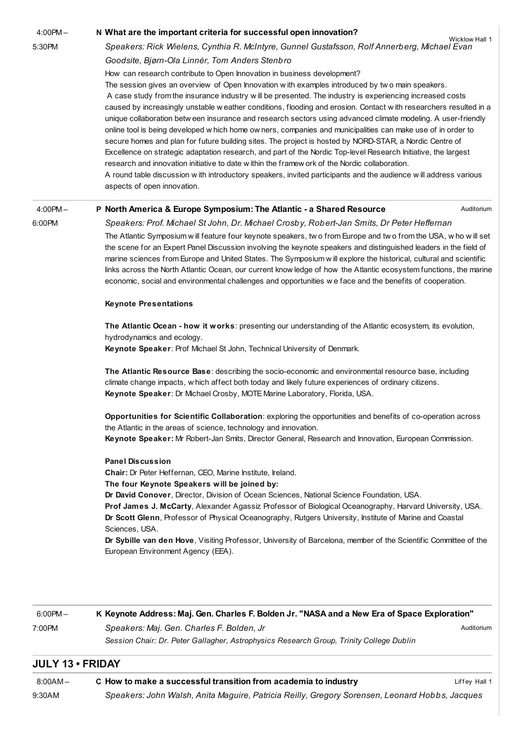4:00PM – 5:30PM

### N What are the important criteria for successful open innovation?

Wicklow Hall 1

*Speakers: Rick Wielens, Cynthia R. McIntyre, Gunnel Gustafsson, Rolf Annerberg, Michael Evan Goodsite, Bjørn-Ola Linnér, Tom Anders Stenbro*

How can research contribute to Open Innovation in business development?
The session gives an overview of Open Innovation with examples introduced by two main speakers.
A case study from the insurance industry will be presented. The industry is experiencing increased costs caused by increasingly unstable weather conditions, flooding and erosion. Contact with researchers resulted in a unique collaboration between insurance and research sectors using advanced climate modeling. A user-friendly online tool is being developed which home owners, companies and municipalities can make use of in order to secure homes and plan for future building sites. The project is hosted by NORD-STAR, a Nordic Centre of Excellence on strategic adaptation research, and part of the Nordic Top-level Research Initiative, the largest research and innovation initiative to date within the framework of the Nordic collaboration.
A round table discussion with introductory speakers, invited participants and the audience will address various aspects of open innovation.

4:00PM – 6:00PM

### P North America & Europe Symposium: The Atlantic - a Shared Resource

Auditorium

*Speakers: Prof. Michael St John, Dr. Michael Crosby, Robert-Jan Smits, Dr Peter Heffernan*

The Atlantic Symposium will feature four keynote speakers, two from Europe and two from the USA, who will set the scene for an Expert Panel Discussion involving the keynote speakers and distinguished leaders in the field of marine sciences from Europe and United States. The Symposium will explore the historical, cultural and scientific links across the North Atlantic Ocean, our current knowledge of how the Atlantic ecosystem functions, the marine economic, social and environmental challenges and opportunities we face and the benefits of cooperation.

**Keynote Presentations**

**The Atlantic Ocean - how it works**: presenting our understanding of the Atlantic ecosystem, its evolution, hydrodynamics and ecology.
**Keynote Speaker**: Prof Michael St John, Technical University of Denmark.

**The Atlantic Resource Base**: describing the socio-economic and environmental resource base, including climate change impacts, which affect both today and likely future experiences of ordinary citizens.
**Keynote Speaker**: Dr Michael Crosby, MOTE Marine Laboratory, Florida, USA.

**Opportunities for Scientific Collaboration**: exploring the opportunities and benefits of co-operation across the Atlantic in the areas of science, technology and innovation.
**Keynote Speaker:** Mr Robert-Jan Smits, Director General, Research and Innovation, European Commission.

**Panel Discussion**
**Chair:** Dr Peter Heffernan, CEO, Marine Institute, Ireland.
**The four Keynote Speakers will be joined by:**
**Dr David Conover**, Director, Division of Ocean Sciences, National Science Foundation, USA.
**Prof James J. McCarty**, Alexander Agassiz Professor of Biological Oceanography, Harvard University, USA.
**Dr Scott Glenn**, Professor of Physical Oceanography, Rutgers University, Institute of Marine and Coastal Sciences, USA.
**Dr Sybille van den Hove**, Visiting Professor, University of Barcelona, member of the Scientific Committee of the European Environment Agency (EEA).

6:00PM – 7:00PM

### K Keynote Address: Maj. Gen. Charles F. Bolden Jr. "NASA and a New Era of Space Exploration"

Auditorium

*Speakers: Maj. Gen. Charles F. Bolden, Jr*

*Session Chair: Dr. Peter Gallagher, Astrophysics Research Group, Trinity College Dublin*

## JULY 13 • FRIDAY

8:00AM – 9:30AM

### C How to make a successful transition from academia to industry

Liffey Hall 1

*Speakers: John Walsh, Anita Maguire, Patricia Reilly, Gregory Sorensen, Leonard Hobbs, Jacques*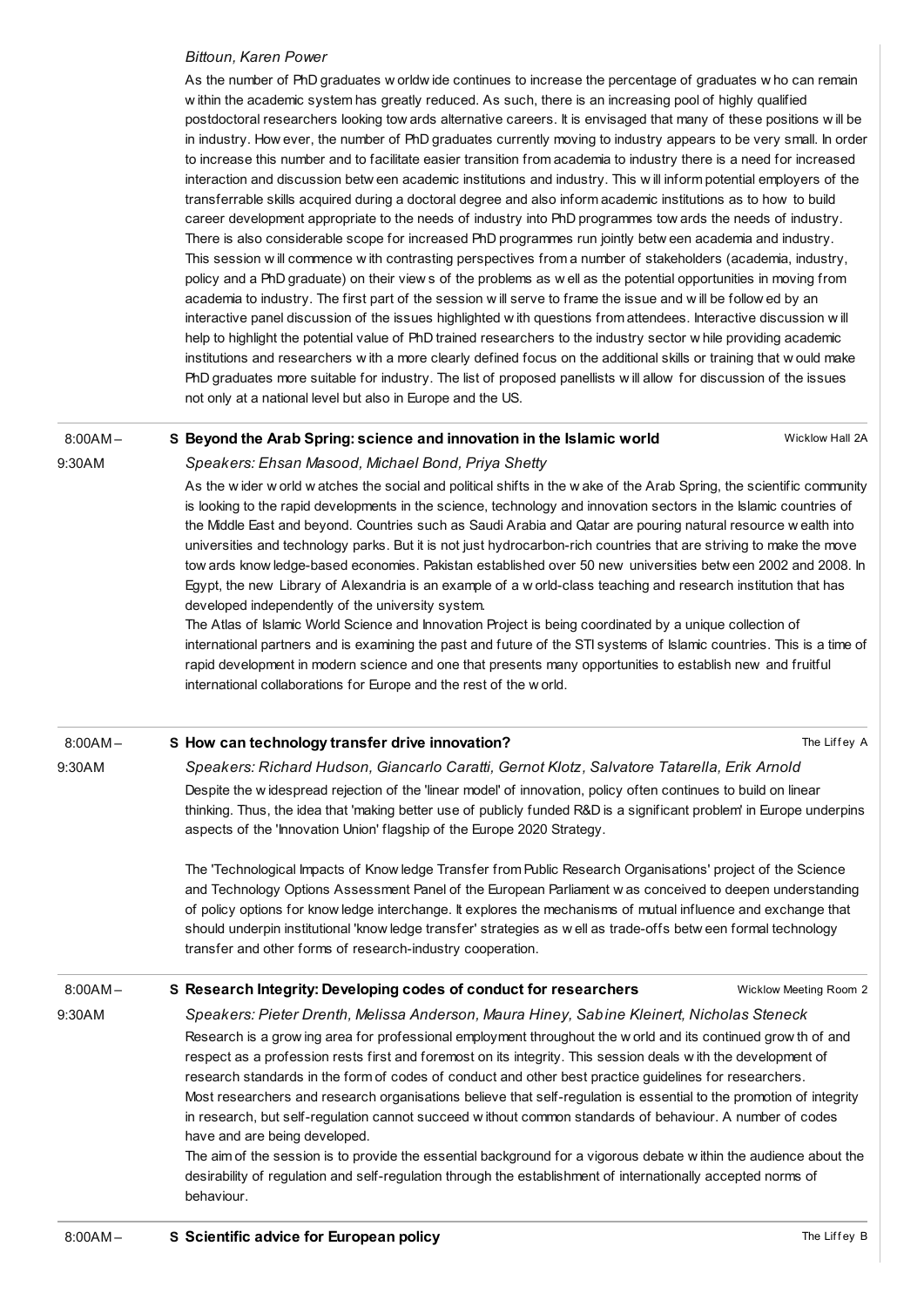*Bittoun, Karen Power*

As the number of PhD graduates worldwide continues to increase the percentage of graduates who can remain within the academic system has greatly reduced. As such, there is an increasing pool of highly qualified postdoctoral researchers looking towards alternative careers. It is envisaged that many of these positions will be in industry. However, the number of PhD graduates currently moving to industry appears to be very small. In order to increase this number and to facilitate easier transition from academia to industry there is a need for increased interaction and discussion between academic institutions and industry. This will inform potential employers of the transferrable skills acquired during a doctoral degree and also inform academic institutions as to how to build career development appropriate to the needs of industry into PhD programmes towards the needs of industry. There is also considerable scope for increased PhD programmes run jointly between academia and industry. This session will commence with contrasting perspectives from a number of stakeholders (academia, industry, policy and a PhD graduate) on their views of the problems as well as the potential opportunities in moving from academia to industry. The first part of the session will serve to frame the issue and will be followed by an interactive panel discussion of the issues highlighted with questions from attendees. Interactive discussion will help to highlight the potential value of PhD trained researchers to the industry sector while providing academic institutions and researchers with a more clearly defined focus on the additional skills or training that would make PhD graduates more suitable for industry. The list of proposed panellists will allow for discussion of the issues not only at a national level but also in Europe and the US.

---

8:00AM – 9:30AM

**S Beyond the Arab Spring: science and innovation in the Islamic world** — Wicklow Hall 2A

*Speakers: Ehsan Masood, Michael Bond, Priya Shetty*

As the wider world watches the social and political shifts in the wake of the Arab Spring, the scientific community is looking to the rapid developments in the science, technology and innovation sectors in the Islamic countries of the Middle East and beyond. Countries such as Saudi Arabia and Qatar are pouring natural resource wealth into universities and technology parks. But it is not just hydrocarbon-rich countries that are striving to make the move towards knowledge-based economies. Pakistan established over 50 new universities between 2002 and 2008. In Egypt, the new Library of Alexandria is an example of a world-class teaching and research institution that has developed independently of the university system.

The Atlas of Islamic World Science and Innovation Project is being coordinated by a unique collection of international partners and is examining the past and future of the STI systems of Islamic countries. This is a time of rapid development in modern science and one that presents many opportunities to establish new and fruitful international collaborations for Europe and the rest of the world.

---

8:00AM – 9:30AM

**S How can technology transfer drive innovation?** — The Liffey A

*Speakers: Richard Hudson, Giancarlo Caratti, Gernot Klotz, Salvatore Tatarella, Erik Arnold*

Despite the widespread rejection of the 'linear model' of innovation, policy often continues to build on linear thinking. Thus, the idea that 'making better use of publicly funded R&D is a significant problem' in Europe underpins aspects of the 'Innovation Union' flagship of the Europe 2020 Strategy.

The 'Technological Impacts of Knowledge Transfer from Public Research Organisations' project of the Science and Technology Options Assessment Panel of the European Parliament was conceived to deepen understanding of policy options for knowledge interchange. It explores the mechanisms of mutual influence and exchange that should underpin institutional 'knowledge transfer' strategies as well as trade-offs between formal technology transfer and other forms of research-industry cooperation.

---

8:00AM – 9:30AM

**S Research Integrity: Developing codes of conduct for researchers** — Wicklow Meeting Room 2

*Speakers: Pieter Drenth, Melissa Anderson, Maura Hiney, Sabine Kleinert, Nicholas Steneck*

Research is a growing area for professional employment throughout the world and its continued growth of and respect as a profession rests first and foremost on its integrity. This session deals with the development of research standards in the form of codes of conduct and other best practice guidelines for researchers.

Most researchers and research organisations believe that self-regulation is essential to the promotion of integrity in research, but self-regulation cannot succeed without common standards of behaviour. A number of codes have and are being developed.

The aim of the session is to provide the essential background for a vigorous debate within the audience about the desirability of regulation and self-regulation through the establishment of internationally accepted norms of behaviour.

---

8:00AM –

**S Scientific advice for European policy** — The Liffey B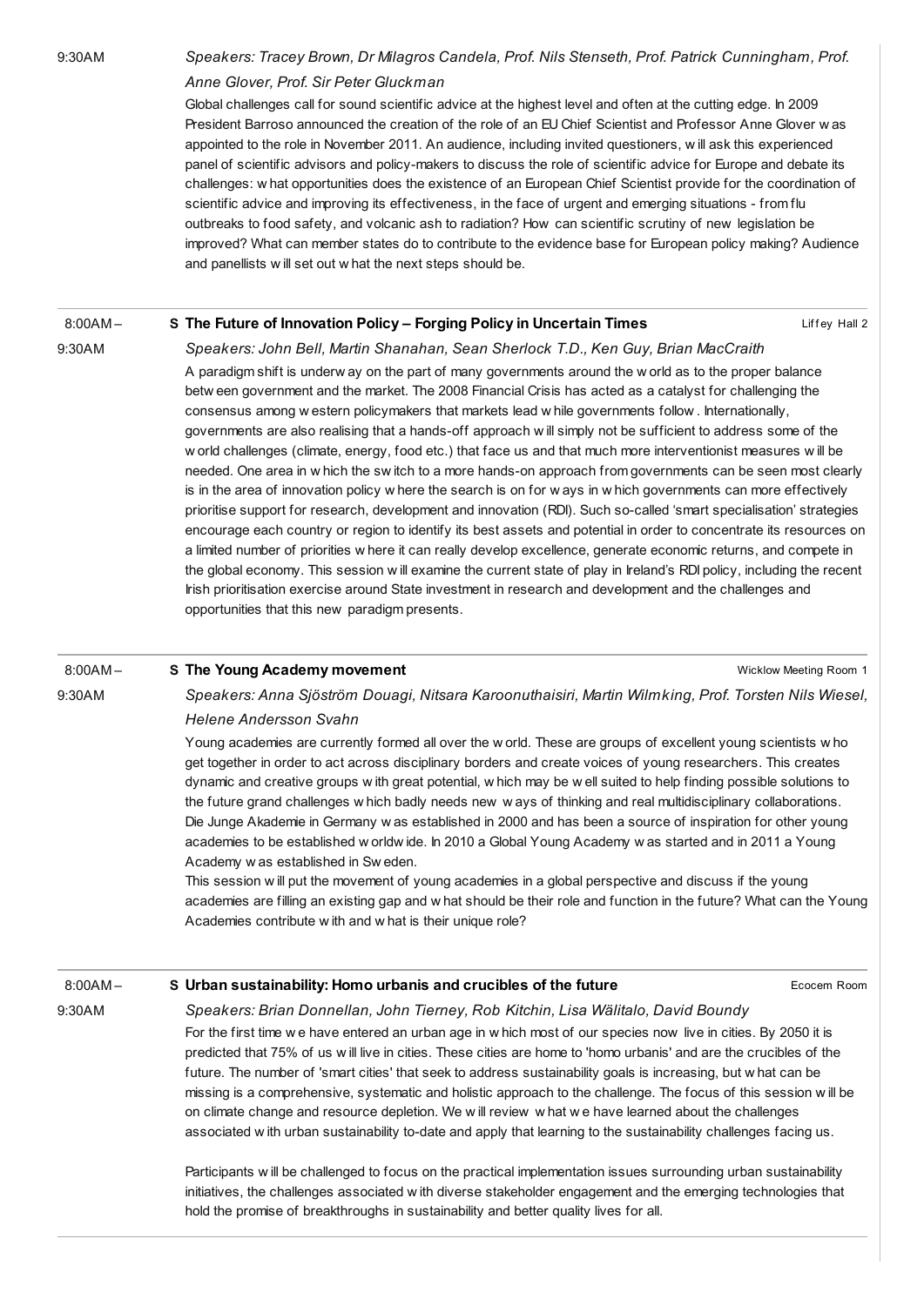9:30AM

*Speakers: Tracey Brown, Dr Milagros Candela, Prof. Nils Stenseth, Prof. Patrick Cunningham, Prof. Anne Glover, Prof. Sir Peter Gluckman*

Global challenges call for sound scientific advice at the highest level and often at the cutting edge. In 2009 President Barroso announced the creation of the role of an EU Chief Scientist and Professor Anne Glover was appointed to the role in November 2011. An audience, including invited questioners, will ask this experienced panel of scientific advisors and policy-makers to discuss the role of scientific advice for Europe and debate its challenges: what opportunities does the existence of an European Chief Scientist provide for the coordination of scientific advice and improving its effectiveness, in the face of urgent and emerging situations - from flu outbreaks to food safety, and volcanic ash to radiation? How can scientific scrutiny of new legislation be improved? What can member states do to contribute to the evidence base for European policy making? Audience and panellists will set out what the next steps should be.

---

8:00AM – 9:30AM

**S The Future of Innovation Policy – Forging Policy in Uncertain Times** — Liffey Hall 2

*Speakers: John Bell, Martin Shanahan, Sean Sherlock T.D., Ken Guy, Brian MacCraith*

A paradigm shift is underway on the part of many governments around the world as to the proper balance between government and the market. The 2008 Financial Crisis has acted as a catalyst for challenging the consensus among western policymakers that markets lead while governments follow. Internationally, governments are also realising that a hands-off approach will simply not be sufficient to address some of the world challenges (climate, energy, food etc.) that face us and that much more interventionist measures will be needed. One area in which the switch to a more hands-on approach from governments can be seen most clearly is in the area of innovation policy where the search is on for ways in which governments can more effectively prioritise support for research, development and innovation (RDI). Such so-called 'smart specialisation' strategies encourage each country or region to identify its best assets and potential in order to concentrate its resources on a limited number of priorities where it can really develop excellence, generate economic returns, and compete in the global economy. This session will examine the current state of play in Ireland's RDI policy, including the recent Irish prioritisation exercise around State investment in research and development and the challenges and opportunities that this new paradigm presents.

---

8:00AM – 9:30AM

**S The Young Academy movement** — Wicklow Meeting Room 1

*Speakers: Anna Sjöström Douagi, Nitsara Karoonuthaisiri, Martin Wilmking, Prof. Torsten Nils Wiesel, Helene Andersson Svahn*

Young academies are currently formed all over the world. These are groups of excellent young scientists who get together in order to act across disciplinary borders and create voices of young researchers. This creates dynamic and creative groups with great potential, which may be well suited to help finding possible solutions to the future grand challenges which badly needs new ways of thinking and real multidisciplinary collaborations. Die Junge Akademie in Germany was established in 2000 and has been a source of inspiration for other young academies to be established worldwide. In 2010 a Global Young Academy was started and in 2011 a Young Academy was established in Sweden.

This session will put the movement of young academies in a global perspective and discuss if the young academies are filling an existing gap and what should be their role and function in the future? What can the Young Academies contribute with and what is their unique role?

---

8:00AM – 9:30AM

**S Urban sustainability: Homo urbanis and crucibles of the future** — Ecocem Room

*Speakers: Brian Donnellan, John Tierney, Rob Kitchin, Lisa Wälitalo, David Boundy*

For the first time we have entered an urban age in which most of our species now live in cities. By 2050 it is predicted that 75% of us will live in cities. These cities are home to 'homo urbanis' and are the crucibles of the future. The number of 'smart cities' that seek to address sustainability goals is increasing, but what can be missing is a comprehensive, systematic and holistic approach to the challenge. The focus of this session will be on climate change and resource depletion. We will review what we have learned about the challenges associated with urban sustainability to-date and apply that learning to the sustainability challenges facing us.

Participants will be challenged to focus on the practical implementation issues surrounding urban sustainability initiatives, the challenges associated with diverse stakeholder engagement and the emerging technologies that hold the promise of breakthroughs in sustainability and better quality lives for all.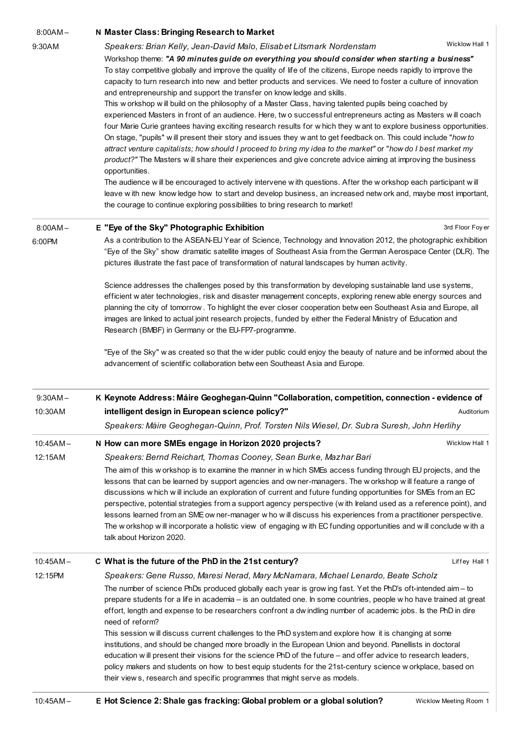8:00AM – 9:30AM

**N Master Class: Bringing Research to Market**

*Speakers: Brian Kelly, Jean-David Malo, Elisabet Litsmark Nordenstam*

Wicklow Hall 1

Workshop theme: ***"A 90 minutes guide on everything you should consider when starting a business"***
To stay competitive globally and improve the quality of life of the citizens, Europe needs rapidly to improve the capacity to turn research into new and better products and services. We need to foster a culture of innovation and entrepreneurship and support the transfer on knowledge and skills.
This workshop will build on the philosophy of a Master Class, having talented pupils being coached by experienced Masters in front of an audience. Here, two successful entrepreneurs acting as Masters will coach four Marie Curie grantees having exciting research results for which they want to explore business opportunities. On stage, "pupils" will present their story and issues they want to get feedback on. This could include "*how to attract venture capitalists; how should I proceed to bring my idea to the market*" or "*how do I best market my product?*" The Masters will share their experiences and give concrete advice aiming at improving the business opportunities.
The audience will be encouraged to actively intervene with questions. After the workshop each participant will leave with new knowledge how to start and develop business, an increased network and, maybe most important, the courage to continue exploring possibilities to bring research to market!

8:00AM – 6:00PM

**E "Eye of the Sky" Photographic Exhibition**

3rd Floor Foyer

As a contribution to the ASEAN-EU Year of Science, Technology and Innovation 2012, the photographic exhibition "Eye of the Sky" show dramatic satellite images of Southeast Asia from the German Aerospace Center (DLR). The pictures illustrate the fast pace of transformation of natural landscapes by human activity.

Science addresses the challenges posed by this transformation by developing sustainable land use systems, efficient water technologies, risk and disaster management concepts, exploring renewable energy sources and planning the city of tomorrow. To highlight the ever closer cooperation between Southeast Asia and Europe, all images are linked to actual joint research projects, funded by either the Federal Ministry of Education and Research (BMBF) in Germany or the EU-FP7-programme.

"Eye of the Sky" was created so that the wider public could enjoy the beauty of nature and be informed about the advancement of scientific collaboration between Southeast Asia and Europe.

9:30AM – 10:30AM

**K Keynote Address: Máire Geoghegan-Quinn "Collaboration, competition, connection - evidence of intelligent design in European science policy?"**

Auditorium

*Speakers: Máire Geoghegan-Quinn, Prof. Torsten Nils Wiesel, Dr. Subra Suresh, John Herlihy*

10:45AM – 12:15AM

**N How can more SMEs engage in Horizon 2020 projects?**

Wicklow Hall 1

*Speakers: Bernd Reichart, Thomas Cooney, Sean Burke, Mazhar Bari*

The aim of this workshop is to examine the manner in which SMEs access funding through EU projects, and the lessons that can be learned by support agencies and owner-managers. The workshop will feature a range of discussions which will include an exploration of current and future funding opportunities for SMEs from an EC perspective, potential strategies from a support agency perspective (with Ireland used as a reference point), and lessons learned from an SME owner-manager who will discuss his experiences from a practitioner perspective. The workshop will incorporate a holistic view of engaging with EC funding opportunities and will conclude with a talk about Horizon 2020.

10:45AM – 12:15PM

**C What is the future of the PhD in the 21st century?**

Liffey Hall 1

*Speakers: Gene Russo, Maresi Nerad, Mary McNamara, Michael Lenardo, Beate Scholz*

The number of science PhDs produced globally each year is growing fast. Yet the PhD's oft-intended aim – to prepare students for a life in academia – is an outdated one. In some countries, people who have trained at great effort, length and expense to be researchers confront a dwindling number of academic jobs. Is the PhD in dire need of reform?
This session will discuss current challenges to the PhD system and explore how it is changing at some institutions, and should be changed more broadly in the European Union and beyond. Panellists in doctoral education will present their visions for the science PhD of the future – and offer advice to research leaders, policy makers and students on how to best equip students for the 21st-century science workplace, based on their views, research and specific programmes that might serve as models.

10:45AM –

**E Hot Science 2: Shale gas fracking: Global problem or a global solution?**

Wicklow Meeting Room 1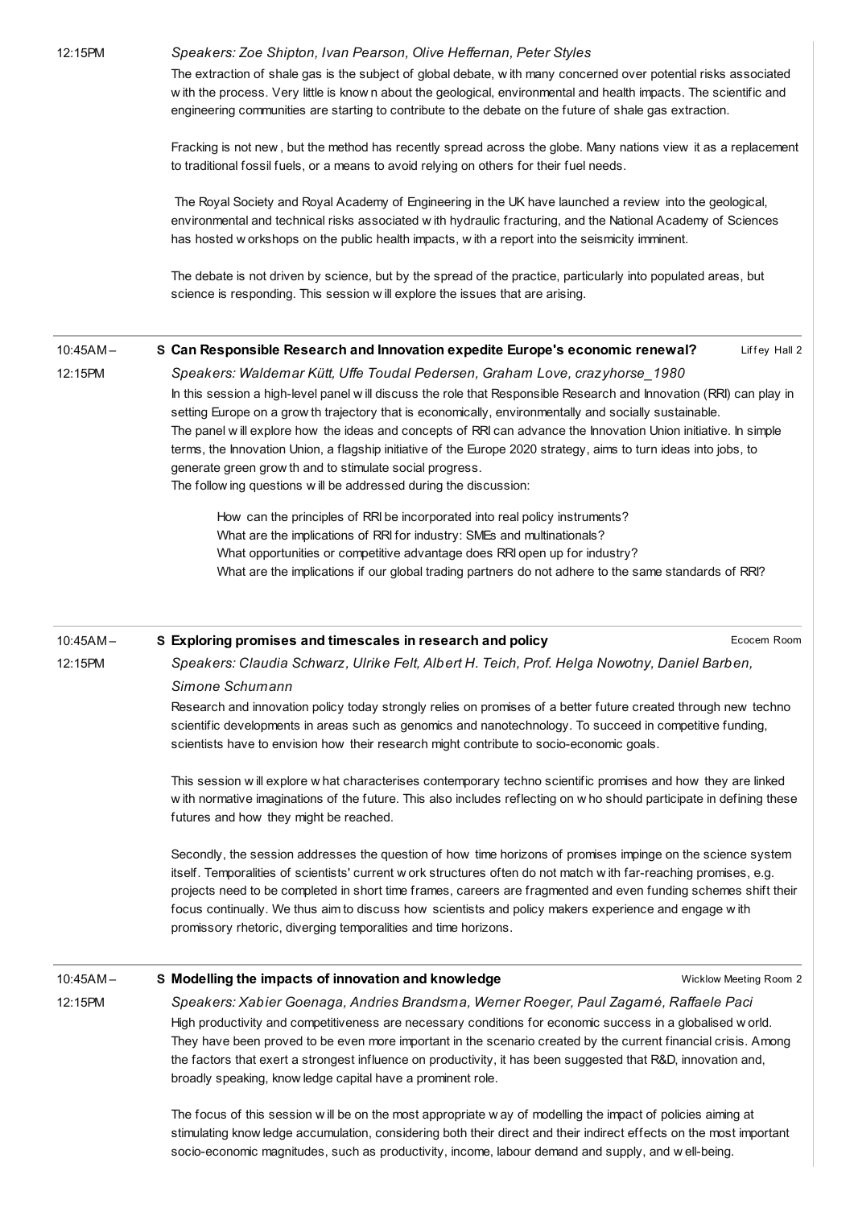12:15PM

*Speakers: Zoe Shipton, Ivan Pearson, Olive Heffernan, Peter Styles*

The extraction of shale gas is the subject of global debate, with many concerned over potential risks associated with the process. Very little is known about the geological, environmental and health impacts. The scientific and engineering communities are starting to contribute to the debate on the future of shale gas extraction.

Fracking is not new, but the method has recently spread across the globe. Many nations view it as a replacement to traditional fossil fuels, or a means to avoid relying on others for their fuel needs.

The Royal Society and Royal Academy of Engineering in the UK have launched a review into the geological, environmental and technical risks associated with hydraulic fracturing, and the National Academy of Sciences has hosted workshops on the public health impacts, with a report into the seismicity imminent.

The debate is not driven by science, but by the spread of the practice, particularly into populated areas, but science is responding. This session will explore the issues that are arising.

---

10:45AM – 12:15PM

**S Can Responsible Research and Innovation expedite Europe's economic renewal?** — Liffey Hall 2

*Speakers: Waldemar Kütt, Uffe Toudal Pedersen, Graham Love, crazyhorse_1980*

In this session a high-level panel will discuss the role that Responsible Research and Innovation (RRI) can play in setting Europe on a growth trajectory that is economically, environmentally and socially sustainable.
The panel will explore how the ideas and concepts of RRI can advance the Innovation Union initiative. In simple terms, the Innovation Union, a flagship initiative of the Europe 2020 strategy, aims to turn ideas into jobs, to generate green growth and to stimulate social progress.
The following questions will be addressed during the discussion:

How can the principles of RRI be incorporated into real policy instruments?
What are the implications of RRI for industry: SMEs and multinationals?
What opportunities or competitive advantage does RRI open up for industry?
What are the implications if our global trading partners do not adhere to the same standards of RRI?

---

10:45AM – 12:15PM

**S Exploring promises and timescales in research and policy** — Ecocem Room

*Speakers: Claudia Schwarz, Ulrike Felt, Albert H. Teich, Prof. Helga Nowotny, Daniel Barben, Simone Schumann*

Research and innovation policy today strongly relies on promises of a better future created through new techno scientific developments in areas such as genomics and nanotechnology. To succeed in competitive funding, scientists have to envision how their research might contribute to socio-economic goals.

This session will explore what characterises contemporary techno scientific promises and how they are linked with normative imaginations of the future. This also includes reflecting on who should participate in defining these futures and how they might be reached.

Secondly, the session addresses the question of how time horizons of promises impinge on the science system itself. Temporalities of scientists' current work structures often do not match with far-reaching promises, e.g. projects need to be completed in short time frames, careers are fragmented and even funding schemes shift their focus continually. We thus aim to discuss how scientists and policy makers experience and engage with promissory rhetoric, diverging temporalities and time horizons.

---

10:45AM – 12:15PM

**S Modelling the impacts of innovation and knowledge** — Wicklow Meeting Room 2

*Speakers: Xabier Goenaga, Andries Brandsma, Werner Roeger, Paul Zagamé, Raffaele Paci*

High productivity and competitiveness are necessary conditions for economic success in a globalised world. They have been proved to be even more important in the scenario created by the current financial crisis. Among the factors that exert a strongest influence on productivity, it has been suggested that R&D, innovation and, broadly speaking, knowledge capital have a prominent role.

The focus of this session will be on the most appropriate way of modelling the impact of policies aiming at stimulating knowledge accumulation, considering both their direct and their indirect effects on the most important socio-economic magnitudes, such as productivity, income, labour demand and supply, and well-being.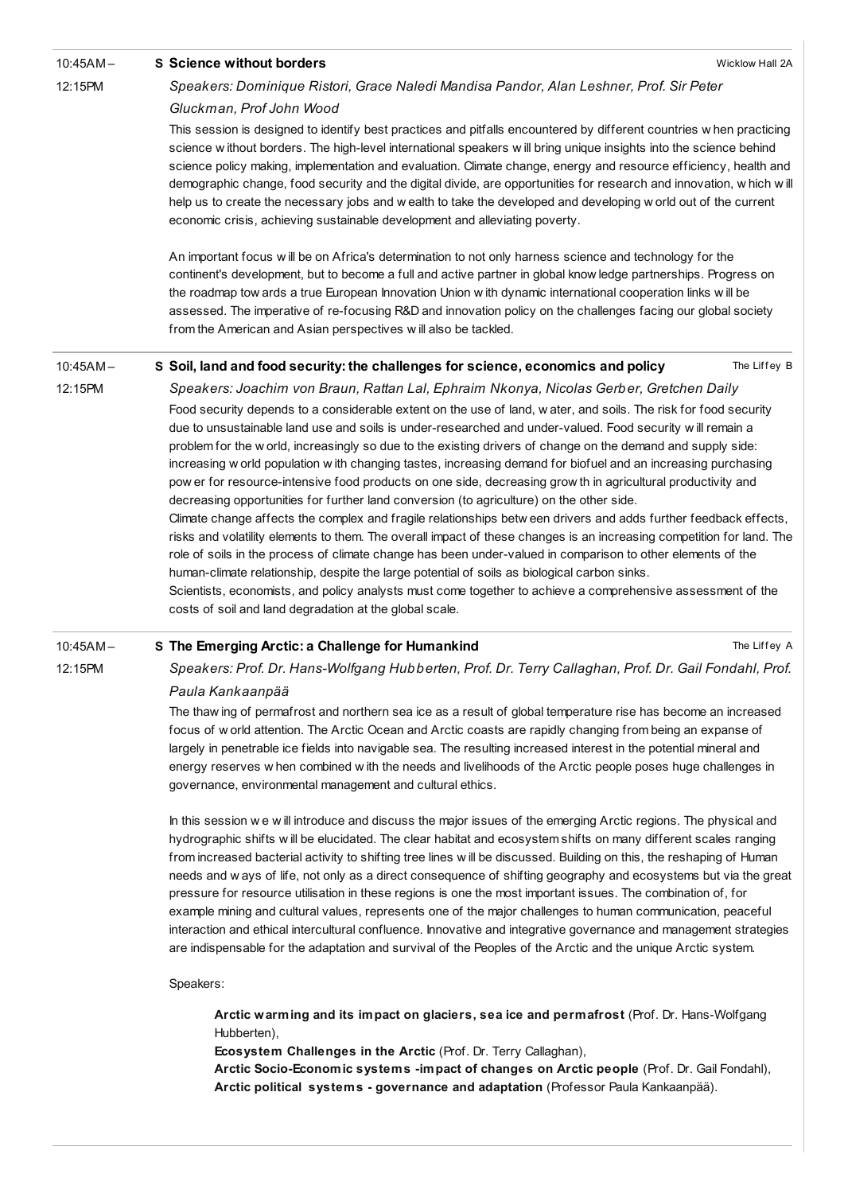10:45AM – 12:15PM

**S Science without borders** — Wicklow Hall 2A

*Speakers: Dominique Ristori, Grace Naledi Mandisa Pandor, Alan Leshner, Prof. Sir Peter Gluckman, Prof John Wood*

This session is designed to identify best practices and pitfalls encountered by different countries when practicing science without borders. The high-level international speakers will bring unique insights into the science behind science policy making, implementation and evaluation. Climate change, energy and resource efficiency, health and demographic change, food security and the digital divide, are opportunities for research and innovation, which will help us to create the necessary jobs and wealth to take the developed and developing world out of the current economic crisis, achieving sustainable development and alleviating poverty.

An important focus will be on Africa's determination to not only harness science and technology for the continent's development, but to become a full and active partner in global knowledge partnerships. Progress on the roadmap towards a true European Innovation Union with dynamic international cooperation links will be assessed. The imperative of re-focusing R&D and innovation policy on the challenges facing our global society from the American and Asian perspectives will also be tackled.

---

10:45AM – 12:15PM

**S Soil, land and food security: the challenges for science, economics and policy** — The Liffey B

*Speakers: Joachim von Braun, Rattan Lal, Ephraim Nkonya, Nicolas Gerber, Gretchen Daily*

Food security depends to a considerable extent on the use of land, water, and soils. The risk for food security due to unsustainable land use and soils is under-researched and under-valued. Food security will remain a problem for the world, increasingly so due to the existing drivers of change on the demand and supply side: increasing world population with changing tastes, increasing demand for biofuel and an increasing purchasing power for resource-intensive food products on one side, decreasing growth in agricultural productivity and decreasing opportunities for further land conversion (to agriculture) on the other side.
Climate change affects the complex and fragile relationships between drivers and adds further feedback effects, risks and volatility elements to them. The overall impact of these changes is an increasing competition for land. The role of soils in the process of climate change has been under-valued in comparison to other elements of the human-climate relationship, despite the large potential of soils as biological carbon sinks.
Scientists, economists, and policy analysts must come together to achieve a comprehensive assessment of the costs of soil and land degradation at the global scale.

---

10:45AM – 12:15PM

**S The Emerging Arctic: a Challenge for Humankind** — The Liffey A

*Speakers: Prof. Dr. Hans-Wolfgang Hubberten, Prof. Dr. Terry Callaghan, Prof. Dr. Gail Fondahl, Prof. Paula Kankaanpää*

The thawing of permafrost and northern sea ice as a result of global temperature rise has become an increased focus of world attention. The Arctic Ocean and Arctic coasts are rapidly changing from being an expanse of largely in penetrable ice fields into navigable sea. The resulting increased interest in the potential mineral and energy reserves when combined with the needs and livelihoods of the Arctic people poses huge challenges in governance, environmental management and cultural ethics.

In this session we will introduce and discuss the major issues of the emerging Arctic regions. The physical and hydrographic shifts will be elucidated. The clear habitat and ecosystem shifts on many different scales ranging from increased bacterial activity to shifting tree lines will be discussed. Building on this, the reshaping of Human needs and ways of life, not only as a direct consequence of shifting geography and ecosystems but via the great pressure for resource utilisation in these regions is one the most important issues. The combination of, for example mining and cultural values, represents one of the major challenges to human communication, peaceful interaction and ethical intercultural confluence. Innovative and integrative governance and management strategies are indispensable for the adaptation and survival of the Peoples of the Arctic and the unique Arctic system.

Speakers:

**Arctic warming and its impact on glaciers, sea ice and permafrost** (Prof. Dr. Hans-Wolfgang Hubberten),
**Ecosystem Challenges in the Arctic** (Prof. Dr. Terry Callaghan),
**Arctic Socio-Economic systems -impact of changes on Arctic people** (Prof. Dr. Gail Fondahl),
**Arctic political systems - governance and adaptation** (Professor Paula Kankaanpää).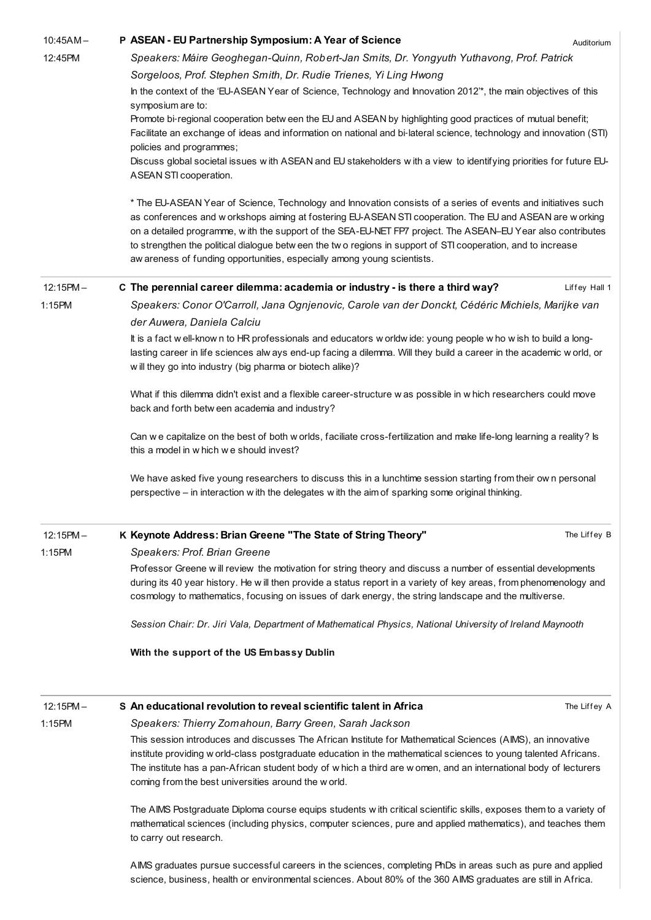10:45AM – 12:45PM

## P ASEAN - EU Partnership Symposium: A Year of Science

Auditorium

*Speakers: Máire Geoghegan-Quinn, Robert-Jan Smits, Dr. Yongyuth Yuthavong, Prof. Patrick Sorgeloos, Prof. Stephen Smith, Dr. Rudie Trienes, Yi Ling Hwong*

In the context of the 'EU-ASEAN Year of Science, Technology and Innovation 2012'*, the main objectives of this symposium are to:

Promote bi-regional cooperation between the EU and ASEAN by highlighting good practices of mutual benefit;

Facilitate an exchange of ideas and information on national and bi-lateral science, technology and innovation (STI) policies and programmes;

Discuss global societal issues with ASEAN and EU stakeholders with a view to identifying priorities for future EU-ASEAN STI cooperation.

* The EU-ASEAN Year of Science, Technology and Innovation consists of a series of events and initiatives such as conferences and workshops aiming at fostering EU-ASEAN STI cooperation. The EU and ASEAN are working on a detailed programme, with the support of the SEA-EU-NET FP7 project. The ASEAN–EU Year also contributes to strengthen the political dialogue between the two regions in support of STI cooperation, and to increase awareness of funding opportunities, especially among young scientists.

12:15PM – 1:15PM

## C The perennial career dilemma: academia or industry - is there a third way?

Liffey Hall 1

*Speakers: Conor O'Carroll, Jana Ognjenovic, Carole van der Donckt, Cédéric Michiels, Marijke van der Auwera, Daniela Calciu*

It is a fact well-known to HR professionals and educators worldwide: young people who wish to build a long-lasting career in life sciences always end-up facing a dilemma. Will they build a career in the academic world, or will they go into industry (big pharma or biotech alike)?

What if this dilemma didn't exist and a flexible career-structure was possible in which researchers could move back and forth between academia and industry?

Can we capitalize on the best of both worlds, faciliate cross-fertilization and make life-long learning a reality? Is this a model in which we should invest?

We have asked five young researchers to discuss this in a lunchtime session starting from their own personal perspective – in interaction with the delegates with the aim of sparking some original thinking.

12:15PM – 1:15PM

## K Keynote Address: Brian Greene "The State of String Theory"

The Liffey B

*Speakers: Prof. Brian Greene*

Professor Greene will review the motivation for string theory and discuss a number of essential developments during its 40 year history. He will then provide a status report in a variety of key areas, from phenomenology and cosmology to mathematics, focusing on issues of dark energy, the string landscape and the multiverse.

*Session Chair: Dr. Jiri Vala, Department of Mathematical Physics, National University of Ireland Maynooth*

**With the support of the US Embassy Dublin**

12:15PM – 1:15PM

## S An educational revolution to reveal scientific talent in Africa

The Liffey A

*Speakers: Thierry Zomahoun, Barry Green, Sarah Jackson*

This session introduces and discusses The African Institute for Mathematical Sciences (AIMS), an innovative institute providing world-class postgraduate education in the mathematical sciences to young talented Africans. The institute has a pan-African student body of which a third are women, and an international body of lecturers coming from the best universities around the world.

The AIMS Postgraduate Diploma course equips students with critical scientific skills, exposes them to a variety of mathematical sciences (including physics, computer sciences, pure and applied mathematics), and teaches them to carry out research.

AIMS graduates pursue successful careers in the sciences, completing PhDs in areas such as pure and applied science, business, health or environmental sciences. About 80% of the 360 AIMS graduates are still in Africa.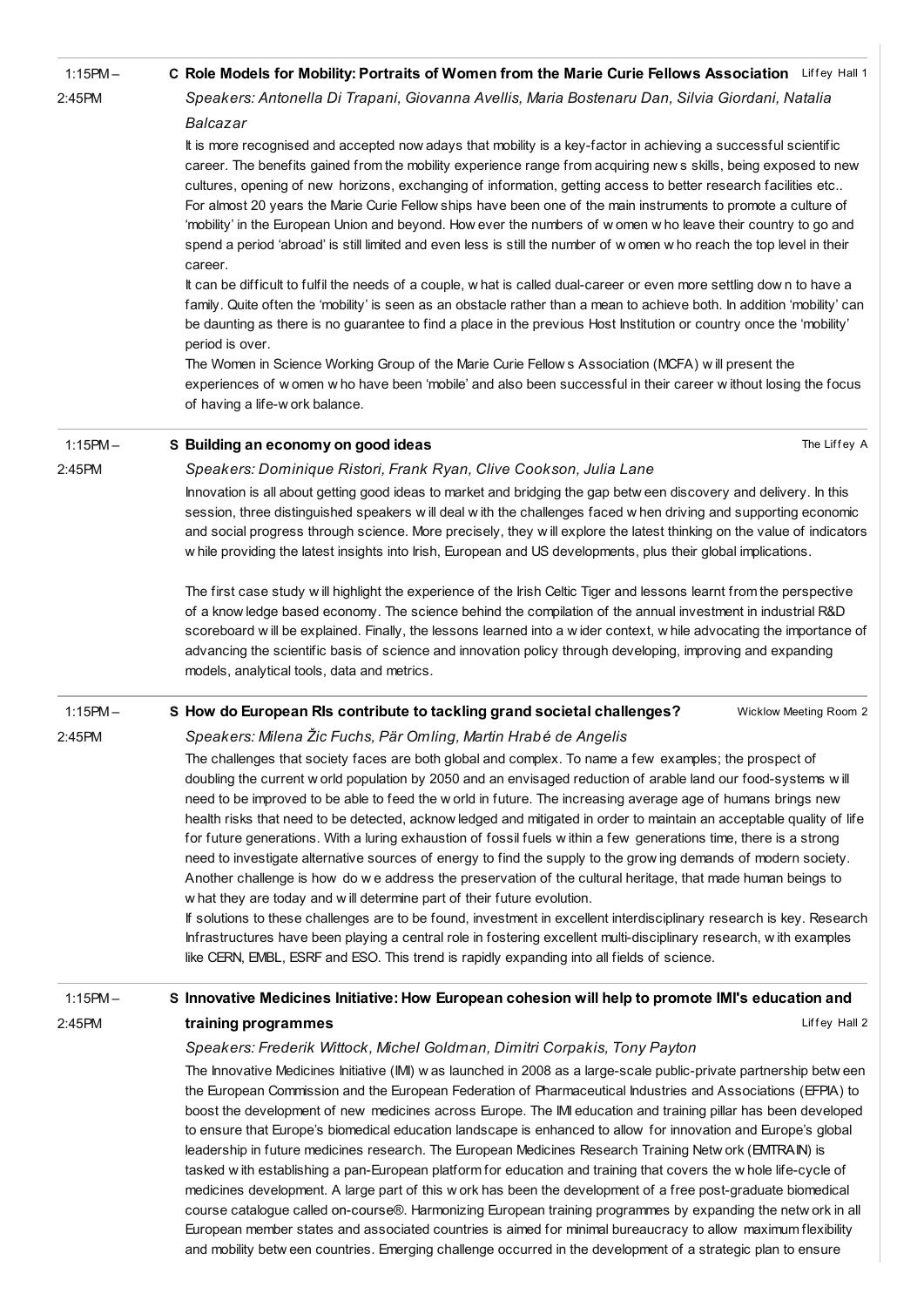**1:15PM – 2:45PM**

### C Role Models for Mobility: Portraits of Women from the Marie Curie Fellows Association

Liffey Hall 1

*Speakers: Antonella Di Trapani, Giovanna Avellis, Maria Bostenaru Dan, Silvia Giordani, Natalia Balcazar*

It is more recognised and accepted nowadays that mobility is a key-factor in achieving a successful scientific career. The benefits gained from the mobility experience range from acquiring news skills, being exposed to new cultures, opening of new horizons, exchanging of information, getting access to better research facilities etc.. For almost 20 years the Marie Curie Fellowships have been one of the main instruments to promote a culture of 'mobility' in the European Union and beyond. However the numbers of women who leave their country to go and spend a period 'abroad' is still limited and even less is still the number of women who reach the top level in their career.

It can be difficult to fulfil the needs of a couple, what is called dual-career or even more settling down to have a family. Quite often the 'mobility' is seen as an obstacle rather than a mean to achieve both. In addition 'mobility' can be daunting as there is no guarantee to find a place in the previous Host Institution or country once the 'mobility' period is over.

The Women in Science Working Group of the Marie Curie Fellows Association (MCFA) will present the experiences of women who have been 'mobile' and also been successful in their career without losing the focus of having a life-work balance.

**1:15PM – 2:45PM**

### S Building an economy on good ideas

The Liffey A

*Speakers: Dominique Ristori, Frank Ryan, Clive Cookson, Julia Lane*

Innovation is all about getting good ideas to market and bridging the gap between discovery and delivery. In this session, three distinguished speakers will deal with the challenges faced when driving and supporting economic and social progress through science. More precisely, they will explore the latest thinking on the value of indicators while providing the latest insights into Irish, European and US developments, plus their global implications.

The first case study will highlight the experience of the Irish Celtic Tiger and lessons learnt from the perspective of a knowledge based economy. The science behind the compilation of the annual investment in industrial R&D scoreboard will be explained. Finally, the lessons learned into a wider context, while advocating the importance of advancing the scientific basis of science and innovation policy through developing, improving and expanding models, analytical tools, data and metrics.

**1:15PM – 2:45PM**

### S How do European RIs contribute to tackling grand societal challenges?

Wicklow Meeting Room 2

*Speakers: Milena Žic Fuchs, Pär Omling, Martin Hrabé de Angelis*

The challenges that society faces are both global and complex. To name a few examples; the prospect of doubling the current world population by 2050 and an envisaged reduction of arable land our food-systems will need to be improved to be able to feed the world in future. The increasing average age of humans brings new health risks that need to be detected, acknowledged and mitigated in order to maintain an acceptable quality of life for future generations. With a luring exhaustion of fossil fuels within a few generations time, there is a strong need to investigate alternative sources of energy to find the supply to the growing demands of modern society. Another challenge is how do we address the preservation of the cultural heritage, that made human beings to what they are today and will determine part of their future evolution.

If solutions to these challenges are to be found, investment in excellent interdisciplinary research is key. Research Infrastructures have been playing a central role in fostering excellent multi-disciplinary research, with examples like CERN, EMBL, ESRF and ESO. This trend is rapidly expanding into all fields of science.

**1:15PM – 2:45PM**

### S Innovative Medicines Initiative: How European cohesion will help to promote IMI's education and training programmes

Liffey Hall 2

*Speakers: Frederik Wittock, Michel Goldman, Dimitri Corpakis, Tony Payton*

The Innovative Medicines Initiative (IMI) was launched in 2008 as a large-scale public-private partnership between the European Commission and the European Federation of Pharmaceutical Industries and Associations (EFPIA) to boost the development of new medicines across Europe. The IMI education and training pillar has been developed to ensure that Europe's biomedical education landscape is enhanced to allow for innovation and Europe's global leadership in future medicines research. The European Medicines Research Training Network (EMTRAIN) is tasked with establishing a pan-European platform for education and training that covers the whole life-cycle of medicines development. A large part of this work has been the development of a free post-graduate biomedical course catalogue called on-course®. Harmonizing European training programmes by expanding the network in all European member states and associated countries is aimed for minimal bureaucracy to allow maximum flexibility and mobility between countries. Emerging challenge occurred in the development of a strategic plan to ensure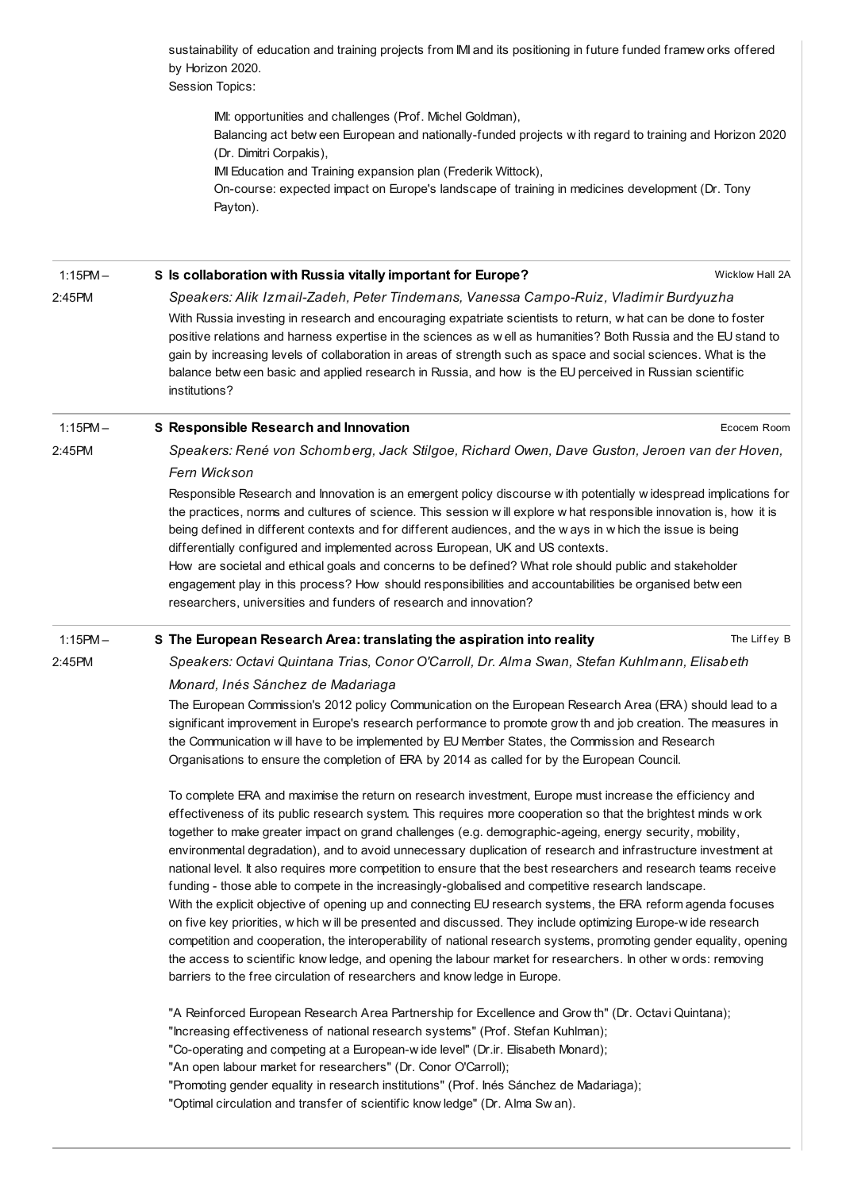sustainability of education and training projects from IMI and its positioning in future funded frameworks offered by Horizon 2020.
Session Topics:

- IMI: opportunities and challenges (Prof. Michel Goldman),
- Balancing act between European and nationally-funded projects with regard to training and Horizon 2020 (Dr. Dimitri Corpakis),
- IMI Education and Training expansion plan (Frederik Wittock),
- On-course: expected impact on Europe's landscape of training in medicines development (Dr. Tony Payton).

---

1:15PM – 2:45PM

**S Is collaboration with Russia vitally important for Europe?** — Wicklow Hall 2A

*Speakers: Alik Izmail-Zadeh, Peter Tindemans, Vanessa Campo-Ruiz, Vladimir Burdyuzha*

With Russia investing in research and encouraging expatriate scientists to return, what can be done to foster positive relations and harness expertise in the sciences as well as humanities? Both Russia and the EU stand to gain by increasing levels of collaboration in areas of strength such as space and social sciences. What is the balance between basic and applied research in Russia, and how is the EU perceived in Russian scientific institutions?

---

1:15PM – 2:45PM

**S Responsible Research and Innovation** — Ecocem Room

*Speakers: René von Schomberg, Jack Stilgoe, Richard Owen, Dave Guston, Jeroen van der Hoven, Fern Wickson*

Responsible Research and Innovation is an emergent policy discourse with potentially widespread implications for the practices, norms and cultures of science. This session will explore what responsible innovation is, how it is being defined in different contexts and for different audiences, and the ways in which the issue is being differentially configured and implemented across European, UK and US contexts.
How are societal and ethical goals and concerns to be defined? What role should public and stakeholder engagement play in this process? How should responsibilities and accountabilities be organised between researchers, universities and funders of research and innovation?

---

1:15PM – 2:45PM

**S The European Research Area: translating the aspiration into reality** — The Liffey B

*Speakers: Octavi Quintana Trias, Conor O'Carroll, Dr. Alma Swan, Stefan Kuhlmann, Elisabeth Monard, Inés Sánchez de Madariaga*

The European Commission's 2012 policy Communication on the European Research Area (ERA) should lead to a significant improvement in Europe's research performance to promote growth and job creation. The measures in the Communication will have to be implemented by EU Member States, the Commission and Research Organisations to ensure the completion of ERA by 2014 as called for by the European Council.

To complete ERA and maximise the return on research investment, Europe must increase the efficiency and effectiveness of its public research system. This requires more cooperation so that the brightest minds work together to make greater impact on grand challenges (e.g. demographic-ageing, energy security, mobility, environmental degradation), and to avoid unnecessary duplication of research and infrastructure investment at national level. It also requires more competition to ensure that the best researchers and research teams receive funding - those able to compete in the increasingly-globalised and competitive research landscape.
With the explicit objective of opening up and connecting EU research systems, the ERA reform agenda focuses on five key priorities, which will be presented and discussed. They include optimizing Europe-wide research competition and cooperation, the interoperability of national research systems, promoting gender equality, opening the access to scientific knowledge, and opening the labour market for researchers. In other words: removing barriers to the free circulation of researchers and knowledge in Europe.

"A Reinforced European Research Area Partnership for Excellence and Growth" (Dr. Octavi Quintana);
"Increasing effectiveness of national research systems" (Prof. Stefan Kuhlman);
"Co-operating and competing at a European-wide level" (Dr.ir. Elisabeth Monard);
"An open labour market for researchers" (Dr. Conor O'Carroll);
"Promoting gender equality in research institutions" (Prof. Inés Sánchez de Madariaga);
"Optimal circulation and transfer of scientific knowledge" (Dr. Alma Swan).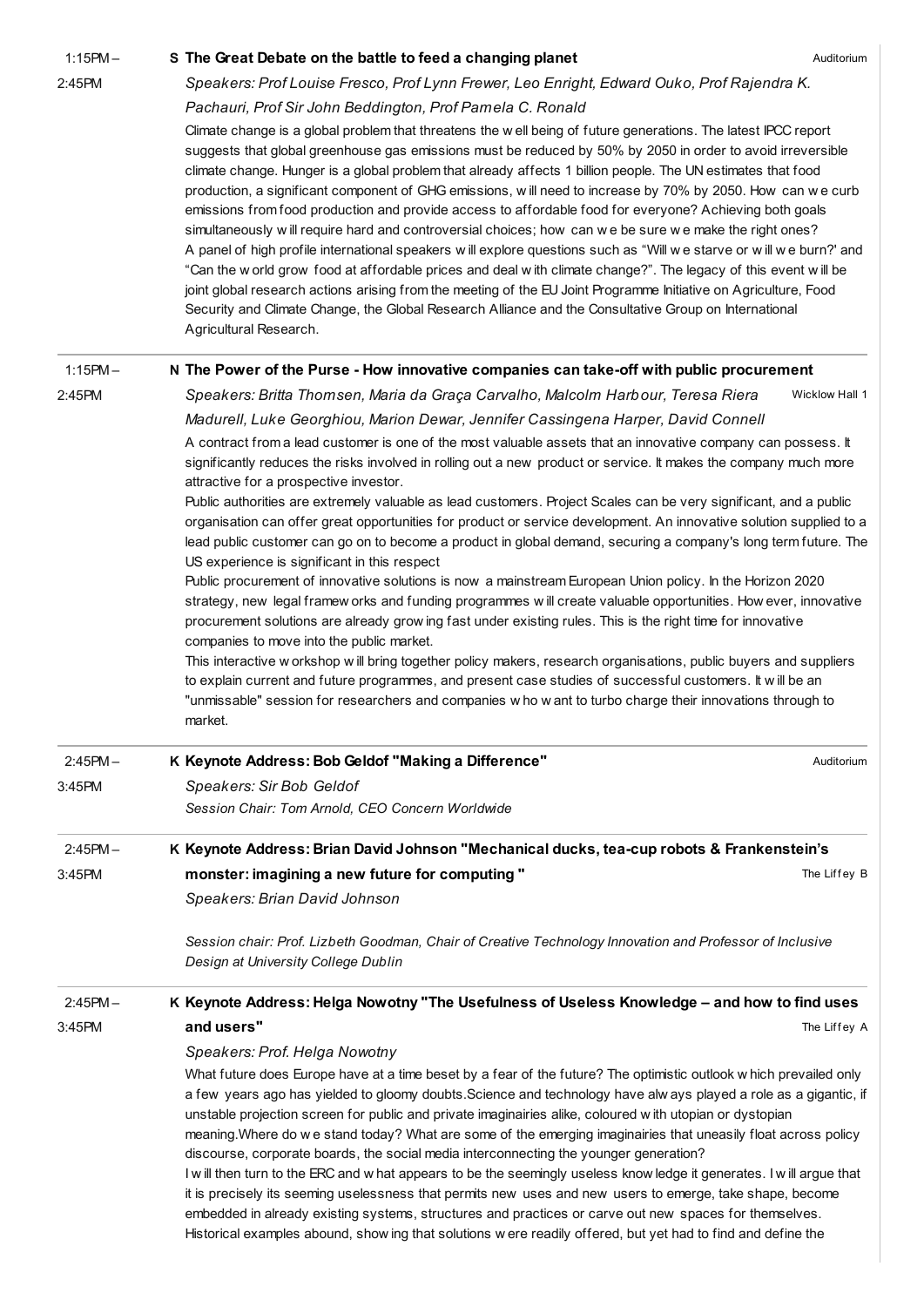1:15PM – 2:45PM

**S The Great Debate on the battle to feed a changing planet** — Auditorium

*Speakers: Prof Louise Fresco, Prof Lynn Frewer, Leo Enright, Edward Ouko, Prof Rajendra K. Pachauri, Prof Sir John Beddington, Prof Pamela C. Ronald*

Climate change is a global problem that threatens the well being of future generations. The latest IPCC report suggests that global greenhouse gas emissions must be reduced by 50% by 2050 in order to avoid irreversible climate change. Hunger is a global problem that already affects 1 billion people. The UN estimates that food production, a significant component of GHG emissions, will need to increase by 70% by 2050. How can we curb emissions from food production and provide access to affordable food for everyone? Achieving both goals simultaneously will require hard and controversial choices; how can we be sure we make the right ones? A panel of high profile international speakers will explore questions such as "Will we starve or will we burn?' and "Can the world grow food at affordable prices and deal with climate change?". The legacy of this event will be joint global research actions arising from the meeting of the EU Joint Programme Initiative on Agriculture, Food Security and Climate Change, the Global Research Alliance and the Consultative Group on International Agricultural Research.

1:15PM – 2:45PM

**N The Power of the Purse - How innovative companies can take-off with public procurement** — Wicklow Hall 1

*Speakers: Britta Thomsen, Maria da Graça Carvalho, Malcolm Harbour, Teresa Riera Madurell, Luke Georghiou, Marion Dewar, Jennifer Cassingena Harper, David Connell*

A contract from a lead customer is one of the most valuable assets that an innovative company can possess. It significantly reduces the risks involved in rolling out a new product or service. It makes the company much more attractive for a prospective investor.

Public authorities are extremely valuable as lead customers. Project Scales can be very significant, and a public organisation can offer great opportunities for product or service development. An innovative solution supplied to a lead public customer can go on to become a product in global demand, securing a company's long term future. The US experience is significant in this respect

Public procurement of innovative solutions is now a mainstream European Union policy. In the Horizon 2020 strategy, new legal frameworks and funding programmes will create valuable opportunities. However, innovative procurement solutions are already growing fast under existing rules. This is the right time for innovative companies to move into the public market.

This interactive workshop will bring together policy makers, research organisations, public buyers and suppliers to explain current and future programmes, and present case studies of successful customers. It will be an "unmissable" session for researchers and companies who want to turbo charge their innovations through to market.

2:45PM – 3:45PM

**K Keynote Address: Bob Geldof "Making a Difference"** — Auditorium

*Speakers: Sir Bob Geldof*

*Session Chair: Tom Arnold, CEO Concern Worldwide*

2:45PM – 3:45PM

**K Keynote Address: Brian David Johnson "Mechanical ducks, tea-cup robots & Frankenstein's monster: imagining a new future for computing "** — The Liffey B

*Speakers: Brian David Johnson*

*Session chair: Prof. Lizbeth Goodman, Chair of Creative Technology Innovation and Professor of Inclusive Design at University College Dublin*

2:45PM – 3:45PM

**K Keynote Address: Helga Nowotny "The Usefulness of Useless Knowledge – and how to find uses and users"** — The Liffey A

*Speakers: Prof. Helga Nowotny*

What future does Europe have at a time beset by a fear of the future? The optimistic outlook which prevailed only a few years ago has yielded to gloomy doubts.Science and technology have always played a role as a gigantic, if unstable projection screen for public and private imaginairies alike, coloured with utopian or dystopian meaning.Where do we stand today? What are some of the emerging imaginairies that uneasily float across policy discourse, corporate boards, the social media interconnecting the younger generation?

I will then turn to the ERC and what appears to be the seemingly useless knowledge it generates. I will argue that it is precisely its seeming uselessness that permits new uses and new users to emerge, take shape, become embedded in already existing systems, structures and practices or carve out new spaces for themselves. Historical examples abound, showing that solutions were readily offered, but yet had to find and define the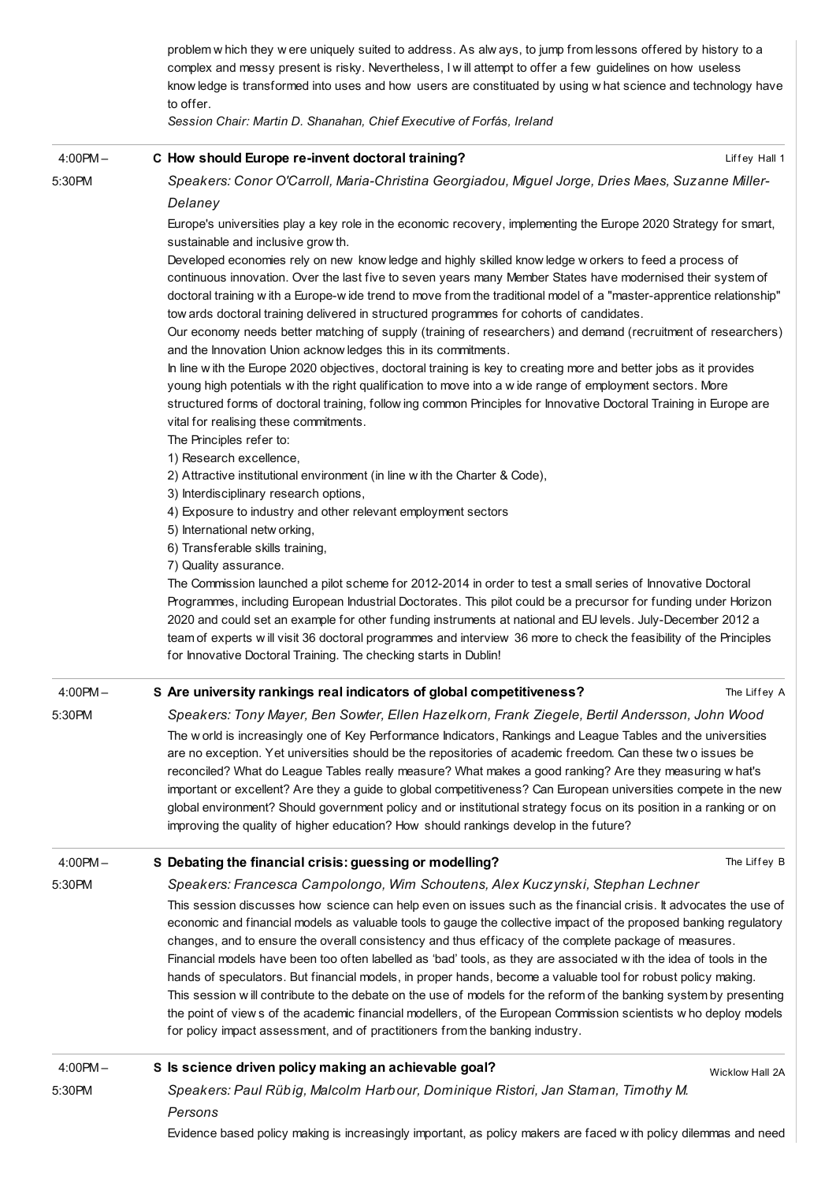problem which they were uniquely suited to address. As always, to jump from lessons offered by history to a complex and messy present is risky. Nevertheless, I will attempt to offer a few guidelines on how useless knowledge is transformed into uses and how users are constituated by using what science and technology have to offer.

*Session Chair: Martin D. Shanahan, Chief Executive of Forfás, Ireland*

4:00PM – 5:30PM

### C How should Europe re-invent doctoral training?

Liffey Hall 1

*Speakers: Conor O'Carroll, Maria-Christina Georgiadou, Miguel Jorge, Dries Maes, Suzanne Miller-Delaney*

Europe's universities play a key role in the economic recovery, implementing the Europe 2020 Strategy for smart, sustainable and inclusive growth.

Developed economies rely on new knowledge and highly skilled knowledge workers to feed a process of continuous innovation. Over the last five to seven years many Member States have modernised their system of doctoral training with a Europe-wide trend to move from the traditional model of a "master-apprentice relationship" towards doctoral training delivered in structured programmes for cohorts of candidates.

Our economy needs better matching of supply (training of researchers) and demand (recruitment of researchers) and the Innovation Union acknowledges this in its commitments.

In line with the Europe 2020 objectives, doctoral training is key to creating more and better jobs as it provides young high potentials with the right qualification to move into a wide range of employment sectors. More structured forms of doctoral training, following common Principles for Innovative Doctoral Training in Europe are vital for realising these commitments.

The Principles refer to:

1) Research excellence,
2) Attractive institutional environment (in line with the Charter & Code),
3) Interdisciplinary research options,
4) Exposure to industry and other relevant employment sectors
5) International networking,
6) Transferable skills training,
7) Quality assurance.

The Commission launched a pilot scheme for 2012-2014 in order to test a small series of Innovative Doctoral Programmes, including European Industrial Doctorates. This pilot could be a precursor for funding under Horizon 2020 and could set an example for other funding instruments at national and EU levels. July-December 2012 a team of experts will visit 36 doctoral programmes and interview 36 more to check the feasibility of the Principles for Innovative Doctoral Training. The checking starts in Dublin!

4:00PM – 5:30PM

### S Are university rankings real indicators of global competitiveness?

The Liffey A

*Speakers: Tony Mayer, Ben Sowter, Ellen Hazelkorn, Frank Ziegele, Bertil Andersson, John Wood*

The world is increasingly one of Key Performance Indicators, Rankings and League Tables and the universities are no exception. Yet universities should be the repositories of academic freedom. Can these two issues be reconciled? What do League Tables really measure? What makes a good ranking? Are they measuring what's important or excellent? Are they a guide to global competitiveness? Can European universities compete in the new global environment? Should government policy and or institutional strategy focus on its position in a ranking or on improving the quality of higher education? How should rankings develop in the future?

4:00PM – 5:30PM

### S Debating the financial crisis: guessing or modelling?

The Liffey B

*Speakers: Francesca Campolongo, Wim Schoutens, Alex Kuczynski, Stephan Lechner*

This session discusses how science can help even on issues such as the financial crisis. It advocates the use of economic and financial models as valuable tools to gauge the collective impact of the proposed banking regulatory changes, and to ensure the overall consistency and thus efficacy of the complete package of measures. Financial models have been too often labelled as 'bad' tools, as they are associated with the idea of tools in the hands of speculators. But financial models, in proper hands, become a valuable tool for robust policy making. This session will contribute to the debate on the use of models for the reform of the banking system by presenting the point of views of the academic financial modellers, of the European Commission scientists who deploy models for policy impact assessment, and of practitioners from the banking industry.

4:00PM – 5:30PM

### S Is science driven policy making an achievable goal?

Wicklow Hall 2A

*Speakers: Paul Rübig, Malcolm Harbour, Dominique Ristori, Jan Staman, Timothy M. Persons*

Evidence based policy making is increasingly important, as policy makers are faced with policy dilemmas and need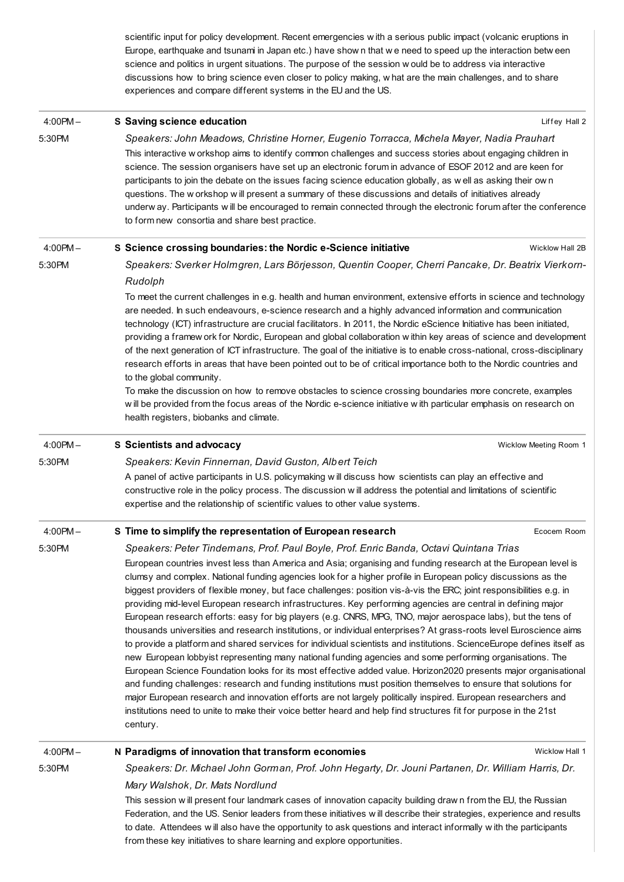scientific input for policy development. Recent emergencies with a serious public impact (volcanic eruptions in Europe, earthquake and tsunami in Japan etc.) have shown that we need to speed up the interaction between science and politics in urgent situations. The purpose of the session would be to address via interactive discussions how to bring science even closer to policy making, what are the main challenges, and to share experiences and compare different systems in the EU and the US.

---

4:00PM – 5:30PM

### S Saving science education

Liffey Hall 2

*Speakers: John Meadows, Christine Horner, Eugenio Torracca, Michela Mayer, Nadia Prauhart*

This interactive workshop aims to identify common challenges and success stories about engaging children in science. The session organisers have set up an electronic forum in advance of ESOF 2012 and are keen for participants to join the debate on the issues facing science education globally, as well as asking their own questions. The workshop will present a summary of these discussions and details of initiatives already underway. Participants will be encouraged to remain connected through the electronic forum after the conference to form new consortia and share best practice.

---

4:00PM – 5:30PM

### S Science crossing boundaries: the Nordic e-Science initiative

Wicklow Hall 2B

*Speakers: Sverker Holmgren, Lars Börjesson, Quentin Cooper, Cherri Pancake, Dr. Beatrix Vierkorn-Rudolph*

To meet the current challenges in e.g. health and human environment, extensive efforts in science and technology are needed. In such endeavours, e-science research and a highly advanced information and communication technology (ICT) infrastructure are crucial facilitators. In 2011, the Nordic eScience Initiative has been initiated, providing a framework for Nordic, European and global collaboration within key areas of science and development of the next generation of ICT infrastructure. The goal of the initiative is to enable cross-national, cross-disciplinary research efforts in areas that have been pointed out to be of critical importance both to the Nordic countries and to the global community.

To make the discussion on how to remove obstacles to science crossing boundaries more concrete, examples will be provided from the focus areas of the Nordic e-science initiative with particular emphasis on research on health registers, biobanks and climate.

---

4:00PM – 5:30PM

### S Scientists and advocacy

Wicklow Meeting Room 1

*Speakers: Kevin Finnernan, David Guston, Albert Teich*

A panel of active participants in U.S. policymaking will discuss how scientists can play an effective and constructive role in the policy process. The discussion will address the potential and limitations of scientific expertise and the relationship of scientific values to other value systems.

---

4:00PM – 5:30PM

### S Time to simplify the representation of European research

Ecocem Room

*Speakers: Peter Tindemans, Prof. Paul Boyle, Prof. Enric Banda, Octavi Quintana Trias*

European countries invest less than America and Asia; organising and funding research at the European level is clumsy and complex. National funding agencies look for a higher profile in European policy discussions as the biggest providers of flexible money, but face challenges: position vis-à-vis the ERC; joint responsibilities e.g. in providing mid-level European research infrastructures. Key performing agencies are central in defining major European research efforts: easy for big players (e.g. CNRS, MPG, TNO, major aerospace labs), but the tens of thousands universities and research institutions, or individual enterprises? At grass-roots level Euroscience aims to provide a platform and shared services for individual scientists and institutions. ScienceEurope defines itself as new European lobbyist representing many national funding agencies and some performing organisations. The European Science Foundation looks for its most effective added value. Horizon2020 presents major organisational and funding challenges: research and funding institutions must position themselves to ensure that solutions for major European research and innovation efforts are not largely politically inspired. European researchers and institutions need to unite to make their voice better heard and help find structures fit for purpose in the 21st century.

---

4:00PM – 5:30PM

### N Paradigms of innovation that transform economies

Wicklow Hall 1

*Speakers: Dr. Michael John Gorman, Prof. John Hegarty, Dr. Jouni Partanen, Dr. William Harris, Dr. Mary Walshok, Dr. Mats Nordlund*

This session will present four landmark cases of innovation capacity building drawn from the EU, the Russian Federation, and the US. Senior leaders from these initiatives will describe their strategies, experience and results to date. Attendees will also have the opportunity to ask questions and interact informally with the participants from these key initiatives to share learning and explore opportunities.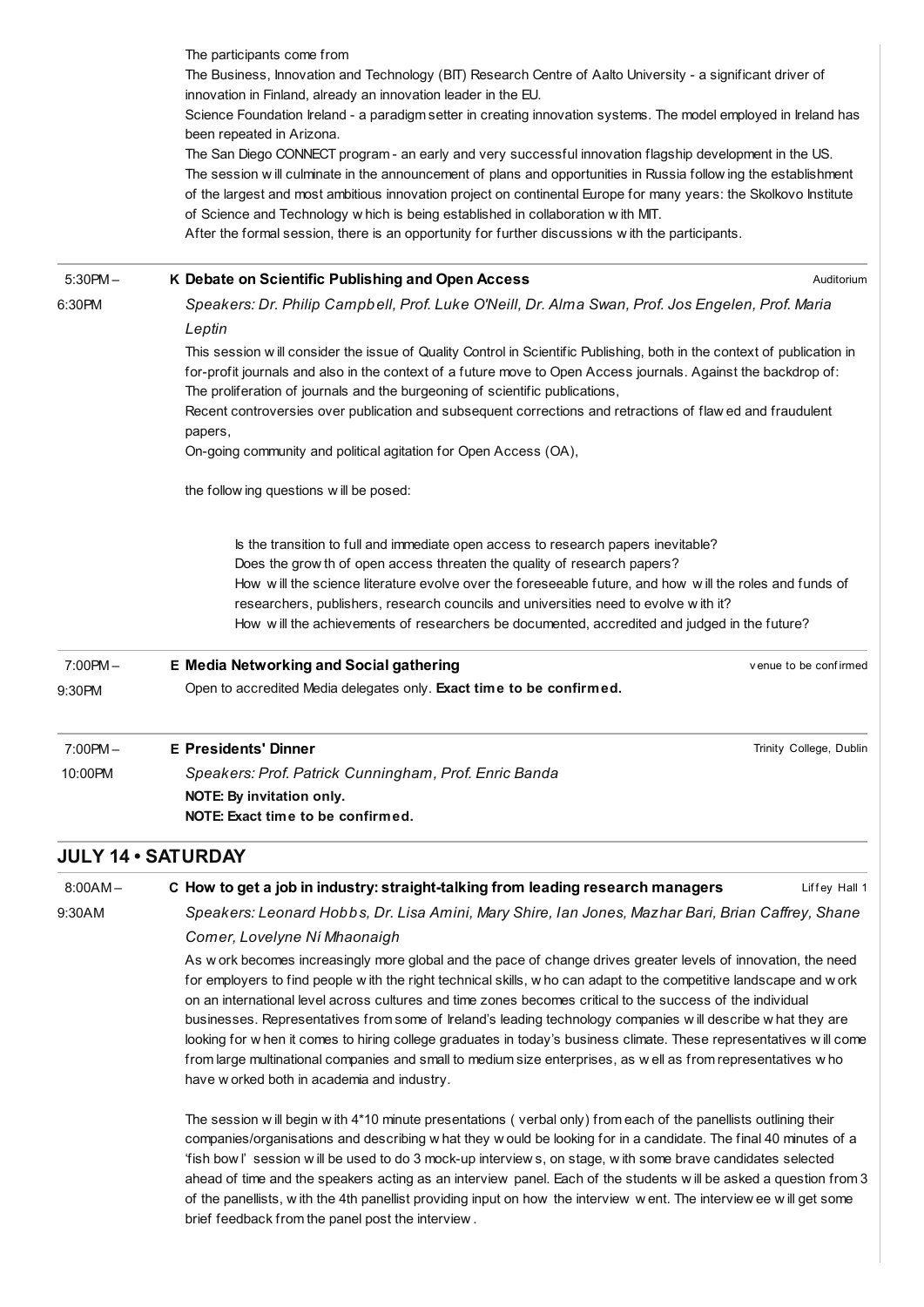The participants come from

The Business, Innovation and Technology (BIT) Research Centre of Aalto University - a significant driver of innovation in Finland, already an innovation leader in the EU.

Science Foundation Ireland - a paradigm setter in creating innovation systems. The model employed in Ireland has been repeated in Arizona.

The San Diego CONNECT program - an early and very successful innovation flagship development in the US.

The session will culminate in the announcement of plans and opportunities in Russia following the establishment of the largest and most ambitious innovation project on continental Europe for many years: the Skolkovo Institute of Science and Technology which is being established in collaboration with MIT.

After the formal session, there is an opportunity for further discussions with the participants.

---

5:30PM – 6:30PM

**K Debate on Scientific Publishing and Open Access** — Auditorium

*Speakers: Dr. Philip Campbell, Prof. Luke O'Neill, Dr. Alma Swan, Prof. Jos Engelen, Prof. Maria Leptin*

This session will consider the issue of Quality Control in Scientific Publishing, both in the context of publication in for-profit journals and also in the context of a future move to Open Access journals. Against the backdrop of:

The proliferation of journals and the burgeoning of scientific publications,

Recent controversies over publication and subsequent corrections and retractions of flawed and fraudulent papers,

On-going community and political agitation for Open Access (OA),

the following questions will be posed:

> Is the transition to full and immediate open access to research papers inevitable?
> Does the growth of open access threaten the quality of research papers?
> How will the science literature evolve over the foreseeable future, and how will the roles and funds of researchers, publishers, research councils and universities need to evolve with it?
> How will the achievements of researchers be documented, accredited and judged in the future?

---

7:00PM – 9:30PM

**E Media Networking and Social gathering** — venue to be confirmed

Open to accredited Media delegates only. **Exact time to be confirmed.**

---

7:00PM – 10:00PM

**E Presidents' Dinner** — Trinity College, Dublin

*Speakers: Prof. Patrick Cunningham, Prof. Enric Banda*

**NOTE: By invitation only.**

**NOTE: Exact time to be confirmed.**

## JULY 14 • SATURDAY

8:00AM – 9:30AM

**C How to get a job in industry: straight-talking from leading research managers** — Liffey Hall 1

*Speakers: Leonard Hobbs, Dr. Lisa Amini, Mary Shire, Ian Jones, Mazhar Bari, Brian Caffrey, Shane Comer, Lovelyne Ní Mhaonaigh*

As work becomes increasingly more global and the pace of change drives greater levels of innovation, the need for employers to find people with the right technical skills, who can adapt to the competitive landscape and work on an international level across cultures and time zones becomes critical to the success of the individual businesses. Representatives from some of Ireland's leading technology companies will describe what they are looking for when it comes to hiring college graduates in today's business climate. These representatives will come from large multinational companies and small to medium size enterprises, as well as from representatives who have worked both in academia and industry.

The session will begin with 4*10 minute presentations ( verbal only) from each of the panellists outlining their companies/organisations and describing what they would be looking for in a candidate. The final 40 minutes of a 'fish bowl' session will be used to do 3 mock-up interviews, on stage, with some brave candidates selected ahead of time and the speakers acting as an interview panel. Each of the students will be asked a question from 3 of the panellists, with the 4th panellist providing input on how the interview went. The interviewee will get some brief feedback from the panel post the interview.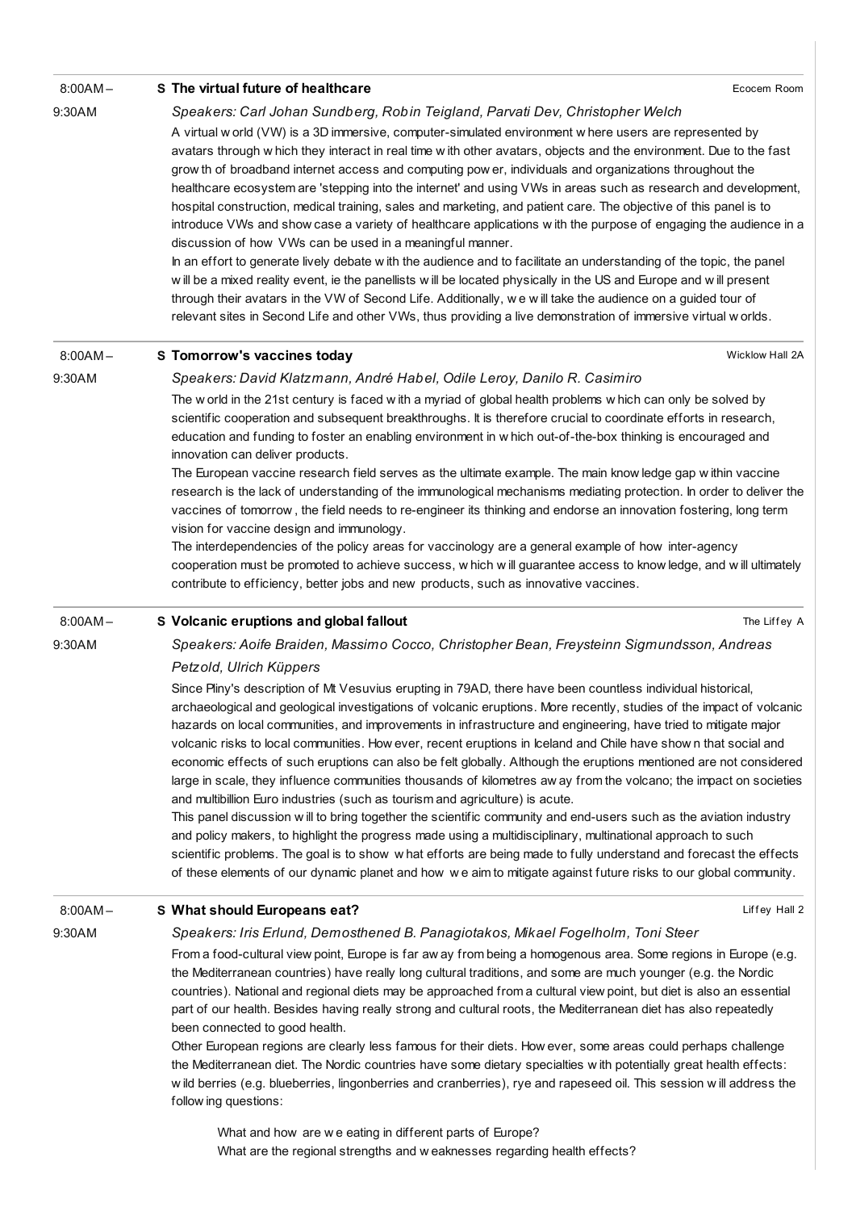8:00AM – 9:30AM

## S The virtual future of healthcare

Ecocem Room

*Speakers: Carl Johan Sundberg, Robin Teigland, Parvati Dev, Christopher Welch*

A virtual world (VW) is a 3D immersive, computer-simulated environment where users are represented by avatars through which they interact in real time with other avatars, objects and the environment. Due to the fast growth of broadband internet access and computing power, individuals and organizations throughout the healthcare ecosystem are 'stepping into the internet' and using VWs in areas such as research and development, hospital construction, medical training, sales and marketing, and patient care. The objective of this panel is to introduce VWs and showcase a variety of healthcare applications with the purpose of engaging the audience in a discussion of how VWs can be used in a meaningful manner.

In an effort to generate lively debate with the audience and to facilitate an understanding of the topic, the panel will be a mixed reality event, ie the panellists will be located physically in the US and Europe and will present through their avatars in the VW of Second Life. Additionally, we will take the audience on a guided tour of relevant sites in Second Life and other VWs, thus providing a live demonstration of immersive virtual worlds.

8:00AM – 9:30AM

## S Tomorrow's vaccines today

Wicklow Hall 2A

*Speakers: David Klatzmann, André Habel, Odile Leroy, Danilo R. Casimiro*

The world in the 21st century is faced with a myriad of global health problems which can only be solved by scientific cooperation and subsequent breakthroughs. It is therefore crucial to coordinate efforts in research, education and funding to foster an enabling environment in which out-of-the-box thinking is encouraged and innovation can deliver products.

The European vaccine research field serves as the ultimate example. The main knowledge gap within vaccine research is the lack of understanding of the immunological mechanisms mediating protection. In order to deliver the vaccines of tomorrow, the field needs to re-engineer its thinking and endorse an innovation fostering, long term vision for vaccine design and immunology.

The interdependencies of the policy areas for vaccinology are a general example of how inter-agency cooperation must be promoted to achieve success, which will guarantee access to knowledge, and will ultimately contribute to efficiency, better jobs and new products, such as innovative vaccines.

8:00AM – 9:30AM

## S Volcanic eruptions and global fallout

The Liffey A

*Speakers: Aoife Braiden, Massimo Cocco, Christopher Bean, Freysteinn Sigmundsson, Andreas Petzold, Ulrich Küppers*

Since Pliny's description of Mt Vesuvius erupting in 79AD, there have been countless individual historical, archaeological and geological investigations of volcanic eruptions. More recently, studies of the impact of volcanic hazards on local communities, and improvements in infrastructure and engineering, have tried to mitigate major volcanic risks to local communities. However, recent eruptions in Iceland and Chile have shown that social and economic effects of such eruptions can also be felt globally. Although the eruptions mentioned are not considered large in scale, they influence communities thousands of kilometres away from the volcano; the impact on societies and multibillion Euro industries (such as tourism and agriculture) is acute.

This panel discussion will to bring together the scientific community and end-users such as the aviation industry and policy makers, to highlight the progress made using a multidisciplinary, multinational approach to such scientific problems. The goal is to show what efforts are being made to fully understand and forecast the effects of these elements of our dynamic planet and how we aim to mitigate against future risks to our global community.

8:00AM – 9:30AM

## S What should Europeans eat?

Liffey Hall 2

*Speakers: Iris Erlund, Demosthened B. Panagiotakos, Mikael Fogelholm, Toni Steer*

From a food-cultural view point, Europe is far away from being a homogenous area. Some regions in Europe (e.g. the Mediterranean countries) have really long cultural traditions, and some are much younger (e.g. the Nordic countries). National and regional diets may be approached from a cultural view point, but diet is also an essential part of our health. Besides having really strong and cultural roots, the Mediterranean diet has also repeatedly been connected to good health.

Other European regions are clearly less famous for their diets. However, some areas could perhaps challenge the Mediterranean diet. The Nordic countries have some dietary specialties with potentially great health effects: wild berries (e.g. blueberries, lingonberries and cranberries), rye and rapeseed oil. This session will address the following questions:

What and how are we eating in different parts of Europe?
What are the regional strengths and weaknesses regarding health effects?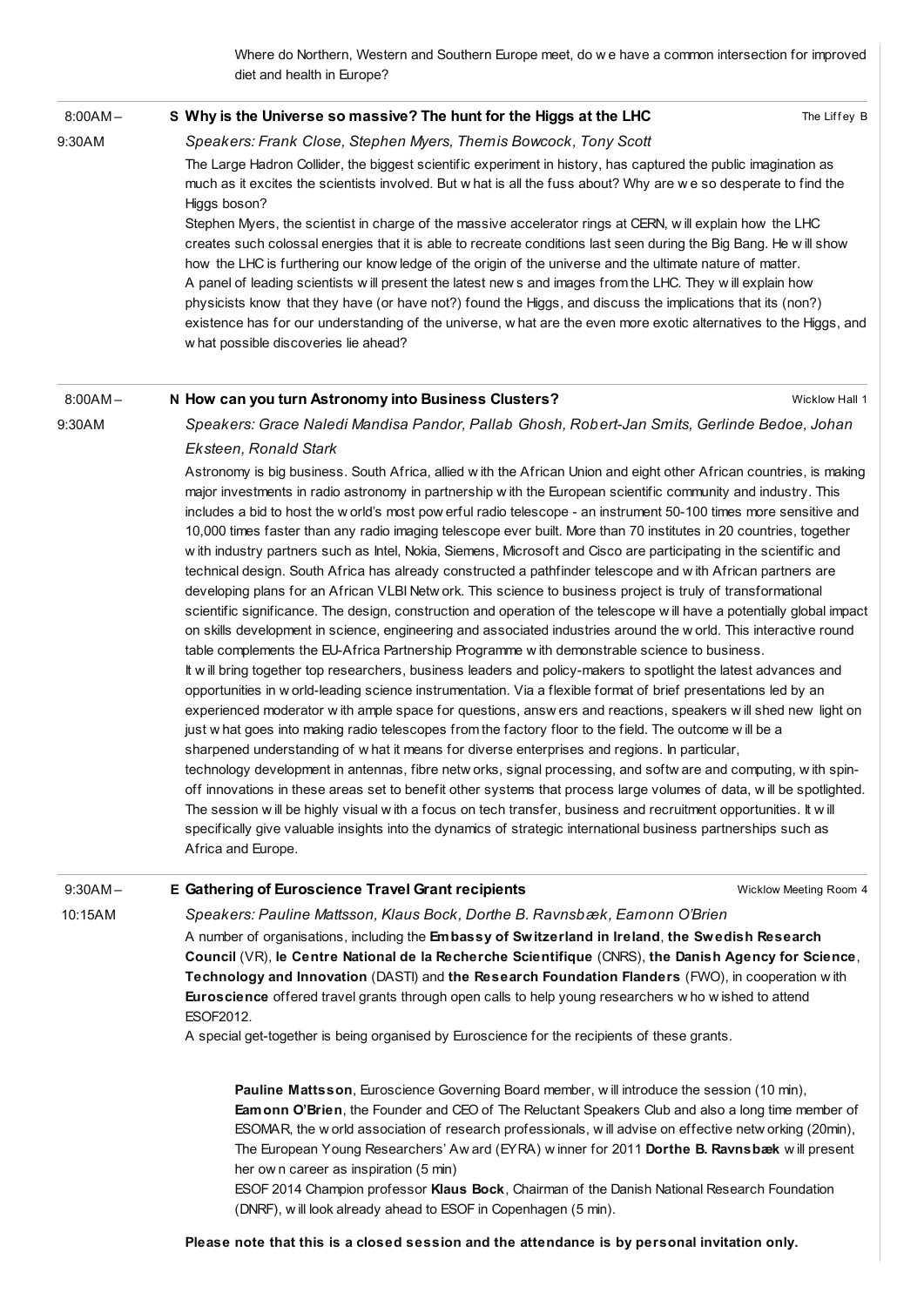Where do Northern, Western and Southern Europe meet, do we have a common intersection for improved diet and health in Europe?

8:00AM – 9:30AM

### S Why is the Universe so massive? The hunt for the Higgs at the LHC

The Liffey B

*Speakers: Frank Close, Stephen Myers, Themis Bowcock, Tony Scott*

The Large Hadron Collider, the biggest scientific experiment in history, has captured the public imagination as much as it excites the scientists involved. But what is all the fuss about? Why are we so desperate to find the Higgs boson?

Stephen Myers, the scientist in charge of the massive accelerator rings at CERN, will explain how the LHC creates such colossal energies that it is able to recreate conditions last seen during the Big Bang. He will show how the LHC is furthering our knowledge of the origin of the universe and the ultimate nature of matter.

A panel of leading scientists will present the latest news and images from the LHC. They will explain how physicists know that they have (or have not?) found the Higgs, and discuss the implications that its (non?) existence has for our understanding of the universe, what are the even more exotic alternatives to the Higgs, and what possible discoveries lie ahead?

8:00AM – 9:30AM

### N How can you turn Astronomy into Business Clusters?

Wicklow Hall 1

*Speakers: Grace Naledi Mandisa Pandor, Pallab Ghosh, Robert-Jan Smits, Gerlinde Bedoe, Johan Eksteen, Ronald Stark*

Astronomy is big business. South Africa, allied with the African Union and eight other African countries, is making major investments in radio astronomy in partnership with the European scientific community and industry. This includes a bid to host the world's most powerful radio telescope - an instrument 50-100 times more sensitive and 10,000 times faster than any radio imaging telescope ever built. More than 70 institutes in 20 countries, together with industry partners such as Intel, Nokia, Siemens, Microsoft and Cisco are participating in the scientific and technical design. South Africa has already constructed a pathfinder telescope and with African partners are developing plans for an African VLBI Network. This science to business project is truly of transformational scientific significance. The design, construction and operation of the telescope will have a potentially global impact on skills development in science, engineering and associated industries around the world. This interactive round table complements the EU-Africa Partnership Programme with demonstrable science to business.

It will bring together top researchers, business leaders and policy-makers to spotlight the latest advances and opportunities in world-leading science instrumentation. Via a flexible format of brief presentations led by an experienced moderator with ample space for questions, answers and reactions, speakers will shed new light on just what goes into making radio telescopes from the factory floor to the field. The outcome will be a sharpened understanding of what it means for diverse enterprises and regions. In particular, technology development in antennas, fibre networks, signal processing, and software and computing, with spin-off innovations in these areas set to benefit other systems that process large volumes of data, will be spotlighted. The session will be highly visual with a focus on tech transfer, business and recruitment opportunities. It will specifically give valuable insights into the dynamics of strategic international business partnerships such as Africa and Europe.

9:30AM – 10:15AM

### E Gathering of Euroscience Travel Grant recipients

Wicklow Meeting Room 4

*Speakers: Pauline Mattsson, Klaus Bock, Dorthe B. Ravnsbæk, Eamonn O'Brien*

A number of organisations, including the **Embassy of Switzerland in Ireland**, **the Swedish Research Council** (VR), **le Centre National de la Recherche Scientifique** (CNRS), **the Danish Agency for Science, Technology and Innovation** (DASTI) and **the Research Foundation Flanders** (FWO), in cooperation with **Euroscience** offered travel grants through open calls to help young researchers who wished to attend ESOF2012.

A special get-together is being organised by Euroscience for the recipients of these grants.

> **Pauline Mattsson**, Euroscience Governing Board member, will introduce the session (10 min),
> **Eamonn O'Brien**, the Founder and CEO of The Reluctant Speakers Club and also a long time member of ESOMAR, the world association of research professionals, will advise on effective networking (20min),
> The European Young Researchers' Award (EYRA) winner for 2011 **Dorthe B. Ravnsbæk** will present her own career as inspiration (5 min)
> ESOF 2014 Champion professor **Klaus Bock**, Chairman of the Danish National Research Foundation (DNRF), will look already ahead to ESOF in Copenhagen (5 min).

**Please note that this is a closed session and the attendance is by personal invitation only.**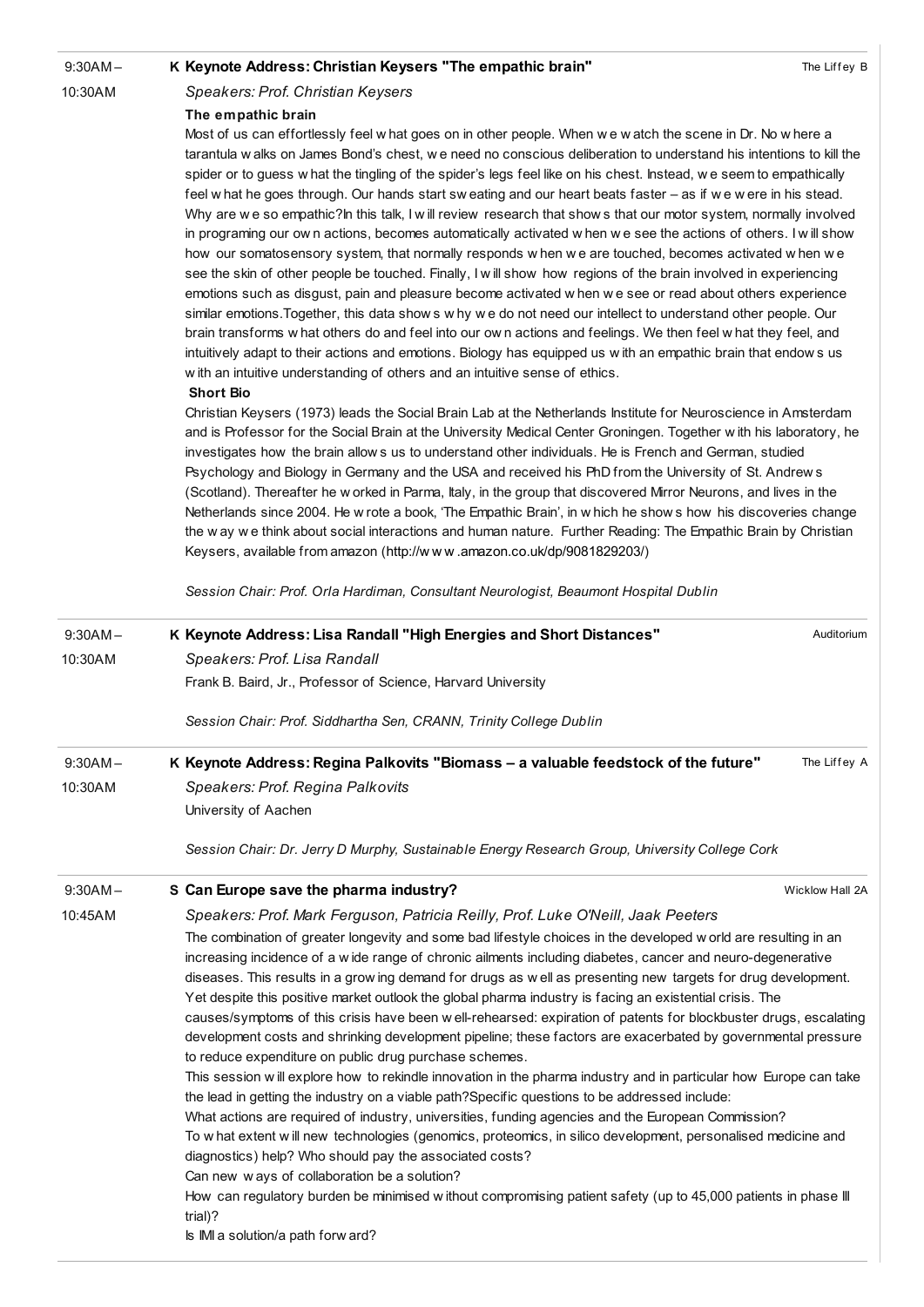9:30AM – 10:30AM

**K Keynote Address: Christian Keysers "The empathic brain"** — The Liffey B

*Speakers: Prof. Christian Keysers*

**The empathic brain**

Most of us can effortlessly feel what goes on in other people. When we watch the scene in Dr. No where a tarantula walks on James Bond's chest, we need no conscious deliberation to understand his intentions to kill the spider or to guess what the tingling of the spider's legs feel like on his chest. Instead, we seem to empathically feel what he goes through. Our hands start sweating and our heart beats faster – as if we were in his stead. Why are we so empathic?In this talk, I will review research that shows that our motor system, normally involved in programing our own actions, becomes automatically activated when we see the actions of others. I will show how our somatosensory system, that normally responds when we are touched, becomes activated when we see the skin of other people be touched. Finally, I will show how regions of the brain involved in experiencing emotions such as disgust, pain and pleasure become activated when we see or read about others experience similar emotions.Together, this data shows why we do not need our intellect to understand other people. Our brain transforms what others do and feel into our own actions and feelings. We then feel what they feel, and intuitively adapt to their actions and emotions. Biology has equipped us with an empathic brain that endows us with an intuitive understanding of others and an intuitive sense of ethics.

**Short Bio**

Christian Keysers (1973) leads the Social Brain Lab at the Netherlands Institute for Neuroscience in Amsterdam and is Professor for the Social Brain at the University Medical Center Groningen. Together with his laboratory, he investigates how the brain allows us to understand other individuals. He is French and German, studied Psychology and Biology in Germany and the USA and received his PhD from the University of St. Andrews (Scotland). Thereafter he worked in Parma, Italy, in the group that discovered Mirror Neurons, and lives in the Netherlands since 2004. He wrote a book, 'The Empathic Brain', in which he shows how his discoveries change the way we think about social interactions and human nature. Further Reading: The Empathic Brain by Christian Keysers, available from amazon (http://www.amazon.co.uk/dp/9081829203/)

*Session Chair: Prof. Orla Hardiman, Consultant Neurologist, Beaumont Hospital Dublin*

---

9:30AM – 10:30AM

**K Keynote Address: Lisa Randall "High Energies and Short Distances"** — Auditorium

*Speakers: Prof. Lisa Randall*

Frank B. Baird, Jr., Professor of Science, Harvard University

*Session Chair: Prof. Siddhartha Sen, CRANN, Trinity College Dublin*

---

9:30AM – 10:30AM

**K Keynote Address: Regina Palkovits "Biomass – a valuable feedstock of the future"** — The Liffey A

*Speakers: Prof. Regina Palkovits*

University of Aachen

*Session Chair: Dr. Jerry D Murphy, Sustainable Energy Research Group, University College Cork*

---

9:30AM – 10:45AM

**S Can Europe save the pharma industry?** — Wicklow Hall 2A

*Speakers: Prof. Mark Ferguson, Patricia Reilly, Prof. Luke O'Neill, Jaak Peeters*

The combination of greater longevity and some bad lifestyle choices in the developed world are resulting in an increasing incidence of a wide range of chronic ailments including diabetes, cancer and neuro-degenerative diseases. This results in a growing demand for drugs as well as presenting new targets for drug development. Yet despite this positive market outlook the global pharma industry is facing an existential crisis. The causes/symptoms of this crisis have been well-rehearsed: expiration of patents for blockbuster drugs, escalating development costs and shrinking development pipeline; these factors are exacerbated by governmental pressure to reduce expenditure on public drug purchase schemes.

This session will explore how to rekindle innovation in the pharma industry and in particular how Europe can take the lead in getting the industry on a viable path?Specific questions to be addressed include:

What actions are required of industry, universities, funding agencies and the European Commission?

To what extent will new technologies (genomics, proteomics, in silico development, personalised medicine and diagnostics) help? Who should pay the associated costs?

Can new ways of collaboration be a solution?

How can regulatory burden be minimised without compromising patient safety (up to 45,000 patients in phase III trial)?

Is IMI a solution/a path forward?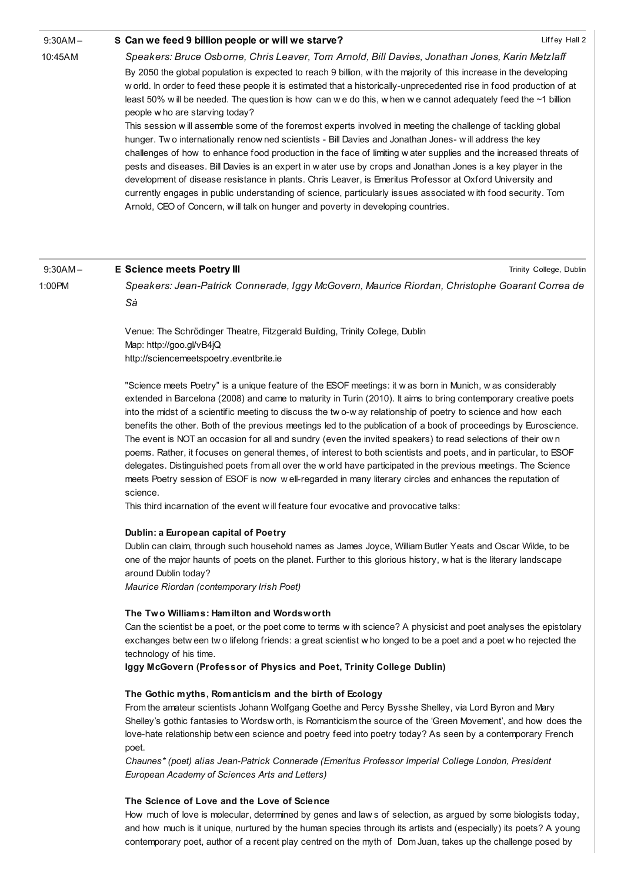9:30AM – 10:45AM

## S Can we feed 9 billion people or will we starve?

Liffey Hall 2

*Speakers: Bruce Osborne, Chris Leaver, Tom Arnold, Bill Davies, Jonathan Jones, Karin Metzlaff*

By 2050 the global population is expected to reach 9 billion, with the majority of this increase in the developing world. In order to feed these people it is estimated that a historically-unprecedented rise in food production of at least 50% will be needed. The question is how can we do this, when we cannot adequately feed the ~1 billion people who are starving today?

This session will assemble some of the foremost experts involved in meeting the challenge of tackling global hunger. Two internationally renowned scientists - Bill Davies and Jonathan Jones- will address the key challenges of how to enhance food production in the face of limiting water supplies and the increased threats of pests and diseases. Bill Davies is an expert in water use by crops and Jonathan Jones is a key player in the development of disease resistance in plants. Chris Leaver, is Emeritus Professor at Oxford University and currently engages in public understanding of science, particularly issues associated with food security. Tom Arnold, CEO of Concern, will talk on hunger and poverty in developing countries.

9:30AM – 1:00PM

## E Science meets Poetry III

Trinity College, Dublin

*Speakers: Jean-Patrick Connerade, Iggy McGovern, Maurice Riordan, Christophe Goarant Correa de Sà*

Venue: The Schrödinger Theatre, Fitzgerald Building, Trinity College, Dublin
Map: http://goo.gl/vB4jQ
http://sciencemeetspoetry.eventbrite.ie

"Science meets Poetry" is a unique feature of the ESOF meetings: it was born in Munich, was considerably extended in Barcelona (2008) and came to maturity in Turin (2010). It aims to bring contemporary creative poets into the midst of a scientific meeting to discuss the two-way relationship of poetry to science and how each benefits the other. Both of the previous meetings led to the publication of a book of proceedings by Euroscience. The event is NOT an occasion for all and sundry (even the invited speakers) to read selections of their own poems. Rather, it focuses on general themes, of interest to both scientists and poets, and in particular, to ESOF delegates. Distinguished poets from all over the world have participated in the previous meetings. The Science meets Poetry session of ESOF is now well-regarded in many literary circles and enhances the reputation of science.

This third incarnation of the event will feature four evocative and provocative talks:

### Dublin: a European capital of Poetry

Dublin can claim, through such household names as James Joyce, William Butler Yeats and Oscar Wilde, to be one of the major haunts of poets on the planet. Further to this glorious history, what is the literary landscape around Dublin today?

*Maurice Riordan (contemporary Irish Poet)*

### The Two Williams: Hamilton and Wordsworth

Can the scientist be a poet, or the poet come to terms with science? A physicist and poet analyses the epistolary exchanges between two lifelong friends: a great scientist who longed to be a poet and a poet who rejected the technology of his time.

**Iggy McGovern (Professor of Physics and Poet, Trinity College Dublin)**

### The Gothic myths, Romanticism and the birth of Ecology

From the amateur scientists Johann Wolfgang Goethe and Percy Bysshe Shelley, via Lord Byron and Mary Shelley's gothic fantasies to Wordsworth, is Romanticism the source of the 'Green Movement', and how does the love-hate relationship between science and poetry feed into poetry today? As seen by a contemporary French poet.

*Chaunes* (poet) alias Jean-Patrick Connerade (Emeritus Professor Imperial College London, President European Academy of Sciences Arts and Letters)*

### The Science of Love and the Love of Science

How much of love is molecular, determined by genes and laws of selection, as argued by some biologists today, and how much is it unique, nurtured by the human species through its artists and (especially) its poets? A young contemporary poet, author of a recent play centred on the myth of Dom Juan, takes up the challenge posed by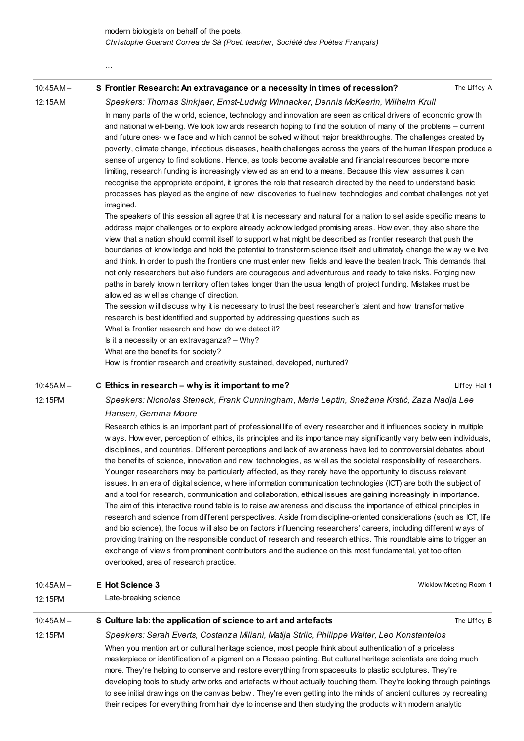modern biologists on behalf of the poets.
*Christophe Goarant Correa de Sà (Poet, teacher, Société des Poètes Français)*

…

10:45AM – 12:15AM

**S Frontier Research: An extravagance or a necessity in times of recession?** — The Liffey A

*Speakers: Thomas Sinkjaer, Ernst-Ludwig Winnacker, Dennis McKearin, Wilhelm Krull*

In many parts of the world, science, technology and innovation are seen as critical drivers of economic growth and national well-being. We look towards research hoping to find the solution of many of the problems – current and future ones- we face and which cannot be solved without major breakthroughs. The challenges created by poverty, climate change, infectious diseases, health challenges across the years of the human lifespan produce a sense of urgency to find solutions. Hence, as tools become available and financial resources become more limiting, research funding is increasingly viewed as an end to a means. Because this view assumes it can recognise the appropriate endpoint, it ignores the role that research directed by the need to understand basic processes has played as the engine of new discoveries to fuel new technologies and combat challenges not yet imagined.

The speakers of this session all agree that it is necessary and natural for a nation to set aside specific means to address major challenges or to explore already acknowledged promising areas. However, they also share the view that a nation should commit itself to support what might be described as frontier research that push the boundaries of knowledge and hold the potential to transform science itself and ultimately change the way we live and think. In order to push the frontiers one must enter new fields and leave the beaten track. This demands that not only researchers but also funders are courageous and adventurous and ready to take risks. Forging new paths in barely known territory often takes longer than the usual length of project funding. Mistakes must be allowed as well as change of direction.

The session will discuss why it is necessary to trust the best researcher's talent and how transformative research is best identified and supported by addressing questions such as

What is frontier research and how do we detect it?
Is it a necessity or an extravaganza? – Why?
What are the benefits for society?
How is frontier research and creativity sustained, developed, nurtured?

10:45AM – 12:15PM

**C Ethics in research – why is it important to me?** — Liffey Hall 1

*Speakers: Nicholas Steneck, Frank Cunningham, Maria Leptin, Snežana Krstić, Zaza Nadja Lee Hansen, Gemma Moore*

Research ethics is an important part of professional life of every researcher and it influences society in multiple ways. However, perception of ethics, its principles and its importance may significantly vary between individuals, disciplines, and countries. Different perceptions and lack of awareness have led to controversial debates about the benefits of science, innovation and new technologies, as well as the societal responsibility of researchers. Younger researchers may be particularly affected, as they rarely have the opportunity to discuss relevant issues. In an era of digital science, where information communication technologies (ICT) are both the subject of and a tool for research, communication and collaboration, ethical issues are gaining increasingly in importance. The aim of this interactive round table is to raise awareness and discuss the importance of ethical principles in research and science from different perspectives. Aside from discipline-oriented considerations (such as ICT, life and bio science), the focus will also be on factors influencing researchers' careers, including different ways of providing training on the responsible conduct of research and research ethics. This roundtable aims to trigger an exchange of views from prominent contributors and the audience on this most fundamental, yet too often overlooked, area of research practice.

10:45AM – 12:15PM

**E Hot Science 3** — Wicklow Meeting Room 1

Late-breaking science

10:45AM – 12:15PM

**S Culture lab: the application of science to art and artefacts** — The Liffey B

*Speakers: Sarah Everts, Costanza Miliani, Matija Strlic, Philippe Walter, Leo Konstantelos*

When you mention art or cultural heritage science, most people think about authentication of a priceless masterpiece or identification of a pigment on a Picasso painting. But cultural heritage scientists are doing much more. They're helping to conserve and restore everything from spacesuits to plastic sculptures. They're developing tools to study artworks and artefacts without actually touching them. They're looking through paintings to see initial drawings on the canvas below. They're even getting into the minds of ancient cultures by recreating their recipes for everything from hair dye to incense and then studying the products with modern analytic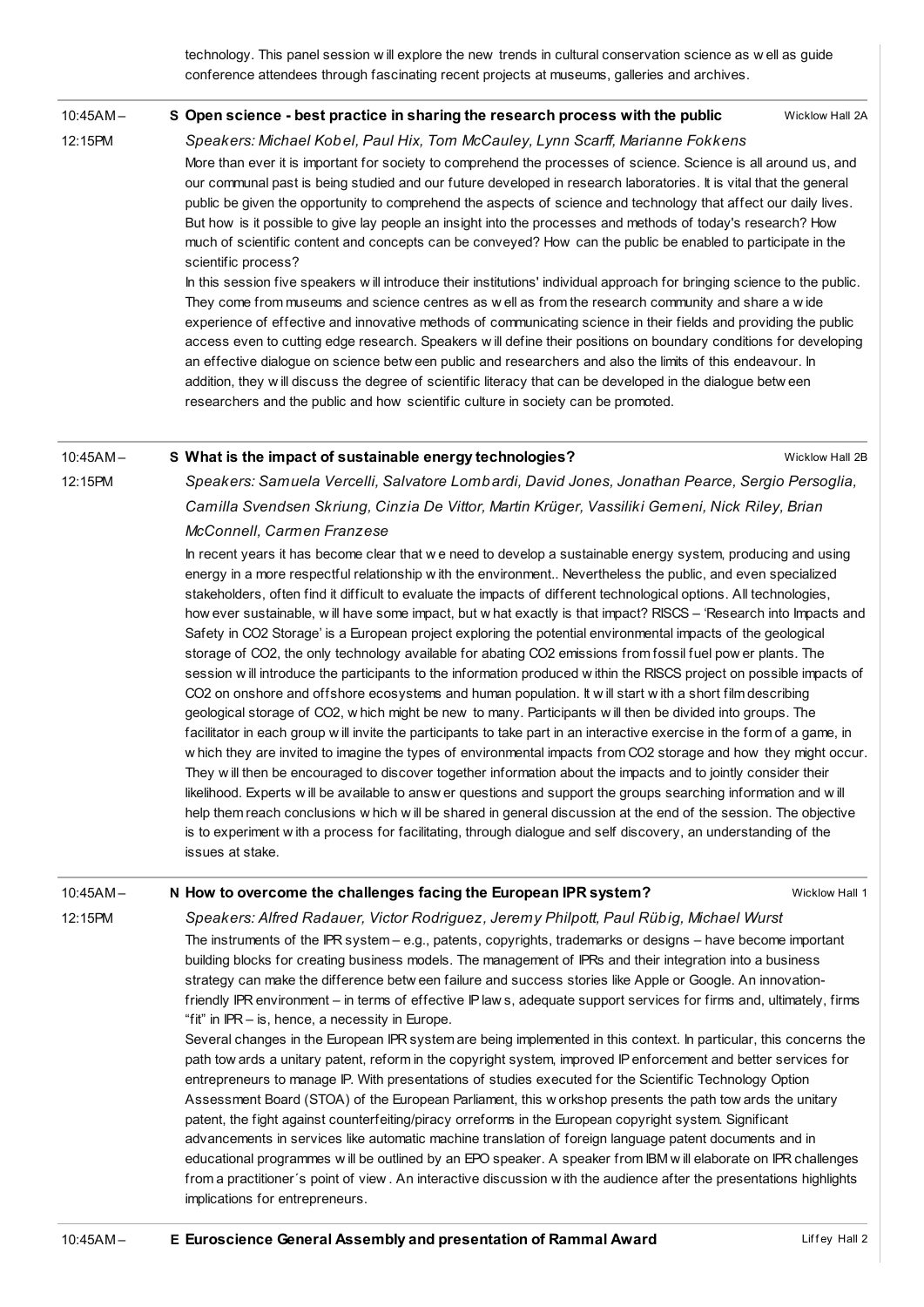technology. This panel session will explore the new trends in cultural conservation science as well as guide conference attendees through fascinating recent projects at museums, galleries and archives.

10:45AM – 12:15PM

### S Open science - best practice in sharing the research process with the public

Wicklow Hall 2A

*Speakers: Michael Kobel, Paul Hix, Tom McCauley, Lynn Scarff, Marianne Fokkens*

More than ever it is important for society to comprehend the processes of science. Science is all around us, and our communal past is being studied and our future developed in research laboratories. It is vital that the general public be given the opportunity to comprehend the aspects of science and technology that affect our daily lives. But how is it possible to give lay people an insight into the processes and methods of today's research? How much of scientific content and concepts can be conveyed? How can the public be enabled to participate in the scientific process?

In this session five speakers will introduce their institutions' individual approach for bringing science to the public. They come from museums and science centres as well as from the research community and share a wide experience of effective and innovative methods of communicating science in their fields and providing the public access even to cutting edge research. Speakers will define their positions on boundary conditions for developing an effective dialogue on science between public and researchers and also the limits of this endeavour. In addition, they will discuss the degree of scientific literacy that can be developed in the dialogue between researchers and the public and how scientific culture in society can be promoted.

10:45AM – 12:15PM

### S What is the impact of sustainable energy technologies?

Wicklow Hall 2B

*Speakers: Samuela Vercelli, Salvatore Lombardi, David Jones, Jonathan Pearce, Sergio Persoglia, Camilla Svendsen Skriung, Cinzia De Vittor, Martin Krüger, Vassiliki Gemeni, Nick Riley, Brian McConnell, Carmen Franzese*

In recent years it has become clear that we need to develop a sustainable energy system, producing and using energy in a more respectful relationship with the environment.. Nevertheless the public, and even specialized stakeholders, often find it difficult to evaluate the impacts of different technological options. All technologies, however sustainable, will have some impact, but what exactly is that impact? RISCS – 'Research into Impacts and Safety in $CO_2$ Storage' is a European project exploring the potential environmental impacts of the geological storage of $CO_2$, the only technology available for abating $CO_2$ emissions from fossil fuel power plants. The session will introduce the participants to the information produced within the RISCS project on possible impacts of $CO_2$ on onshore and offshore ecosystems and human population. It will start with a short film describing geological storage of $CO_2$, which might be new to many. Participants will then be divided into groups. The facilitator in each group will invite the participants to take part in an interactive exercise in the form of a game, in which they are invited to imagine the types of environmental impacts from $CO_2$ storage and how they might occur. They will then be encouraged to discover together information about the impacts and to jointly consider their likelihood. Experts will be available to answer questions and support the groups searching information and will help them reach conclusions which will be shared in general discussion at the end of the session. The objective is to experiment with a process for facilitating, through dialogue and self discovery, an understanding of the issues at stake.

10:45AM – 12:15PM

### N How to overcome the challenges facing the European IPR system?

Wicklow Hall 1

*Speakers: Alfred Radauer, Victor Rodriguez, Jeremy Philpott, Paul Rübig, Michael Wurst*

The instruments of the IPR system – e.g., patents, copyrights, trademarks or designs – have become important building blocks for creating business models. The management of IPRs and their integration into a business strategy can make the difference between failure and success stories like Apple or Google. An innovation-friendly IPR environment – in terms of effective IP laws, adequate support services for firms and, ultimately, firms "fit" in IPR – is, hence, a necessity in Europe.

Several changes in the European IPR system are being implemented in this context. In particular, this concerns the path towards a unitary patent, reform in the copyright system, improved IP enforcement and better services for entrepreneurs to manage IP. With presentations of studies executed for the Scientific Technology Option Assessment Board (STOA) of the European Parliament, this workshop presents the path towards the unitary patent, the fight against counterfeiting/piracy orreforms in the European copyright system. Significant advancements in services like automatic machine translation of foreign language patent documents and in educational programmes will be outlined by an EPO speaker. A speaker from IBM will elaborate on IPR challenges from a practitioner´s point of view. An interactive discussion with the audience after the presentations highlights implications for entrepreneurs.

10:45AM –

### E Euroscience General Assembly and presentation of Rammal Award

Liffey Hall 2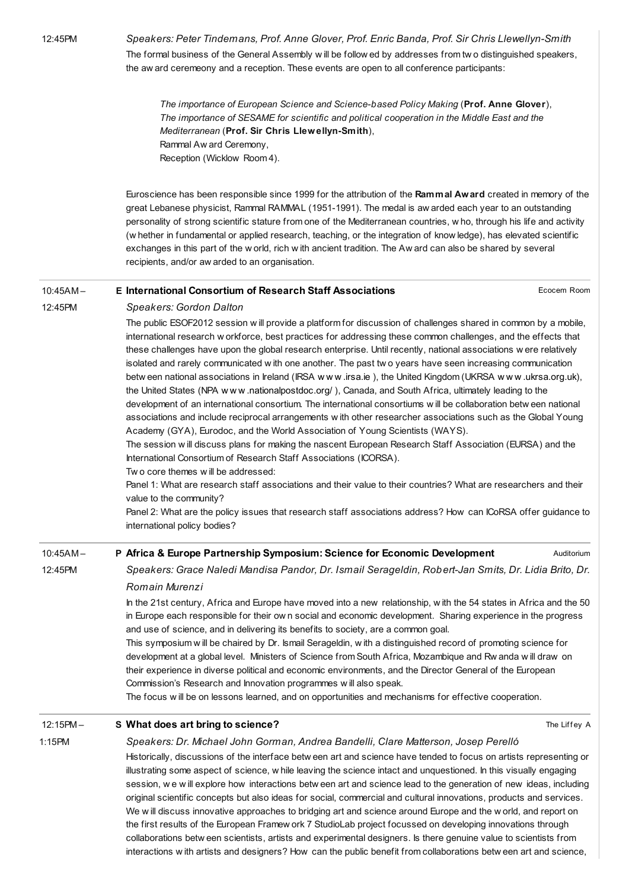12:45PM

*Speakers: Peter Tindemans, Prof. Anne Glover, Prof. Enric Banda, Prof. Sir Chris Llewellyn-Smith*

The formal business of the General Assembly will be followed by addresses from two distinguished speakers, the award ceremeony and a reception. These events are open to all conference participants:

> *The importance of European Science and Science-based Policy Making* (**Prof. Anne Glover**),
> *The importance of SESAME for scientific and political cooperation in the Middle East and the Mediterranean* (**Prof. Sir Chris Llewellyn-Smith**),
> Rammal Award Ceremony,
> Reception (Wicklow Room 4).

Euroscience has been responsible since 1999 for the attribution of the **Rammal Award** created in memory of the great Lebanese physicist, Rammal RAMMAL (1951-1991). The medal is awarded each year to an outstanding personality of strong scientific stature from one of the Mediterranean countries, who, through his life and activity (whether in fundamental or applied research, teaching, or the integration of knowledge), has elevated scientific exchanges in this part of the world, rich with ancient tradition. The Award can also be shared by several recipients, and/or awarded to an organisation.

---

10:45AM – 12:45PM

## E International Consortium of Research Staff Associations

Ecocem Room

*Speakers: Gordon Dalton*

The public ESOF2012 session will provide a platform for discussion of challenges shared in common by a mobile, international research workforce, best practices for addressing these common challenges, and the effects that these challenges have upon the global research enterprise. Until recently, national associations were relatively isolated and rarely communicated with one another. The past two years have seen increasing communication between national associations in Ireland (IRSA www.irsa.ie ), the United Kingdom (UKRSA www.ukrsa.org.uk), the United States (NPA www.nationalpostdoc.org/ ), Canada, and South Africa, ultimately leading to the development of an international consortium. The international consortiums will be collaboration between national associations and include reciprocal arrangements with other researcher associations such as the Global Young Academy (GYA), Eurodoc, and the World Association of Young Scientists (WAYS).
The session will discuss plans for making the nascent European Research Staff Association (EURSA) and the International Consortium of Research Staff Associations (ICORSA).
Two core themes will be addressed:
Panel 1: What are research staff associations and their value to their countries? What are researchers and their value to the community?
Panel 2: What are the policy issues that research staff associations address? How can ICoRSA offer guidance to international policy bodies?

---

10:45AM – 12:45PM

## P Africa & Europe Partnership Symposium: Science for Economic Development

Auditorium

*Speakers: Grace Naledi Mandisa Pandor, Dr. Ismail Serageldin, Robert-Jan Smits, Dr. Lidia Brito, Dr. Romain Murenzi*

In the 21st century, Africa and Europe have moved into a new relationship, with the 54 states in Africa and the 50 in Europe each responsible for their own social and economic development. Sharing experience in the progress and use of science, and in delivering its benefits to society, are a common goal.
This symposium will be chaired by Dr. Ismail Serageldin, with a distinguished record of promoting science for development at a global level. Ministers of Science from South Africa, Mozambique and Rwanda will draw on their experience in diverse political and economic environments, and the Director General of the European Commission's Research and Innovation programmes will also speak.
The focus will be on lessons learned, and on opportunities and mechanisms for effective cooperation.

---

12:15PM – 1:15PM

## S What does art bring to science?

The Liffey A

*Speakers: Dr. Michael John Gorman, Andrea Bandelli, Clare Matterson, Josep Perelló*

Historically, discussions of the interface between art and science have tended to focus on artists representing or illustrating some aspect of science, while leaving the science intact and unquestioned. In this visually engaging session, we will explore how interactions between art and science lead to the generation of new ideas, including original scientific concepts but also ideas for social, commercial and cultural innovations, products and services. We will discuss innovative approaches to bridging art and science around Europe and the world, and report on the first results of the European Framework 7 StudioLab project focussed on developing innovations through collaborations between scientists, artists and experimental designers. Is there genuine value to scientists from interactions with artists and designers? How can the public benefit from collaborations between art and science,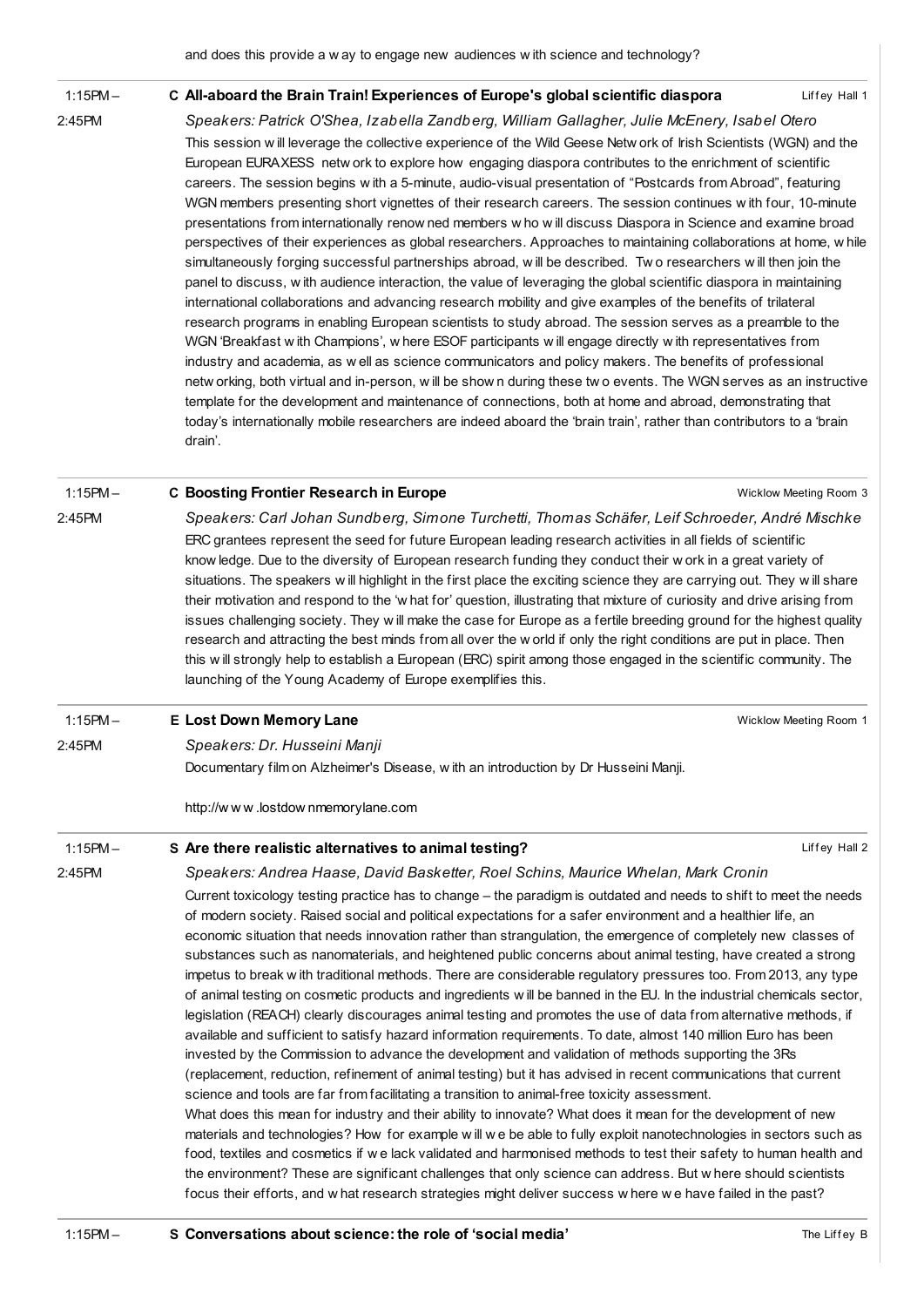and does this provide a way to engage new audiences with science and technology?

---

1:15PM – 2:45PM

### C All-aboard the Brain Train! Experiences of Europe's global scientific diaspora

Liffey Hall 1

*Speakers: Patrick O'Shea, Izabella Zandberg, William Gallagher, Julie McEnery, Isabel Otero*

This session will leverage the collective experience of the Wild Geese Network of Irish Scientists (WGN) and the European EURAXESS network to explore how engaging diaspora contributes to the enrichment of scientific careers. The session begins with a 5-minute, audio-visual presentation of "Postcards from Abroad", featuring WGN members presenting short vignettes of their research careers. The session continues with four, 10-minute presentations from internationally renowned members who will discuss Diaspora in Science and examine broad perspectives of their experiences as global researchers. Approaches to maintaining collaborations at home, while simultaneously forging successful partnerships abroad, will be described. Two researchers will then join the panel to discuss, with audience interaction, the value of leveraging the global scientific diaspora in maintaining international collaborations and advancing research mobility and give examples of the benefits of trilateral research programs in enabling European scientists to study abroad. The session serves as a preamble to the WGN 'Breakfast with Champions', where ESOF participants will engage directly with representatives from industry and academia, as well as science communicators and policy makers. The benefits of professional networking, both virtual and in-person, will be shown during these two events. The WGN serves as an instructive template for the development and maintenance of connections, both at home and abroad, demonstrating that today's internationally mobile researchers are indeed aboard the 'brain train', rather than contributors to a 'brain drain'.

---

1:15PM – 2:45PM

### C Boosting Frontier Research in Europe

Wicklow Meeting Room 3

*Speakers: Carl Johan Sundberg, Simone Turchetti, Thomas Schäfer, Leif Schroeder, André Mischke*

ERC grantees represent the seed for future European leading research activities in all fields of scientific knowledge. Due to the diversity of European research funding they conduct their work in a great variety of situations. The speakers will highlight in the first place the exciting science they are carrying out. They will share their motivation and respond to the 'what for' question, illustrating that mixture of curiosity and drive arising from issues challenging society. They will make the case for Europe as a fertile breeding ground for the highest quality research and attracting the best minds from all over the world if only the right conditions are put in place. Then this will strongly help to establish a European (ERC) spirit among those engaged in the scientific community. The launching of the Young Academy of Europe exemplifies this.

---

1:15PM – 2:45PM

### E Lost Down Memory Lane

Wicklow Meeting Room 1

*Speakers: Dr. Husseini Manji*

Documentary film on Alzheimer's Disease, with an introduction by Dr Husseini Manji.

http://www.lostdownmemorylane.com

---

1:15PM – 2:45PM

### S Are there realistic alternatives to animal testing?

Liffey Hall 2

*Speakers: Andrea Haase, David Basketter, Roel Schins, Maurice Whelan, Mark Cronin*

Current toxicology testing practice has to change – the paradigm is outdated and needs to shift to meet the needs of modern society. Raised social and political expectations for a safer environment and a healthier life, an economic situation that needs innovation rather than strangulation, the emergence of completely new classes of substances such as nanomaterials, and heightened public concerns about animal testing, have created a strong impetus to break with traditional methods. There are considerable regulatory pressures too. From 2013, any type of animal testing on cosmetic products and ingredients will be banned in the EU. In the industrial chemicals sector, legislation (REACH) clearly discourages animal testing and promotes the use of data from alternative methods, if available and sufficient to satisfy hazard information requirements. To date, almost 140 million Euro has been invested by the Commission to advance the development and validation of methods supporting the 3Rs (replacement, reduction, refinement of animal testing) but it has advised in recent communications that current science and tools are far from facilitating a transition to animal-free toxicity assessment.
What does this mean for industry and their ability to innovate? What does it mean for the development of new materials and technologies? How for example will we be able to fully exploit nanotechnologies in sectors such as food, textiles and cosmetics if we lack validated and harmonised methods to test their safety to human health and the environment? These are significant challenges that only science can address. But where should scientists focus their efforts, and what research strategies might deliver success where we have failed in the past?

---

1:15PM –

### S Conversations about science: the role of 'social media'

The Liffey B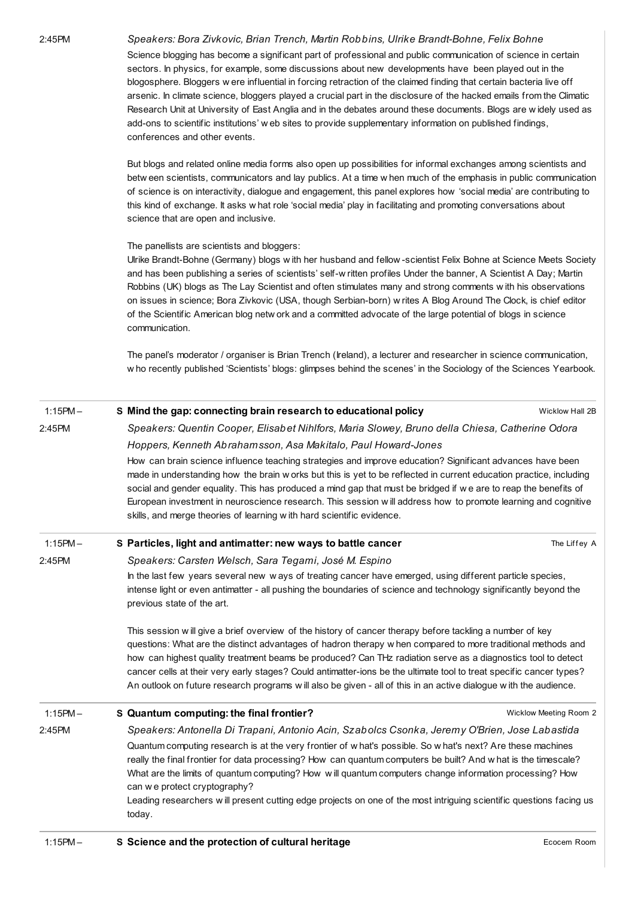2:45PM

*Speakers: Bora Zivkovic, Brian Trench, Martin Robbins, Ulrike Brandt-Bohne, Felix Bohne*

Science blogging has become a significant part of professional and public communication of science in certain sectors. In physics, for example, some discussions about new developments have been played out in the blogosphere. Bloggers were influential in forcing retraction of the claimed finding that certain bacteria live off arsenic. In climate science, bloggers played a crucial part in the disclosure of the hacked emails from the Climatic Research Unit at University of East Anglia and in the debates around these documents. Blogs are widely used as add-ons to scientific institutions' web sites to provide supplementary information on published findings, conferences and other events.

But blogs and related online media forms also open up possibilities for informal exchanges among scientists and between scientists, communicators and lay publics. At a time when much of the emphasis in public communication of science is on interactivity, dialogue and engagement, this panel explores how 'social media' are contributing to this kind of exchange. It asks what role 'social media' play in facilitating and promoting conversations about science that are open and inclusive.

The panellists are scientists and bloggers:
Ulrike Brandt-Bohne (Germany) blogs with her husband and fellow-scientist Felix Bohne at Science Meets Society and has been publishing a series of scientists' self-written profiles Under the banner, A Scientist A Day; Martin Robbins (UK) blogs as The Lay Scientist and often stimulates many and strong comments with his observations on issues in science; Bora Zivkovic (USA, though Serbian-born) writes A Blog Around The Clock, is chief editor of the Scientific American blog network and a committed advocate of the large potential of blogs in science communication.

The panel's moderator / organiser is Brian Trench (Ireland), a lecturer and researcher in science communication, who recently published 'Scientists' blogs: glimpses behind the scenes' in the Sociology of the Sciences Yearbook.

---

1:15PM – 2:45PM

**S Mind the gap: connecting brain research to educational policy** — Wicklow Hall 2B

*Speakers: Quentin Cooper, Elisabet Nihlfors, Maria Slowey, Bruno della Chiesa, Catherine Odora Hoppers, Kenneth Abrahamsson, Asa Makitalo, Paul Howard-Jones*

How can brain science influence teaching strategies and improve education? Significant advances have been made in understanding how the brain works but this is yet to be reflected in current education practice, including social and gender equality. This has produced a mind gap that must be bridged if we are to reap the benefits of European investment in neuroscience research. This session will address how to promote learning and cognitive skills, and merge theories of learning with hard scientific evidence.

---

1:15PM – 2:45PM

**S Particles, light and antimatter: new ways to battle cancer** — The Liffey A

*Speakers: Carsten Welsch, Sara Tegami, José M. Espino*

In the last few years several new ways of treating cancer have emerged, using different particle species, intense light or even antimatter - all pushing the boundaries of science and technology significantly beyond the previous state of the art.

This session will give a brief overview of the history of cancer therapy before tackling a number of key questions: What are the distinct advantages of hadron therapy when compared to more traditional methods and how can highest quality treatment beams be produced? Can THz radiation serve as a diagnostics tool to detect cancer cells at their very early stages? Could antimatter-ions be the ultimate tool to treat specific cancer types? An outlook on future research programs will also be given - all of this in an active dialogue with the audience.

---

1:15PM – 2:45PM

**S Quantum computing: the final frontier?** — Wicklow Meeting Room 2

*Speakers: Antonella Di Trapani, Antonio Acin, Szabolcs Csonka, Jeremy O'Brien, Jose Labastida*

Quantum computing research is at the very frontier of what's possible. So what's next? Are these machines really the final frontier for data processing? How can quantum computers be built? And what is the timescale? What are the limits of quantum computing? How will quantum computers change information processing? How can we protect cryptography?
Leading researchers will present cutting edge projects on one of the most intriguing scientific questions facing us today.

---

1:15PM –

**S Science and the protection of cultural heritage** — Ecocem Room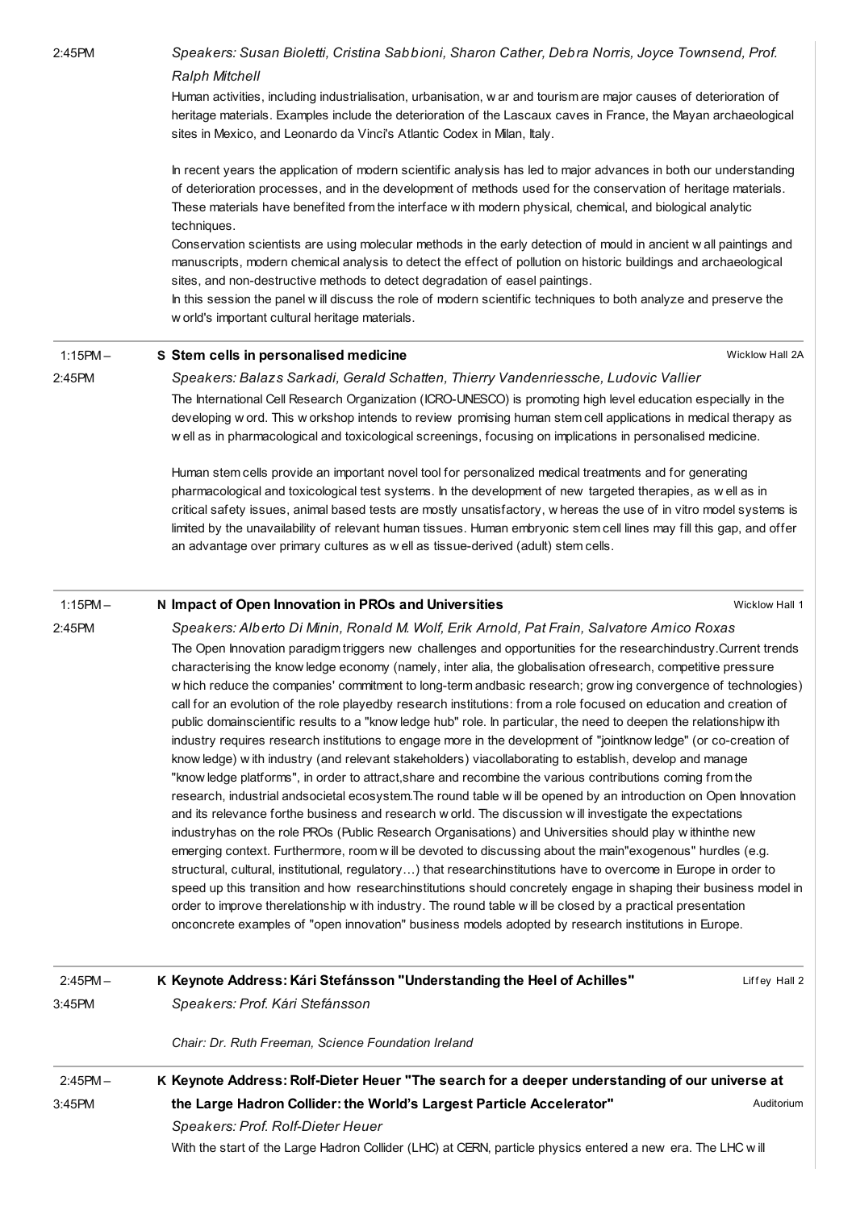2:45PM

*Speakers: Susan Bioletti, Cristina Sabbioni, Sharon Cather, Debra Norris, Joyce Townsend, Prof. Ralph Mitchell*

Human activities, including industrialisation, urbanisation, war and tourism are major causes of deterioration of heritage materials. Examples include the deterioration of the Lascaux caves in France, the Mayan archaeological sites in Mexico, and Leonardo da Vinci's Atlantic Codex in Milan, Italy.

In recent years the application of modern scientific analysis has led to major advances in both our understanding of deterioration processes, and in the development of methods used for the conservation of heritage materials. These materials have benefited from the interface with modern physical, chemical, and biological analytic techniques.

Conservation scientists are using molecular methods in the early detection of mould in ancient wall paintings and manuscripts, modern chemical analysis to detect the effect of pollution on historic buildings and archaeological sites, and non-destructive methods to detect degradation of easel paintings.

In this session the panel will discuss the role of modern scientific techniques to both analyze and preserve the world's important cultural heritage materials.

---

1:15PM – 2:45PM

**S Stem cells in personalised medicine** — Wicklow Hall 2A

*Speakers: Balazs Sarkadi, Gerald Schatten, Thierry Vandenriessche, Ludovic Vallier*

The International Cell Research Organization (ICRO-UNESCO) is promoting high level education especially in the developing word. This workshop intends to review promising human stem cell applications in medical therapy as well as in pharmacological and toxicological screenings, focusing on implications in personalised medicine.

Human stem cells provide an important novel tool for personalized medical treatments and for generating pharmacological and toxicological test systems. In the development of new targeted therapies, as well as in critical safety issues, animal based tests are mostly unsatisfactory, whereas the use of in vitro model systems is limited by the unavailability of relevant human tissues. Human embryonic stem cell lines may fill this gap, and offer an advantage over primary cultures as well as tissue-derived (adult) stem cells.

---

1:15PM – 2:45PM

**N Impact of Open Innovation in PROs and Universities** — Wicklow Hall 1

*Speakers: Alberto Di Minin, Ronald M. Wolf, Erik Arnold, Pat Frain, Salvatore Amico Roxas*

The Open Innovation paradigm triggers new challenges and opportunities for the researchindustry.Current trends characterising the knowledge economy (namely, inter alia, the globalisation ofresearch, competitive pressure which reduce the companies' commitment to long-term andbasic research; growing convergence of technologies) call for an evolution of the role playedby research institutions: from a role focused on education and creation of public domainscientific results to a "knowledge hub" role. In particular, the need to deepen the relationshipwith industry requires research institutions to engage more in the development of "jointknowledge" (or co-creation of knowledge) with industry (and relevant stakeholders) viacollaborating to establish, develop and manage "knowledge platforms", in order to attract,share and recombine the various contributions coming from the research, industrial andsocietal ecosystem.The round table will be opened by an introduction on Open Innovation and its relevance forthe business and research world. The discussion will investigate the expectations industryhas on the role PROs (Public Research Organisations) and Universities should play withinthe new emerging context. Furthermore, room will be devoted to discussing about the main"exogenous" hurdles (e.g. structural, cultural, institutional, regulatory…) that researchinstitutions have to overcome in Europe in order to speed up this transition and how researchinstitutions should concretely engage in shaping their business model in order to improve therelationship with industry. The round table will be closed by a practical presentation onconcrete examples of "open innovation" business models adopted by research institutions in Europe.

---

2:45PM – 3:45PM

**K Keynote Address: Kári Stefánsson "Understanding the Heel of Achilles"** — Liffey Hall 2

*Speakers: Prof. Kári Stefánsson*

*Chair: Dr. Ruth Freeman, Science Foundation Ireland*

---

2:45PM – 3:45PM

**K Keynote Address: Rolf-Dieter Heuer "The search for a deeper understanding of our universe at the Large Hadron Collider: the World's Largest Particle Accelerator"** — Auditorium

*Speakers: Prof. Rolf-Dieter Heuer*

With the start of the Large Hadron Collider (LHC) at CERN, particle physics entered a new era. The LHC will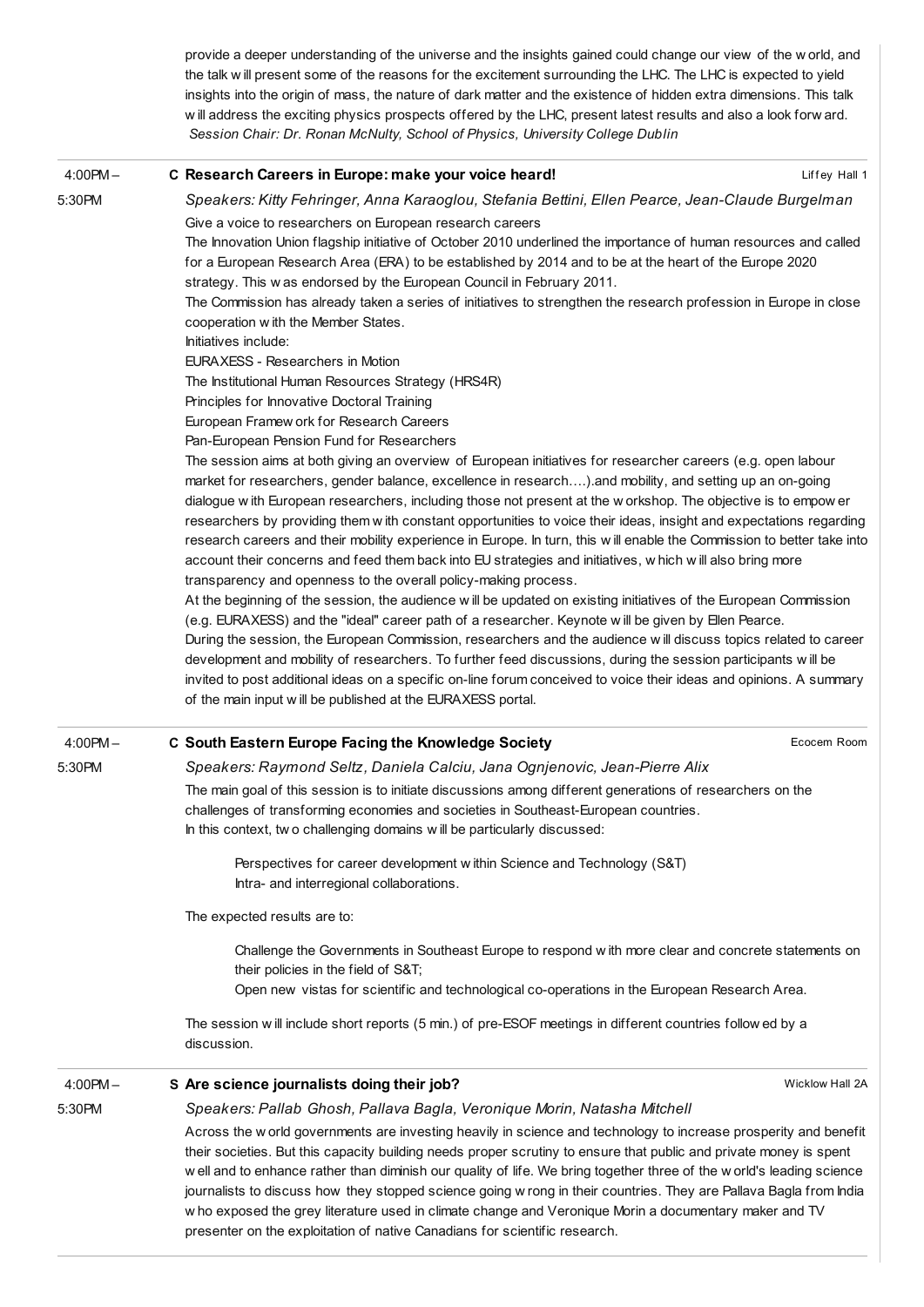provide a deeper understanding of the universe and the insights gained could change our view of the world, and the talk will present some of the reasons for the excitement surrounding the LHC. The LHC is expected to yield insights into the origin of mass, the nature of dark matter and the existence of hidden extra dimensions. This talk will address the exciting physics prospects offered by the LHC, present latest results and also a look forward.
*Session Chair: Dr. Ronan McNulty, School of Physics, University College Dublin*

---

4:00PM – 5:30PM

### C Research Careers in Europe: make your voice heard!

Liffey Hall 1

*Speakers: Kitty Fehringer, Anna Karaoglou, Stefania Bettini, Ellen Pearce, Jean-Claude Burgelman*

Give a voice to researchers on European research careers
The Innovation Union flagship initiative of October 2010 underlined the importance of human resources and called for a European Research Area (ERA) to be established by 2014 and to be at the heart of the Europe 2020 strategy. This was endorsed by the European Council in February 2011.
The Commission has already taken a series of initiatives to strengthen the research profession in Europe in close cooperation with the Member States.
Initiatives include:
EURAXESS - Researchers in Motion
The Institutional Human Resources Strategy (HRS4R)
Principles for Innovative Doctoral Training
European Framework for Research Careers
Pan-European Pension Fund for Researchers
The session aims at both giving an overview of European initiatives for researcher careers (e.g. open labour market for researchers, gender balance, excellence in research….).and mobility, and setting up an on-going dialogue with European researchers, including those not present at the workshop. The objective is to empower researchers by providing them with constant opportunities to voice their ideas, insight and expectations regarding research careers and their mobility experience in Europe. In turn, this will enable the Commission to better take into account their concerns and feed them back into EU strategies and initiatives, which will also bring more transparency and openness to the overall policy-making process.
At the beginning of the session, the audience will be updated on existing initiatives of the European Commission (e.g. EURAXESS) and the "ideal" career path of a researcher. Keynote will be given by Ellen Pearce.
During the session, the European Commission, researchers and the audience will discuss topics related to career development and mobility of researchers. To further feed discussions, during the session participants will be invited to post additional ideas on a specific on-line forum conceived to voice their ideas and opinions. A summary of the main input will be published at the EURAXESS portal.

---

4:00PM – 5:30PM

### C South Eastern Europe Facing the Knowledge Society

Ecocem Room

*Speakers: Raymond Seltz, Daniela Calciu, Jana Ognjenovic, Jean-Pierre Alix*

The main goal of this session is to initiate discussions among different generations of researchers on the challenges of transforming economies and societies in Southeast-European countries.
In this context, two challenging domains will be particularly discussed:

Perspectives for career development within Science and Technology (S&T)
Intra- and interregional collaborations.

The expected results are to:

Challenge the Governments in Southeast Europe to respond with more clear and concrete statements on their policies in the field of S&T;
Open new vistas for scientific and technological co-operations in the European Research Area.

The session will include short reports (5 min.) of pre-ESOF meetings in different countries followed by a discussion.

---

4:00PM – 5:30PM

### S Are science journalists doing their job?

Wicklow Hall 2A

*Speakers: Pallab Ghosh, Pallava Bagla, Veronique Morin, Natasha Mitchell*

Across the world governments are investing heavily in science and technology to increase prosperity and benefit their societies. But this capacity building needs proper scrutiny to ensure that public and private money is spent well and to enhance rather than diminish our quality of life. We bring together three of the world's leading science journalists to discuss how they stopped science going wrong in their countries. They are Pallava Bagla from India who exposed the grey literature used in climate change and Veronique Morin a documentary maker and TV presenter on the exploitation of native Canadians for scientific research.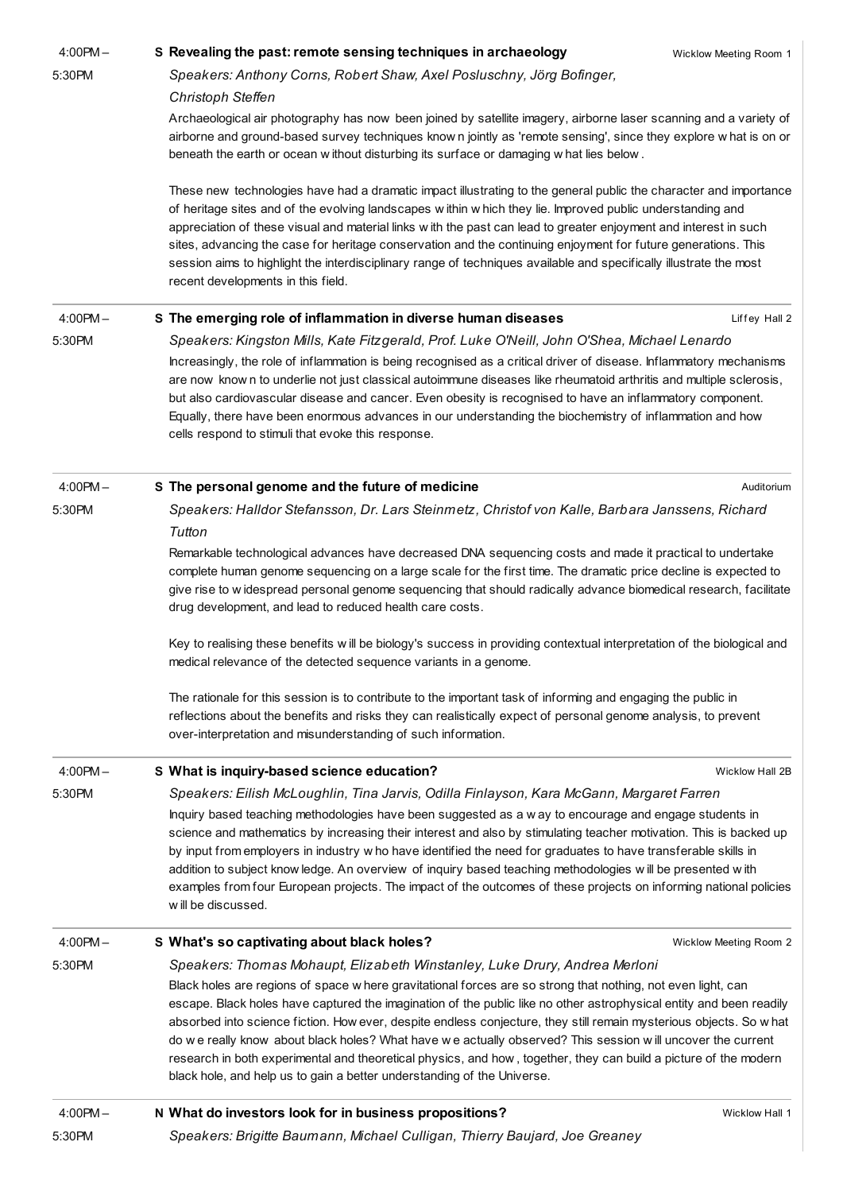4:00PM – 5:30PM

**S Revealing the past: remote sensing techniques in archaeology** — Wicklow Meeting Room 1

*Speakers: Anthony Corns, Robert Shaw, Axel Posluschny, Jörg Bofinger, Christoph Steffen*

Archaeological air photography has now been joined by satellite imagery, airborne laser scanning and a variety of airborne and ground-based survey techniques known jointly as 'remote sensing', since they explore what is on or beneath the earth or ocean without disturbing its surface or damaging what lies below.

These new technologies have had a dramatic impact illustrating to the general public the character and importance of heritage sites and of the evolving landscapes within which they lie. Improved public understanding and appreciation of these visual and material links with the past can lead to greater enjoyment and interest in such sites, advancing the case for heritage conservation and the continuing enjoyment for future generations. This session aims to highlight the interdisciplinary range of techniques available and specifically illustrate the most recent developments in this field.

---

4:00PM – 5:30PM

**S The emerging role of inflammation in diverse human diseases** — Liffey Hall 2

*Speakers: Kingston Mills, Kate Fitzgerald, Prof. Luke O'Neill, John O'Shea, Michael Lenardo*

Increasingly, the role of inflammation is being recognised as a critical driver of disease. Inflammatory mechanisms are now known to underlie not just classical autoimmune diseases like rheumatoid arthritis and multiple sclerosis, but also cardiovascular disease and cancer. Even obesity is recognised to have an inflammatory component. Equally, there have been enormous advances in our understanding the biochemistry of inflammation and how cells respond to stimuli that evoke this response.

---

4:00PM – 5:30PM

**S The personal genome and the future of medicine** — Auditorium

*Speakers: Halldor Stefansson, Dr. Lars Steinmetz, Christof von Kalle, Barbara Janssens, Richard Tutton*

Remarkable technological advances have decreased DNA sequencing costs and made it practical to undertake complete human genome sequencing on a large scale for the first time. The dramatic price decline is expected to give rise to widespread personal genome sequencing that should radically advance biomedical research, facilitate drug development, and lead to reduced health care costs.

Key to realising these benefits will be biology's success in providing contextual interpretation of the biological and medical relevance of the detected sequence variants in a genome.

The rationale for this session is to contribute to the important task of informing and engaging the public in reflections about the benefits and risks they can realistically expect of personal genome analysis, to prevent over-interpretation and misunderstanding of such information.

---

4:00PM – 5:30PM

**S What is inquiry-based science education?** — Wicklow Hall 2B

*Speakers: Eilish McLoughlin, Tina Jarvis, Odilla Finlayson, Kara McGann, Margaret Farren*

Inquiry based teaching methodologies have been suggested as a way to encourage and engage students in science and mathematics by increasing their interest and also by stimulating teacher motivation. This is backed up by input from employers in industry who have identified the need for graduates to have transferable skills in addition to subject knowledge. An overview of inquiry based teaching methodologies will be presented with examples from four European projects. The impact of the outcomes of these projects on informing national policies will be discussed.

---

4:00PM – 5:30PM

**S What's so captivating about black holes?** — Wicklow Meeting Room 2

*Speakers: Thomas Mohaupt, Elizabeth Winstanley, Luke Drury, Andrea Merloni*

Black holes are regions of space where gravitational forces are so strong that nothing, not even light, can escape. Black holes have captured the imagination of the public like no other astrophysical entity and been readily absorbed into science fiction. However, despite endless conjecture, they still remain mysterious objects. So what do we really know about black holes? What have we actually observed? This session will uncover the current research in both experimental and theoretical physics, and how, together, they can build a picture of the modern black hole, and help us to gain a better understanding of the Universe.

---

4:00PM – 5:30PM

**N What do investors look for in business propositions?** — Wicklow Hall 1

*Speakers: Brigitte Baumann, Michael Culligan, Thierry Baujard, Joe Greaney*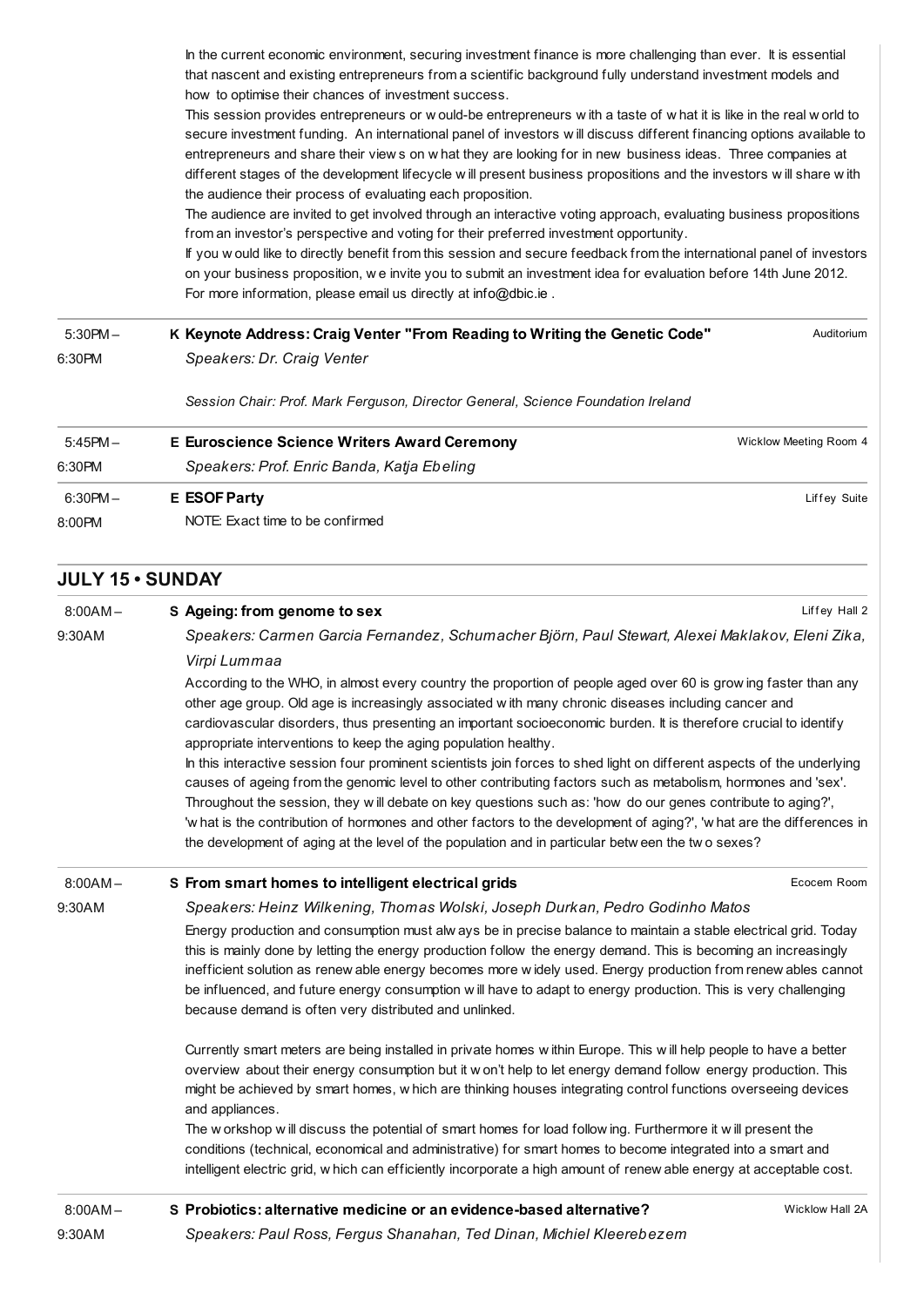In the current economic environment, securing investment finance is more challenging than ever. It is essential that nascent and existing entrepreneurs from a scientific background fully understand investment models and how to optimise their chances of investment success.

This session provides entrepreneurs or would-be entrepreneurs with a taste of what it is like in the real world to secure investment funding. An international panel of investors will discuss different financing options available to entrepreneurs and share their views on what they are looking for in new business ideas. Three companies at different stages of the development lifecycle will present business propositions and the investors will share with the audience their process of evaluating each proposition.

The audience are invited to get involved through an interactive voting approach, evaluating business propositions from an investor's perspective and voting for their preferred investment opportunity.

If you would like to directly benefit from this session and secure feedback from the international panel of investors on your business proposition, we invite you to submit an investment idea for evaluation before 14th June 2012. For more information, please email us directly at info@dbic.ie .

---

**5:30PM – 6:30PM**

**K Keynote Address: Craig Venter "From Reading to Writing the Genetic Code"** — Auditorium

*Speakers: Dr. Craig Venter*

*Session Chair: Prof. Mark Ferguson, Director General, Science Foundation Ireland*

---

**5:45PM – 6:30PM**

**E Euroscience Science Writers Award Ceremony** — Wicklow Meeting Room 4

*Speakers: Prof. Enric Banda, Katja Ebeling*

---

**6:30PM – 8:00PM**

**E ESOF Party** — Liffey Suite

NOTE: Exact time to be confirmed

## JULY 15 • SUNDAY

**8:00AM – 9:30AM**

**S Ageing: from genome to sex** — Liffey Hall 2

*Speakers: Carmen Garcia Fernandez, Schumacher Björn, Paul Stewart, Alexei Maklakov, Eleni Zika, Virpi Lummaa*

According to the WHO, in almost every country the proportion of people aged over 60 is growing faster than any other age group. Old age is increasingly associated with many chronic diseases including cancer and cardiovascular disorders, thus presenting an important socioeconomic burden. It is therefore crucial to identify appropriate interventions to keep the aging population healthy.

In this interactive session four prominent scientists join forces to shed light on different aspects of the underlying causes of ageing from the genomic level to other contributing factors such as metabolism, hormones and 'sex'. Throughout the session, they will debate on key questions such as: 'how do our genes contribute to aging?', 'what is the contribution of hormones and other factors to the development of aging?', 'what are the differences in the development of aging at the level of the population and in particular between the two sexes?

---

**8:00AM – 9:30AM**

**S From smart homes to intelligent electrical grids** — Ecocem Room

*Speakers: Heinz Wilkening, Thomas Wolski, Joseph Durkan, Pedro Godinho Matos*

Energy production and consumption must always be in precise balance to maintain a stable electrical grid. Today this is mainly done by letting the energy production follow the energy demand. This is becoming an increasingly inefficient solution as renewable energy becomes more widely used. Energy production from renewables cannot be influenced, and future energy consumption will have to adapt to energy production. This is very challenging because demand is often very distributed and unlinked.

Currently smart meters are being installed in private homes within Europe. This will help people to have a better overview about their energy consumption but it won't help to let energy demand follow energy production. This might be achieved by smart homes, which are thinking houses integrating control functions overseeing devices and appliances.

The workshop will discuss the potential of smart homes for load following. Furthermore it will present the conditions (technical, economical and administrative) for smart homes to become integrated into a smart and intelligent electric grid, which can efficiently incorporate a high amount of renewable energy at acceptable cost.

---

**8:00AM – 9:30AM**

**S Probiotics: alternative medicine or an evidence-based alternative?** — Wicklow Hall 2A

*Speakers: Paul Ross, Fergus Shanahan, Ted Dinan, Michiel Kleerebezem*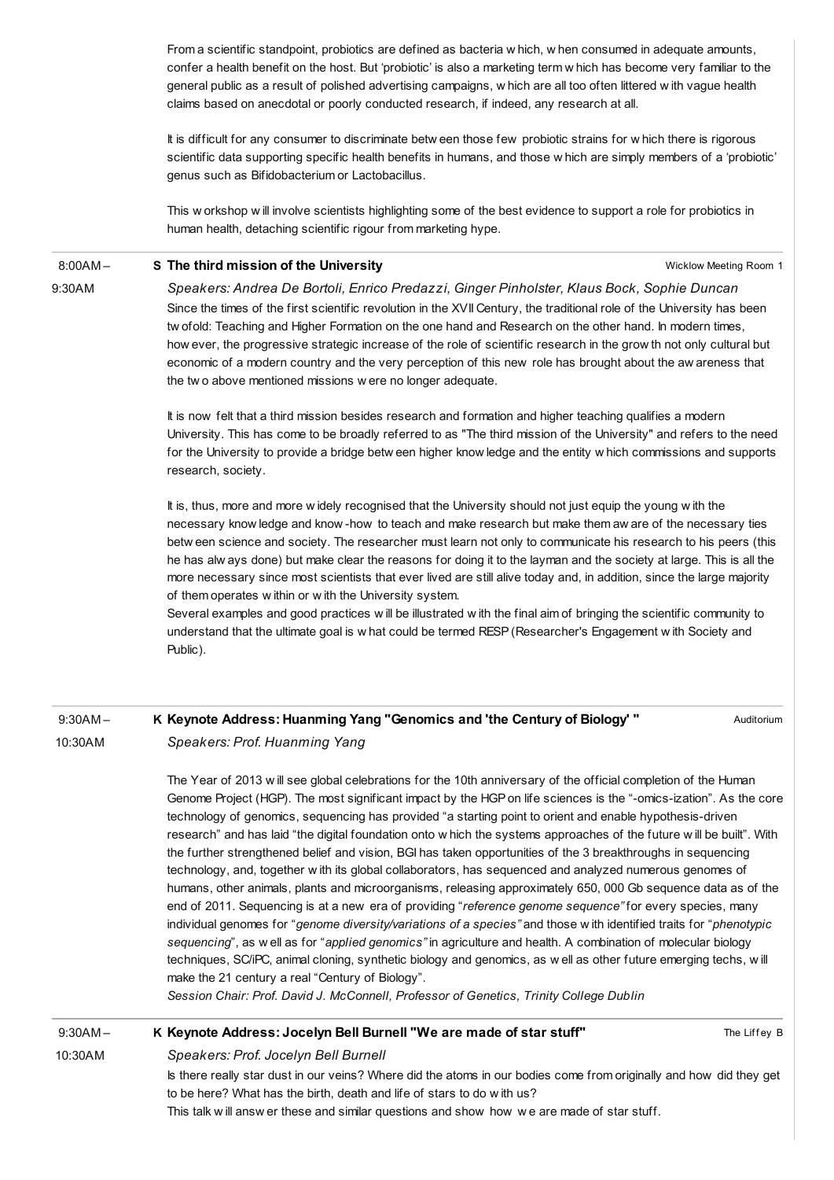From a scientific standpoint, probiotics are defined as bacteria which, when consumed in adequate amounts, confer a health benefit on the host. But 'probiotic' is also a marketing term which has become very familiar to the general public as a result of polished advertising campaigns, which are all too often littered with vague health claims based on anecdotal or poorly conducted research, if indeed, any research at all.

It is difficult for any consumer to discriminate between those few probiotic strains for which there is rigorous scientific data supporting specific health benefits in humans, and those which are simply members of a 'probiotic' genus such as Bifidobacterium or Lactobacillus.

This workshop will involve scientists highlighting some of the best evidence to support a role for probiotics in human health, detaching scientific rigour from marketing hype.

---

8:00AM – 9:30AM

**S The third mission of the University** — Wicklow Meeting Room 1

*Speakers: Andrea De Bortoli, Enrico Predazzi, Ginger Pinholster, Klaus Bock, Sophie Duncan*

Since the times of the first scientific revolution in the XVII Century, the traditional role of the University has been twofold: Teaching and Higher Formation on the one hand and Research on the other hand. In modern times, however, the progressive strategic increase of the role of scientific research in the growth not only cultural but economic of a modern country and the very perception of this new role has brought about the awareness that the two above mentioned missions were no longer adequate.

It is now felt that a third mission besides research and formation and higher teaching qualifies a modern University. This has come to be broadly referred to as "The third mission of the University" and refers to the need for the University to provide a bridge between higher knowledge and the entity which commissions and supports research, society.

It is, thus, more and more widely recognised that the University should not just equip the young with the necessary knowledge and know-how to teach and make research but make them aware of the necessary ties between science and society. The researcher must learn not only to communicate his research to his peers (this he has always done) but make clear the reasons for doing it to the layman and the society at large. This is all the more necessary since most scientists that ever lived are still alive today and, in addition, since the large majority of them operates within or with the University system.
Several examples and good practices will be illustrated with the final aim of bringing the scientific community to understand that the ultimate goal is what could be termed RESP (Researcher's Engagement with Society and Public).

---

9:30AM – 10:30AM

**K Keynote Address: Huanming Yang "Genomics and 'the Century of Biology' "** — Auditorium

*Speakers: Prof. Huanming Yang*

The Year of 2013 will see global celebrations for the 10th anniversary of the official completion of the Human Genome Project (HGP). The most significant impact by the HGP on life sciences is the "-omics-ization". As the core technology of genomics, sequencing has provided "a starting point to orient and enable hypothesis-driven research" and has laid "the digital foundation onto which the systems approaches of the future will be built". With the further strengthened belief and vision, BGI has taken opportunities of the 3 breakthroughs in sequencing technology, and, together with its global collaborators, has sequenced and analyzed numerous genomes of humans, other animals, plants and microorganisms, releasing approximately 650, 000 Gb sequence data as of the end of 2011. Sequencing is at a new era of providing "*reference genome sequence*" for every species, many individual genomes for "*genome diversity/variations of a species*" and those with identified traits for "*phenotypic sequencing*", as well as for "*applied genomics*" in agriculture and health. A combination of molecular biology techniques, SC/iPC, animal cloning, synthetic biology and genomics, as well as other future emerging techs, will make the 21 century a real "Century of Biology".
*Session Chair: Prof. David J. McConnell, Professor of Genetics, Trinity College Dublin*

---

9:30AM – 10:30AM

**K Keynote Address: Jocelyn Bell Burnell "We are made of star stuff"** — The Liffey B

*Speakers: Prof. Jocelyn Bell Burnell*

Is there really star dust in our veins? Where did the atoms in our bodies come from originally and how did they get to be here? What has the birth, death and life of stars to do with us?
This talk will answer these and similar questions and show how we are made of star stuff.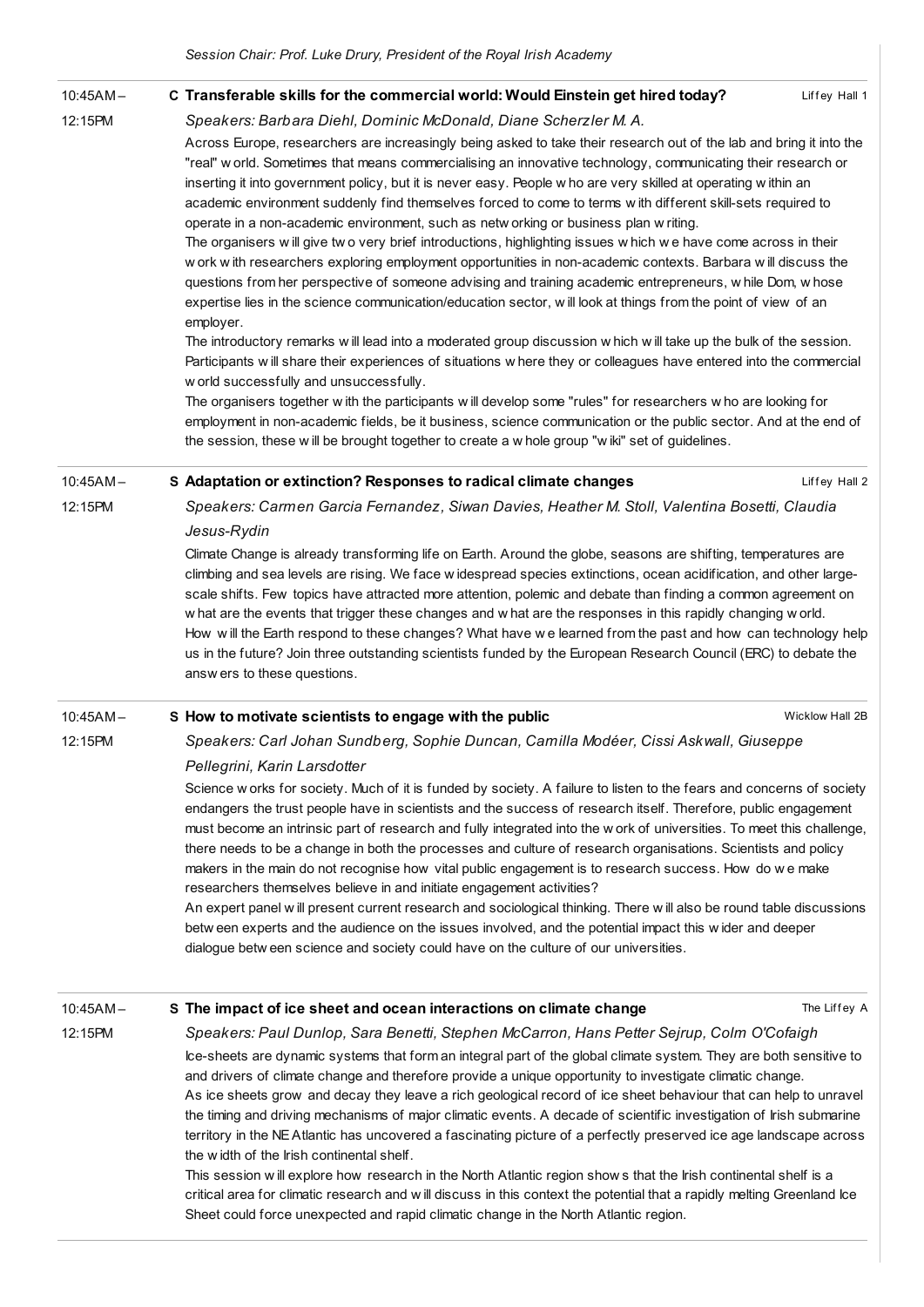*Session Chair: Prof. Luke Drury, President of the Royal Irish Academy*

---

**10:45AM – 12:15PM**

### C Transferable skills for the commercial world: Would Einstein get hired today?

Liffey Hall 1

*Speakers: Barbara Diehl, Dominic McDonald, Diane Scherzler M. A.*

Across Europe, researchers are increasingly being asked to take their research out of the lab and bring it into the "real" world. Sometimes that means commercialising an innovative technology, communicating their research or inserting it into government policy, but it is never easy. People who are very skilled at operating within an academic environment suddenly find themselves forced to come to terms with different skill-sets required to operate in a non-academic environment, such as networking or business plan writing.

The organisers will give two very brief introductions, highlighting issues which we have come across in their work with researchers exploring employment opportunities in non-academic contexts. Barbara will discuss the questions from her perspective of someone advising and training academic entrepreneurs, while Dom, whose expertise lies in the science communication/education sector, will look at things from the point of view of an employer.

The introductory remarks will lead into a moderated group discussion which will take up the bulk of the session. Participants will share their experiences of situations where they or colleagues have entered into the commercial world successfully and unsuccessfully.

The organisers together with the participants will develop some "rules" for researchers who are looking for employment in non-academic fields, be it business, science communication or the public sector. And at the end of the session, these will be brought together to create a whole group "wiki" set of guidelines.

---

**10:45AM – 12:15PM**

### S Adaptation or extinction? Responses to radical climate changes

Liffey Hall 2

*Speakers: Carmen Garcia Fernandez, Siwan Davies, Heather M. Stoll, Valentina Bosetti, Claudia Jesus-Rydin*

Climate Change is already transforming life on Earth. Around the globe, seasons are shifting, temperatures are climbing and sea levels are rising. We face widespread species extinctions, ocean acidification, and other large-scale shifts. Few topics have attracted more attention, polemic and debate than finding a common agreement on what are the events that trigger these changes and what are the responses in this rapidly changing world.

How will the Earth respond to these changes? What have we learned from the past and how can technology help us in the future? Join three outstanding scientists funded by the European Research Council (ERC) to debate the answers to these questions.

---

**10:45AM – 12:15PM**

### S How to motivate scientists to engage with the public

Wicklow Hall 2B

*Speakers: Carl Johan Sundberg, Sophie Duncan, Camilla Modéer, Cissi Askwall, Giuseppe Pellegrini, Karin Larsdotter*

Science works for society. Much of it is funded by society. A failure to listen to the fears and concerns of society endangers the trust people have in scientists and the success of research itself. Therefore, public engagement must become an intrinsic part of research and fully integrated into the work of universities. To meet this challenge, there needs to be a change in both the processes and culture of research organisations. Scientists and policy makers in the main do not recognise how vital public engagement is to research success. How do we make researchers themselves believe in and initiate engagement activities?

An expert panel will present current research and sociological thinking. There will also be round table discussions between experts and the audience on the issues involved, and the potential impact this wider and deeper dialogue between science and society could have on the culture of our universities.

---

**10:45AM – 12:15PM**

### S The impact of ice sheet and ocean interactions on climate change

The Liffey A

*Speakers: Paul Dunlop, Sara Benetti, Stephen McCarron, Hans Petter Sejrup, Colm O'Cofaigh*

Ice-sheets are dynamic systems that form an integral part of the global climate system. They are both sensitive to and drivers of climate change and therefore provide a unique opportunity to investigate climatic change.

As ice sheets grow and decay they leave a rich geological record of ice sheet behaviour that can help to unravel the timing and driving mechanisms of major climatic events. A decade of scientific investigation of Irish submarine territory in the NE Atlantic has uncovered a fascinating picture of a perfectly preserved ice age landscape across the width of the Irish continental shelf.

This session will explore how research in the North Atlantic region shows that the Irish continental shelf is a critical area for climatic research and will discuss in this context the potential that a rapidly melting Greenland Ice Sheet could force unexpected and rapid climatic change in the North Atlantic region.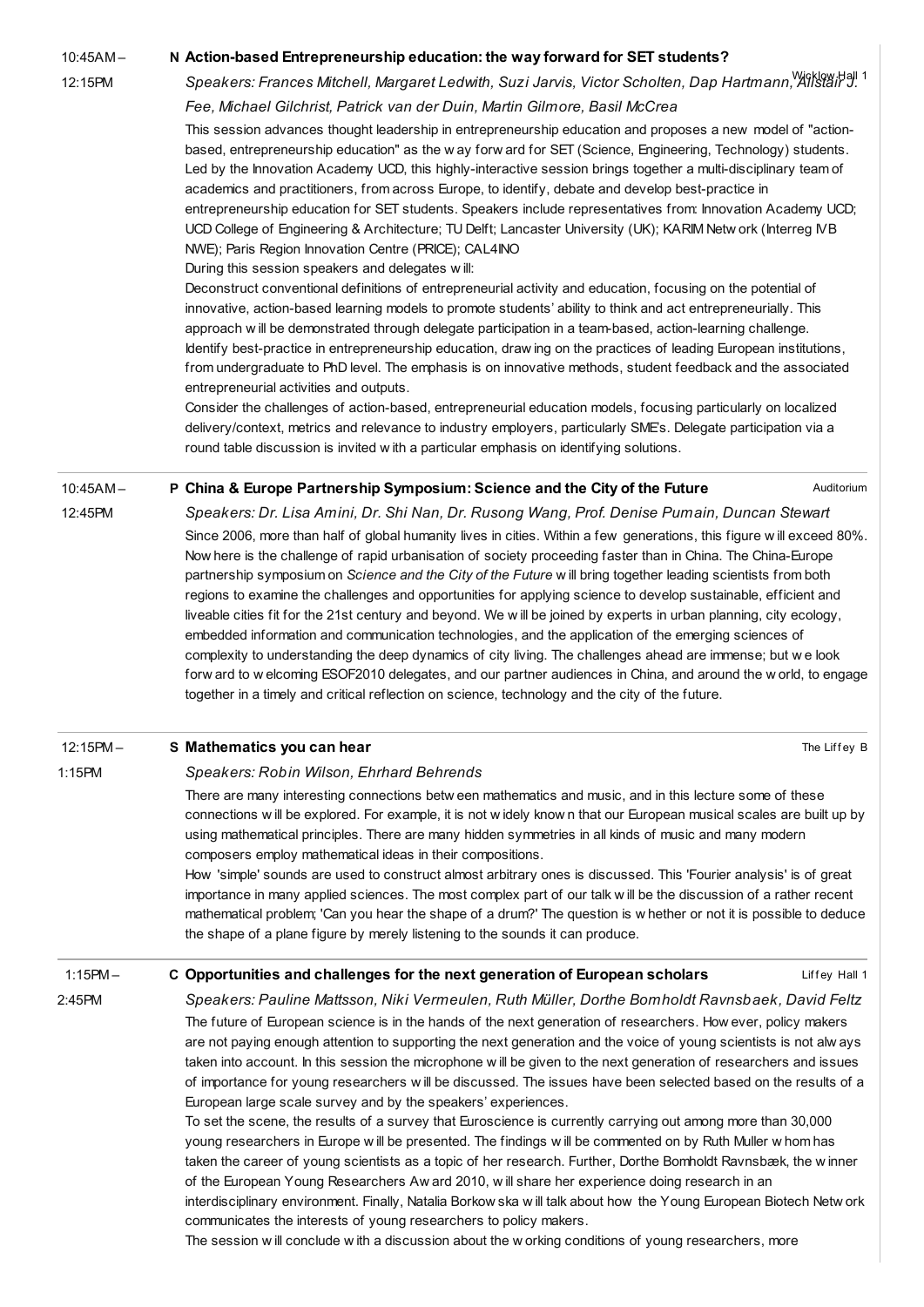10:45AM – 12:15PM

### N Action-based Entrepreneurship education: the way forward for SET students?

Wicklow Hall 1

*Speakers: Frances Mitchell, Margaret Ledwith, Suzi Jarvis, Victor Scholten, Dap Hartmann, Alistair J. Fee, Michael Gilchrist, Patrick van der Duin, Martin Gilmore, Basil McCrea*

This session advances thought leadership in entrepreneurship education and proposes a new model of "action-based, entrepreneurship education" as the way forward for SET (Science, Engineering, Technology) students. Led by the Innovation Academy UCD, this highly-interactive session brings together a multi-disciplinary team of academics and practitioners, from across Europe, to identify, debate and develop best-practice in entrepreneurship education for SET students. Speakers include representatives from: Innovation Academy UCD; UCD College of Engineering & Architecture; TU Delft; Lancaster University (UK); KARIM Network (Interreg IVB NWE); Paris Region Innovation Centre (PRICE); CAL4INO

During this session speakers and delegates will:

Deconstruct conventional definitions of entrepreneurial activity and education, focusing on the potential of innovative, action-based learning models to promote students' ability to think and act entrepreneurially. This approach will be demonstrated through delegate participation in a team-based, action-learning challenge.

Identify best-practice in entrepreneurship education, drawing on the practices of leading European institutions, from undergraduate to PhD level. The emphasis is on innovative methods, student feedback and the associated entrepreneurial activities and outputs.

Consider the challenges of action-based, entrepreneurial education models, focusing particularly on localized delivery/context, metrics and relevance to industry employers, particularly SME's. Delegate participation via a round table discussion is invited with a particular emphasis on identifying solutions.

10:45AM – 12:45PM

### P China & Europe Partnership Symposium: Science and the City of the Future

Auditorium

*Speakers: Dr. Lisa Amini, Dr. Shi Nan, Dr. Rusong Wang, Prof. Denise Pumain, Duncan Stewart*

Since 2006, more than half of global humanity lives in cities. Within a few generations, this figure will exceed 80%. Nowhere is the challenge of rapid urbanisation of society proceeding faster than in China. The China-Europe partnership symposium on *Science and the City of the Future* will bring together leading scientists from both regions to examine the challenges and opportunities for applying science to develop sustainable, efficient and liveable cities fit for the 21st century and beyond. We will be joined by experts in urban planning, city ecology, embedded information and communication technologies, and the application of the emerging sciences of complexity to understanding the deep dynamics of city living. The challenges ahead are immense; but we look forward to welcoming ESOF2010 delegates, and our partner audiences in China, and around the world, to engage together in a timely and critical reflection on science, technology and the city of the future.

12:15PM – 1:15PM

### S Mathematics you can hear

The Liffey B

*Speakers: Robin Wilson, Ehrhard Behrends*

There are many interesting connections between mathematics and music, and in this lecture some of these connections will be explored. For example, it is not widely known that our European musical scales are built up by using mathematical principles. There are many hidden symmetries in all kinds of music and many modern composers employ mathematical ideas in their compositions.

How 'simple' sounds are used to construct almost arbitrary ones is discussed. This 'Fourier analysis' is of great importance in many applied sciences. The most complex part of our talk will be the discussion of a rather recent mathematical problem; 'Can you hear the shape of a drum?' The question is whether or not it is possible to deduce the shape of a plane figure by merely listening to the sounds it can produce.

1:15PM – 2:45PM

### C Opportunities and challenges for the next generation of European scholars

Liffey Hall 1

*Speakers: Pauline Mattsson, Niki Vermeulen, Ruth Müller, Dorthe Bomholdt Ravnsbaek, David Feltz*

The future of European science is in the hands of the next generation of researchers. However, policy makers are not paying enough attention to supporting the next generation and the voice of young scientists is not always taken into account. In this session the microphone will be given to the next generation of researchers and issues of importance for young researchers will be discussed. The issues have been selected based on the results of a European large scale survey and by the speakers' experiences.

To set the scene, the results of a survey that Euroscience is currently carrying out among more than 30,000 young researchers in Europe will be presented. The findings will be commented on by Ruth Muller whom has taken the career of young scientists as a topic of her research. Further, Dorthe Bomholdt Ravnsbæk, the winner of the European Young Researchers Award 2010, will share her experience doing research in an interdisciplinary environment. Finally, Natalia Borkowska will talk about how the Young European Biotech Network communicates the interests of young researchers to policy makers.

The session will conclude with a discussion about the working conditions of young researchers, more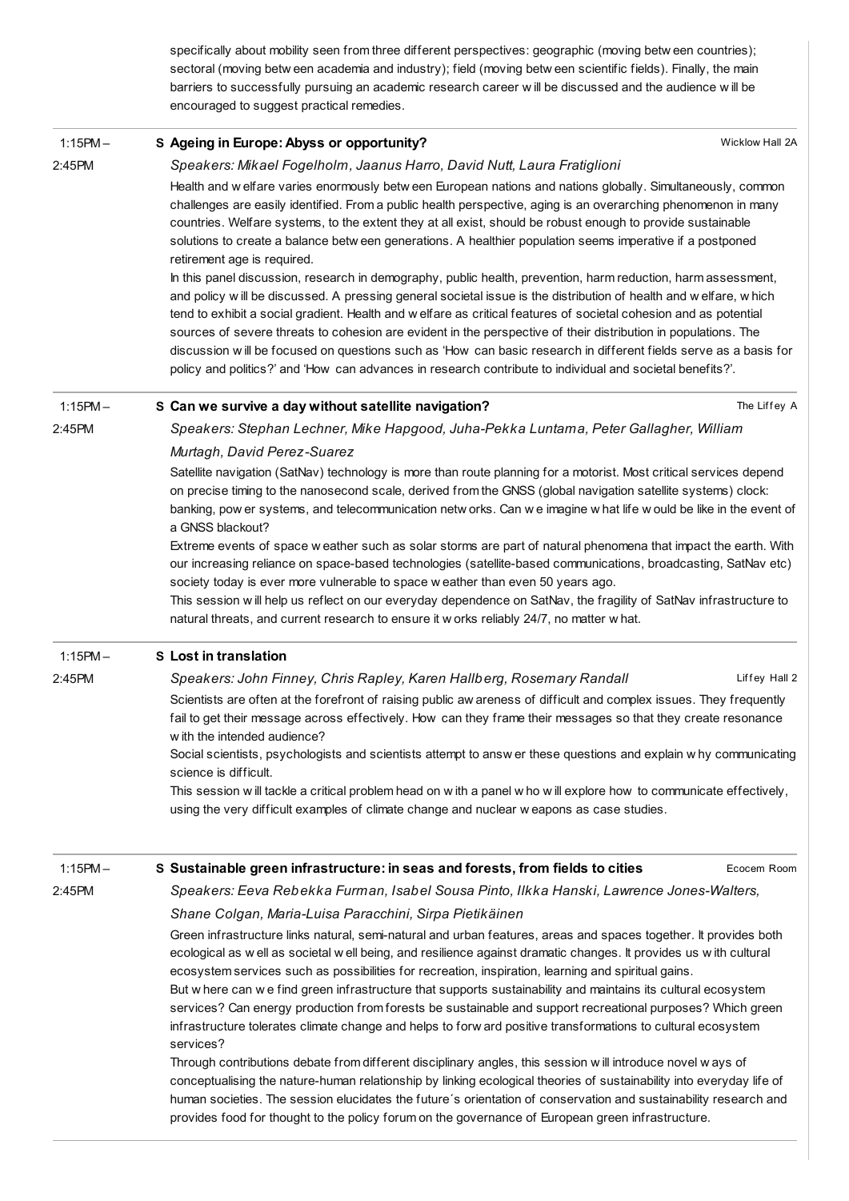specifically about mobility seen from three different perspectives: geographic (moving between countries); sectoral (moving between academia and industry); field (moving between scientific fields). Finally, the main barriers to successfully pursuing an academic research career will be discussed and the audience will be encouraged to suggest practical remedies.

---

1:15PM – 2:45PM

**S Ageing in Europe: Abyss or opportunity?** — Wicklow Hall 2A

*Speakers: Mikael Fogelholm, Jaanus Harro, David Nutt, Laura Fratiglioni*

Health and welfare varies enormously between European nations and nations globally. Simultaneously, common challenges are easily identified. From a public health perspective, aging is an overarching phenomenon in many countries. Welfare systems, to the extent they at all exist, should be robust enough to provide sustainable solutions to create a balance between generations. A healthier population seems imperative if a postponed retirement age is required.

In this panel discussion, research in demography, public health, prevention, harm reduction, harm assessment, and policy will be discussed. A pressing general societal issue is the distribution of health and welfare, which tend to exhibit a social gradient. Health and welfare as critical features of societal cohesion and as potential sources of severe threats to cohesion are evident in the perspective of their distribution in populations. The discussion will be focused on questions such as 'How can basic research in different fields serve as a basis for policy and politics?' and 'How can advances in research contribute to individual and societal benefits?'.

---

1:15PM – 2:45PM

**S Can we survive a day without satellite navigation?** — The Liffey A

*Speakers: Stephan Lechner, Mike Hapgood, Juha-Pekka Luntama, Peter Gallagher, William Murtagh, David Perez-Suarez*

Satellite navigation (SatNav) technology is more than route planning for a motorist. Most critical services depend on precise timing to the nanosecond scale, derived from the GNSS (global navigation satellite systems) clock: banking, power systems, and telecommunication networks. Can we imagine what life would be like in the event of a GNSS blackout?

Extreme events of space weather such as solar storms are part of natural phenomena that impact the earth. With our increasing reliance on space-based technologies (satellite-based communications, broadcasting, SatNav etc) society today is ever more vulnerable to space weather than even 50 years ago.

This session will help us reflect on our everyday dependence on SatNav, the fragility of SatNav infrastructure to natural threats, and current research to ensure it works reliably 24/7, no matter what.

---

1:15PM – 2:45PM

**S Lost in translation** — Liffey Hall 2

*Speakers: John Finney, Chris Rapley, Karen Hallberg, Rosemary Randall*

Scientists are often at the forefront of raising public awareness of difficult and complex issues. They frequently fail to get their message across effectively. How can they frame their messages so that they create resonance with the intended audience?

Social scientists, psychologists and scientists attempt to answer these questions and explain why communicating science is difficult.

This session will tackle a critical problem head on with a panel who will explore how to communicate effectively, using the very difficult examples of climate change and nuclear weapons as case studies.

---

1:15PM – 2:45PM

**S Sustainable green infrastructure: in seas and forests, from fields to cities** — Ecocem Room

*Speakers: Eeva Rebekka Furman, Isabel Sousa Pinto, Ilkka Hanski, Lawrence Jones-Walters, Shane Colgan, Maria-Luisa Paracchini, Sirpa Pietikäinen*

Green infrastructure links natural, semi-natural and urban features, areas and spaces together. It provides both ecological as well as societal well being, and resilience against dramatic changes. It provides us with cultural ecosystem services such as possibilities for recreation, inspiration, learning and spiritual gains.

But where can we find green infrastructure that supports sustainability and maintains its cultural ecosystem services? Can energy production from forests be sustainable and support recreational purposes? Which green infrastructure tolerates climate change and helps to forward positive transformations to cultural ecosystem services?

Through contributions debate from different disciplinary angles, this session will introduce novel ways of conceptualising the nature-human relationship by linking ecological theories of sustainability into everyday life of human societies. The session elucidates the future´s orientation of conservation and sustainability research and provides food for thought to the policy forum on the governance of European green infrastructure.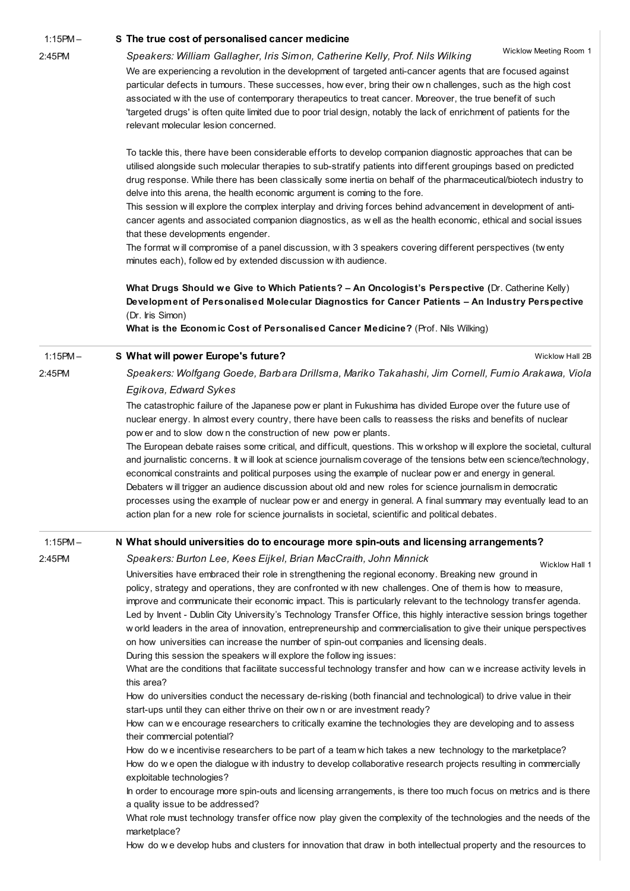1:15PM – 2:45PM

## S The true cost of personalised cancer medicine

Wicklow Meeting Room 1

*Speakers: William Gallagher, Iris Simon, Catherine Kelly, Prof. Nils Wilking*

We are experiencing a revolution in the development of targeted anti-cancer agents that are focused against particular defects in tumours. These successes, however, bring their own challenges, such as the high cost associated with the use of contemporary therapeutics to treat cancer. Moreover, the true benefit of such 'targeted drugs' is often quite limited due to poor trial design, notably the lack of enrichment of patients for the relevant molecular lesion concerned.

To tackle this, there have been considerable efforts to develop companion diagnostic approaches that can be utilised alongside such molecular therapies to sub-stratify patients into different groupings based on predicted drug response. While there has been classically some inertia on behalf of the pharmaceutical/biotech industry to delve into this arena, the health economic argument is coming to the fore.

This session will explore the complex interplay and driving forces behind advancement in development of anti-cancer agents and associated companion diagnostics, as well as the health economic, ethical and social issues that these developments engender.

The format will compromise of a panel discussion, with 3 speakers covering different perspectives (twenty minutes each), followed by extended discussion with audience.

**What Drugs Should we Give to Which Patients? – An Oncologist's Perspective (**Dr. Catherine Kelly)
**Development of Personalised Molecular Diagnostics for Cancer Patients – An Industry Perspective** (Dr. Iris Simon)
**What is the Economic Cost of Personalised Cancer Medicine?** (Prof. Nils Wilking)

---

1:15PM – 2:45PM

## S What will power Europe's future?

Wicklow Hall 2B

*Speakers: Wolfgang Goede, Barbara Drillsma, Mariko Takahashi, Jim Cornell, Fumio Arakawa, Viola Egikova, Edward Sykes*

The catastrophic failure of the Japanese power plant in Fukushima has divided Europe over the future use of nuclear energy. In almost every country, there have been calls to reassess the risks and benefits of nuclear power and to slow down the construction of new power plants.

The European debate raises some critical, and difficult, questions. This workshop will explore the societal, cultural and journalistic concerns. It will look at science journalism coverage of the tensions between science/technology, economical constraints and political purposes using the example of nuclear power and energy in general. Debaters will trigger an audience discussion about old and new roles for science journalism in democratic processes using the example of nuclear power and energy in general. A final summary may eventually lead to an action plan for a new role for science journalists in societal, scientific and political debates.

---

1:15PM – 2:45PM

## N What should universities do to encourage more spin-outs and licensing arrangements?

Wicklow Hall 1

*Speakers: Burton Lee, Kees Eijkel, Brian MacCraith, John Minnick*

Universities have embraced their role in strengthening the regional economy. Breaking new ground in policy, strategy and operations, they are confronted with new challenges. One of them is how to measure, improve and communicate their economic impact. This is particularly relevant to the technology transfer agenda. Led by Invent - Dublin City University's Technology Transfer Office, this highly interactive session brings together world leaders in the area of innovation, entrepreneurship and commercialisation to give their unique perspectives on how universities can increase the number of spin-out companies and licensing deals.

During this session the speakers will explore the following issues:

What are the conditions that facilitate successful technology transfer and how can we increase activity levels in this area?

How do universities conduct the necessary de-risking (both financial and technological) to drive value in their start-ups until they can either thrive on their own or are investment ready?

How can we encourage researchers to critically examine the technologies they are developing and to assess their commercial potential?

How do we incentivise researchers to be part of a team which takes a new technology to the marketplace?

How do we open the dialogue with industry to develop collaborative research projects resulting in commercially exploitable technologies?

In order to encourage more spin-outs and licensing arrangements, is there too much focus on metrics and is there a quality issue to be addressed?

What role must technology transfer office now play given the complexity of the technologies and the needs of the marketplace?

How do we develop hubs and clusters for innovation that draw in both intellectual property and the resources to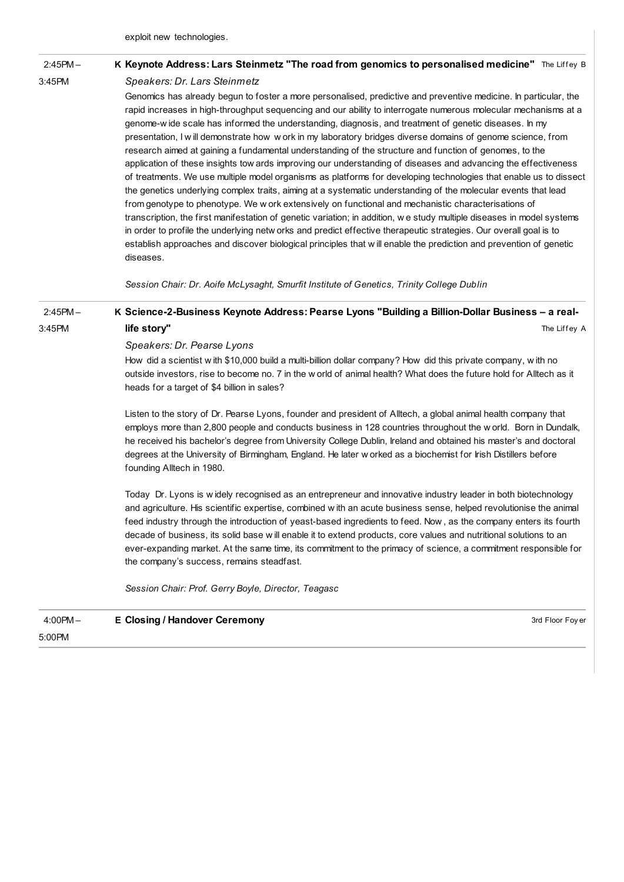exploit new technologies.

---

**2:45PM – 3:45PM**

### K Keynote Address: Lars Steinmetz "The road from genomics to personalised medicine"

The Liffey B

*Speakers: Dr. Lars Steinmetz*

Genomics has already begun to foster a more personalised, predictive and preventive medicine. In particular, the rapid increases in high-throughput sequencing and our ability to interrogate numerous molecular mechanisms at a genome-wide scale has informed the understanding, diagnosis, and treatment of genetic diseases. In my presentation, I will demonstrate how work in my laboratory bridges diverse domains of genome science, from research aimed at gaining a fundamental understanding of the structure and function of genomes, to the application of these insights towards improving our understanding of diseases and advancing the effectiveness of treatments. We use multiple model organisms as platforms for developing technologies that enable us to dissect the genetics underlying complex traits, aiming at a systematic understanding of the molecular events that lead from genotype to phenotype. We work extensively on functional and mechanistic characterisations of transcription, the first manifestation of genetic variation; in addition, we study multiple diseases in model systems in order to profile the underlying networks and predict effective therapeutic strategies. Our overall goal is to establish approaches and discover biological principles that will enable the prediction and prevention of genetic diseases.

*Session Chair: Dr. Aoife McLysaght, Smurfit Institute of Genetics, Trinity College Dublin*

---

**2:45PM – 3:45PM**

### K Science-2-Business Keynote Address: Pearse Lyons "Building a Billion-Dollar Business – a real-life story"

The Liffey A

*Speakers: Dr. Pearse Lyons*

How did a scientist with $10,000 build a multi-billion dollar company? How did this private company, with no outside investors, rise to become no. 7 in the world of animal health? What does the future hold for Alltech as it heads for a target of $4 billion in sales?

Listen to the story of Dr. Pearse Lyons, founder and president of Alltech, a global animal health company that employs more than 2,800 people and conducts business in 128 countries throughout the world. Born in Dundalk, he received his bachelor's degree from University College Dublin, Ireland and obtained his master's and doctoral degrees at the University of Birmingham, England. He later worked as a biochemist for Irish Distillers before founding Alltech in 1980.

Today Dr. Lyons is widely recognised as an entrepreneur and innovative industry leader in both biotechnology and agriculture. His scientific expertise, combined with an acute business sense, helped revolutionise the animal feed industry through the introduction of yeast-based ingredients to feed. Now, as the company enters its fourth decade of business, its solid base will enable it to extend products, core values and nutritional solutions to an ever-expanding market. At the same time, its commitment to the primacy of science, a commitment responsible for the company's success, remains steadfast.

*Session Chair: Prof. Gerry Boyle, Director, Teagasc*

---

**4:00PM – 5:00PM**

### E Closing / Handover Ceremony

3rd Floor Foyer